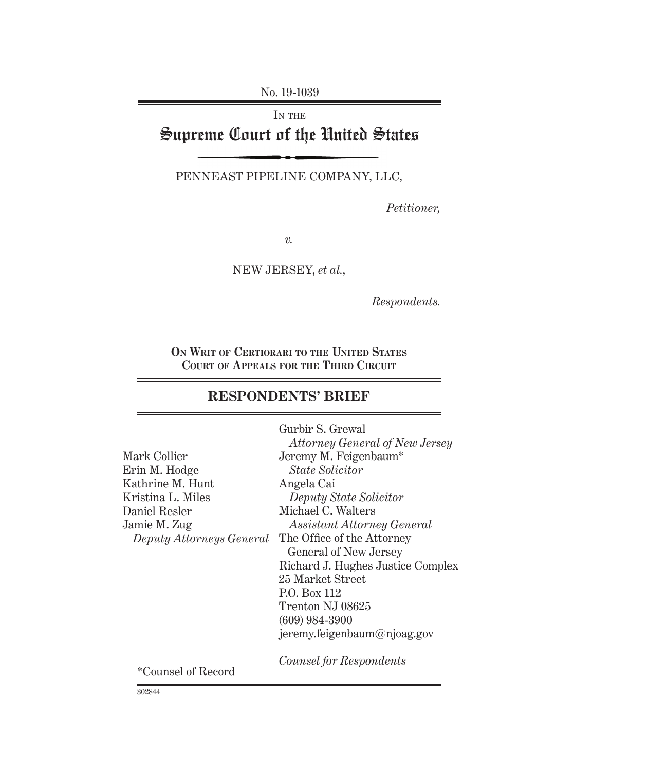No. 19-1039

IN THE

# Supreme Court of the United States

PENNEAST PIPELINE COMPANY, LLC,

*Petitioner,*

*v.*

NEW JERSEY, *et al.*,

*Respondents.*

**ON WRIT OF CERTIORARI TO THE UNITED STATES COURT OF APPEALS FOR THE THIRD CIRCUIT**

## RESPONDENTS' BRIEF

Gurbir S. Grewal
*Attorney General of New Jersey*
Jeremy M. Feigenbaum*
*State Solicitor*
Angela Cai
*Deputy State Solicitor*
Michael C. Walters
*Assistant Attorney General*
The Office of the Attorney General of New Jersey
Richard J. Hughes Justice Complex
25 Market Street
P.O. Box 112
Trenton NJ 08625
(609) 984-3900
jeremy.feigenbaum@njoag.gov

*Counsel for Respondents*

Mark Collier
Erin M. Hodge
Kathrine M. Hunt
Kristina L. Miles
Daniel Resler
Jamie M. Zug
*Deputy Attorneys General*

*Counsel of Record

302844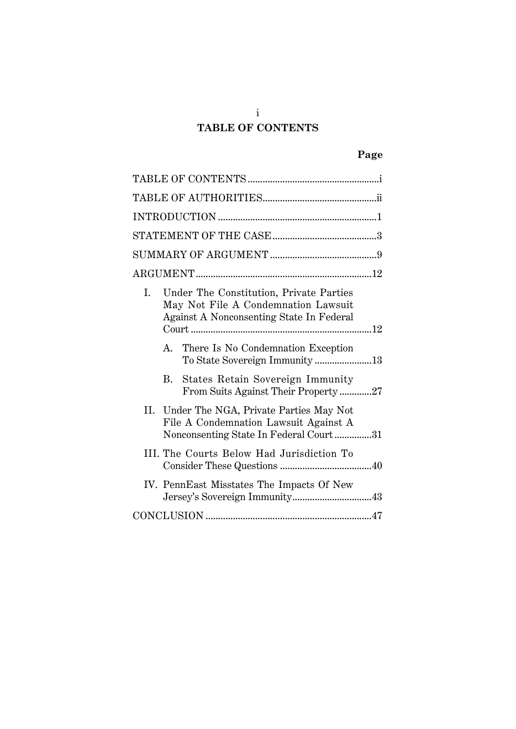# TABLE OF CONTENTS

| | Page |
|---|---|
| TABLE OF CONTENTS | i |
| TABLE OF AUTHORITIES | ii |
| INTRODUCTION | 1 |
| STATEMENT OF THE CASE | 3 |
| SUMMARY OF ARGUMENT | 9 |
| ARGUMENT | 12 |
| I. Under The Constitution, Private Parties May Not File A Condemnation Lawsuit Against A Nonconsenting State In Federal Court | 12 |
| A. There Is No Condemnation Exception To State Sovereign Immunity | 13 |
| B. States Retain Sovereign Immunity From Suits Against Their Property | 27 |
| II. Under The NGA, Private Parties May Not File A Condemnation Lawsuit Against A Nonconsenting State In Federal Court | 31 |
| III. The Courts Below Had Jurisdiction To Consider These Questions | 40 |
| IV. PennEast Misstates The Impacts Of New Jersey's Sovereign Immunity | 43 |
| CONCLUSION | 47 |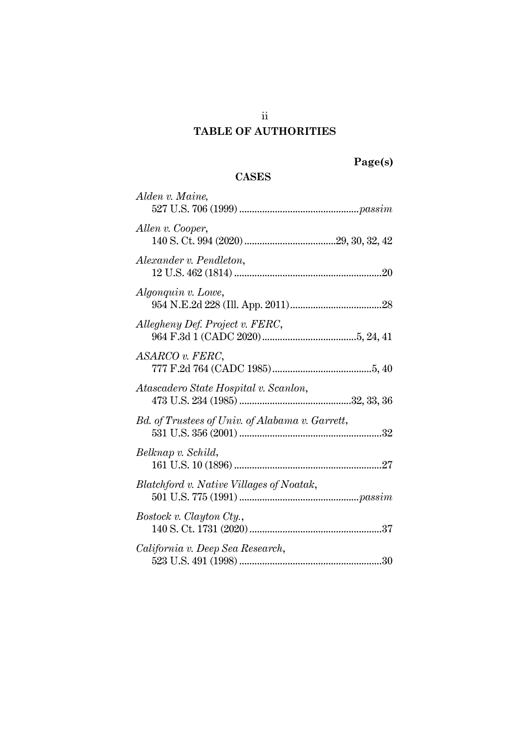# TABLE OF AUTHORITIES

**Page(s)**

## CASES

*Alden v. Maine*,
527 U.S. 706 (1999) ............................................. *passim*

*Allen v. Cooper*,
140 S. Ct. 994 (2020) ...................................29, 30, 32, 42

*Alexander v. Pendleton*,
12 U.S. 462 (1814) ........................................................20

*Algonquin v. Lowe*,
954 N.E.2d 228 (Ill. App. 2011)...................................28

*Allegheny Def. Project v. FERC*,
964 F.3d 1 (CADC 2020)....................................5, 24, 41

*ASARCO v. FERC*,
777 F.2d 764 (CADC 1985)......................................5, 40

*Atascadero State Hospital v. Scanlon*,
473 U.S. 234 (1985) ...........................................32, 33, 36

*Bd. of Trustees of Univ. of Alabama v. Garrett*,
531 U.S. 356 (2001) .......................................................32

*Belknap v. Schild*,
161 U.S. 10 (1896) .........................................................27

*Blatchford v. Native Villages of Noatak*,
501 U.S. 775 (1991) ............................................. *passim*

*Bostock v. Clayton Cty.*,
140 S. Ct. 1731 (2020) ...................................................37

*California v. Deep Sea Research*,
523 U.S. 491 (1998) .......................................................30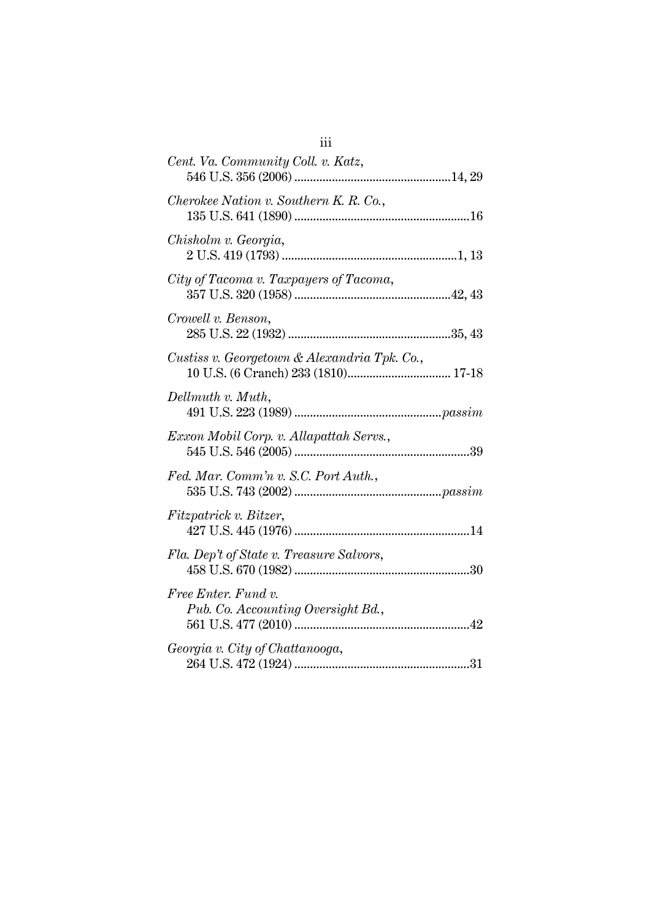*Cent. Va. Community Coll. v. Katz*,
546 U.S. 356 (2006) ..................................................14, 29

*Cherokee Nation v. Southern K. R. Co.*,
135 U.S. 641 (1890) ........................................................16

*Chisholm v. Georgia*,
2 U.S. 419 (1793) ........................................................1, 13

*City of Tacoma v. Taxpayers of Tacoma*,
357 U.S. 320 (1958) ..................................................42, 43

*Crowell v. Benson*,
285 U.S. 22 (1932) ....................................................35, 43

*Custiss v. Georgetown & Alexandria Tpk. Co.*,
10 U.S. (6 Cranch) 233 (1810)................................. 17-18

*Dellmuth v. Muth*,
491 U.S. 223 (1989) ...............................................*passim*

*Exxon Mobil Corp. v. Allapattah Servs.*,
545 U.S. 546 (2005) ........................................................39

*Fed. Mar. Comm'n v. S.C. Port Auth.*,
535 U.S. 743 (2002) ...............................................*passim*

*Fitzpatrick v. Bitzer*,
427 U.S. 445 (1976) ........................................................14

*Fla. Dep't of State v. Treasure Salvors*,
458 U.S. 670 (1982) ........................................................30

*Free Enter. Fund v. Pub. Co. Accounting Oversight Bd.*,
561 U.S. 477 (2010) ........................................................42

*Georgia v. City of Chattanooga*,
264 U.S. 472 (1924) ........................................................31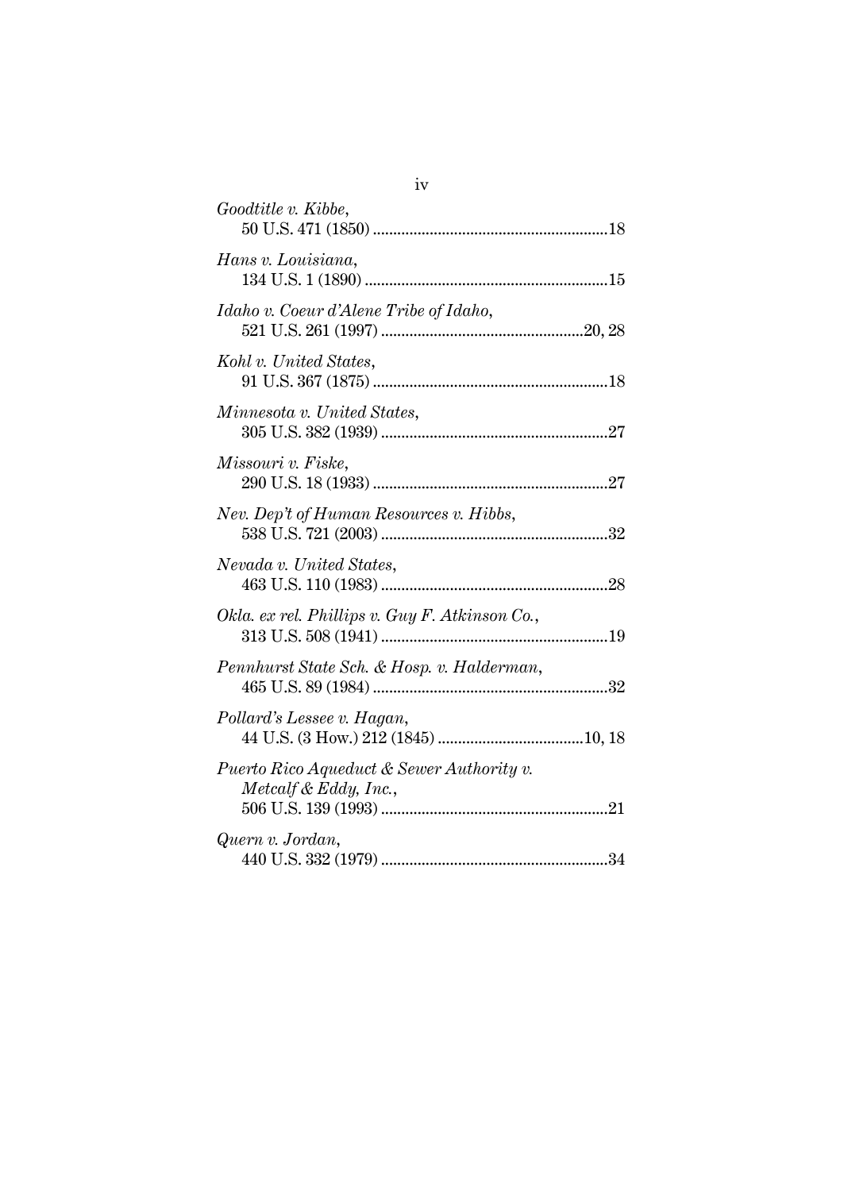*Goodtitle v. Kibbe*,
50 U.S. 471 (1850) ..........................................................18

*Hans v. Louisiana*,
134 U.S. 1 (1890) ............................................................15

*Idaho v. Coeur d'Alene Tribe of Idaho*,
521 U.S. 261 (1997) ..................................................20, 28

*Kohl v. United States*,
91 U.S. 367 (1875) ..........................................................18

*Minnesota v. United States*,
305 U.S. 382 (1939) ........................................................27

*Missouri v. Fiske*,
290 U.S. 18 (1933) ..........................................................27

*Nev. Dep't of Human Resources v. Hibbs*,
538 U.S. 721 (2003) ........................................................32

*Nevada v. United States*,
463 U.S. 110 (1983) ........................................................28

*Okla. ex rel. Phillips v. Guy F. Atkinson Co.*,
313 U.S. 508 (1941) ........................................................19

*Pennhurst State Sch. & Hosp. v. Halderman*,
465 U.S. 89 (1984) ..........................................................32

*Pollard's Lessee v. Hagan*,
44 U.S. (3 How.) 212 (1845) ....................................10, 18

*Puerto Rico Aqueduct & Sewer Authority v. Metcalf & Eddy, Inc.*,
506 U.S. 139 (1993) ........................................................21

*Quern v. Jordan*,
440 U.S. 332 (1979) ........................................................34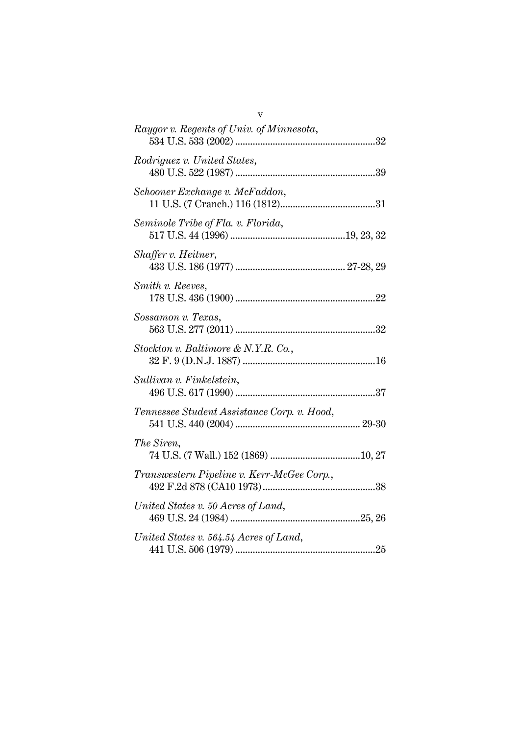*Raygor v. Regents of Univ. of Minnesota*,
534 U.S. 533 (2002) ........................................................32

*Rodriguez v. United States*,
480 U.S. 522 (1987) ........................................................39

*Schooner Exchange v. McFaddon*,
11 U.S. (7 Cranch.) 116 (1812)......................................31

*Seminole Tribe of Fla. v. Florida*,
517 U.S. 44 (1996) ..............................................19, 23, 32

*Shaffer v. Heitner*,
433 U.S. 186 (1977) ............................................ 27-28, 29

*Smith v. Reeves*,
178 U.S. 436 (1900) ........................................................22

*Sossamon v. Texas*,
563 U.S. 277 (2011) ........................................................32

*Stockton v. Baltimore & N.Y.R. Co.*,
32 F. 9 (D.N.J. 1887) .....................................................16

*Sullivan v. Finkelstein*,
496 U.S. 617 (1990) ........................................................37

*Tennessee Student Assistance Corp. v. Hood*,
541 U.S. 440 (2004) .................................................. 29-30

*The Siren*,
74 U.S. (7 Wall.) 152 (1869) ....................................10, 27

*Transwestern Pipeline v. Kerr-McGee Corp.*,
492 F.2d 878 (CA10 1973)............................................38

*United States v. 50 Acres of Land*,
469 U.S. 24 (1984) ....................................................25, 26

*United States v. 564.54 Acres of Land*,
441 U.S. 506 (1979) ........................................................25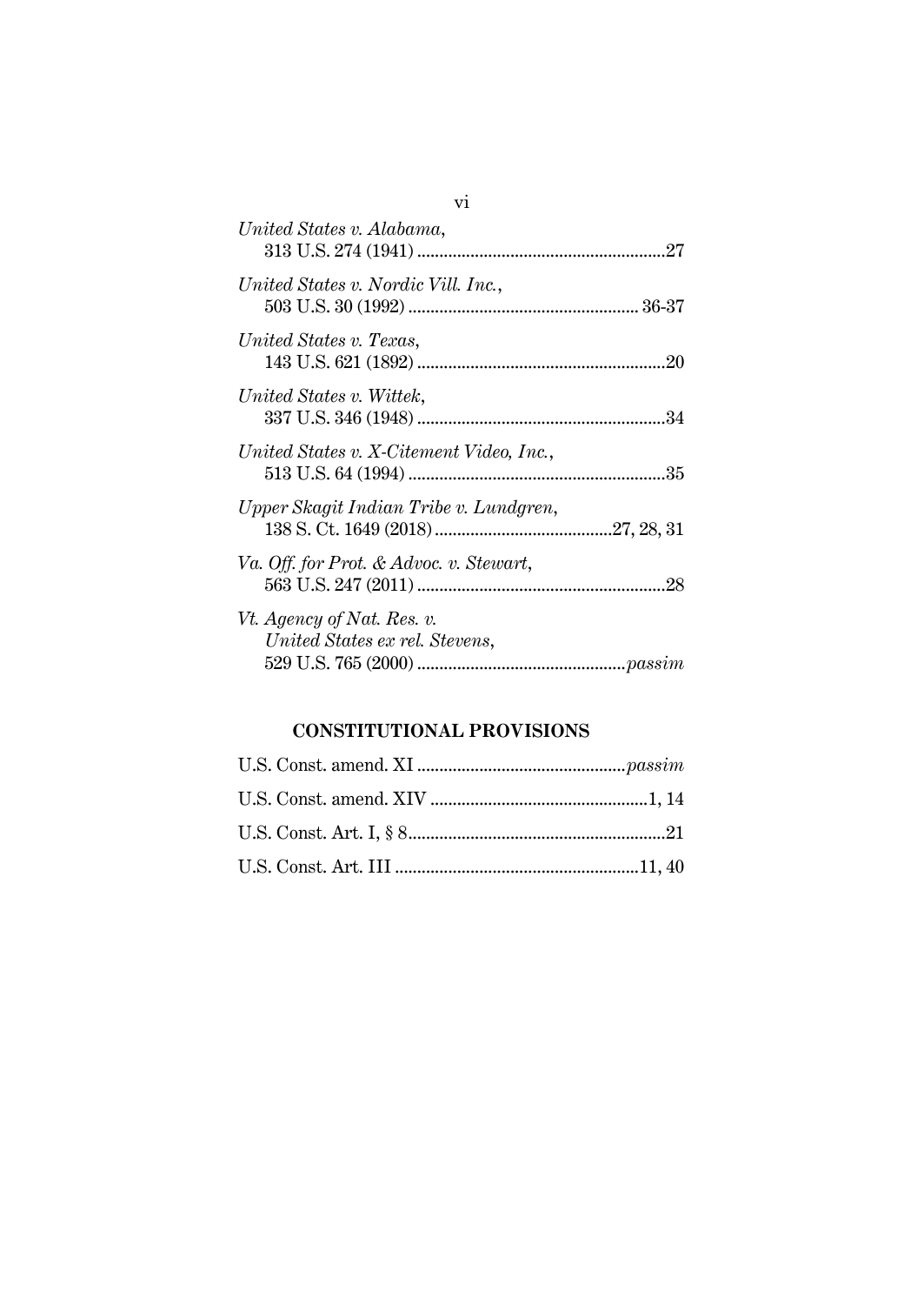*United States v. Alabama*,
313 U.S. 274 (1941) ........................................................27

*United States v. Nordic Vill. Inc.*,
503 U.S. 30 (1992) .................................................... 36-37

*United States v. Texas*,
143 U.S. 621 (1892) ........................................................20

*United States v. Wittek*,
337 U.S. 346 (1948) ........................................................34

*United States v. X-Citement Video, Inc.*,
513 U.S. 64 (1994) ..........................................................35

*Upper Skagit Indian Tribe v. Lundgren*,
138 S. Ct. 1649 (2018) ........................................27, 28, 31

*Va. Off. for Prot. & Advoc. v. Stewart*,
563 U.S. 247 (2011) ........................................................28

*Vt. Agency of Nat. Res. v. United States ex rel. Stevens*,
529 U.S. 765 (2000) ...............................................*passim*

## CONSTITUTIONAL PROVISIONS

U.S. Const. amend. XI ...............................................*passim*

U.S. Const. amend. XIV .................................................1, 14

U.S. Const. Art. I, § 8..........................................................21

U.S. Const. Art. III .......................................................11, 40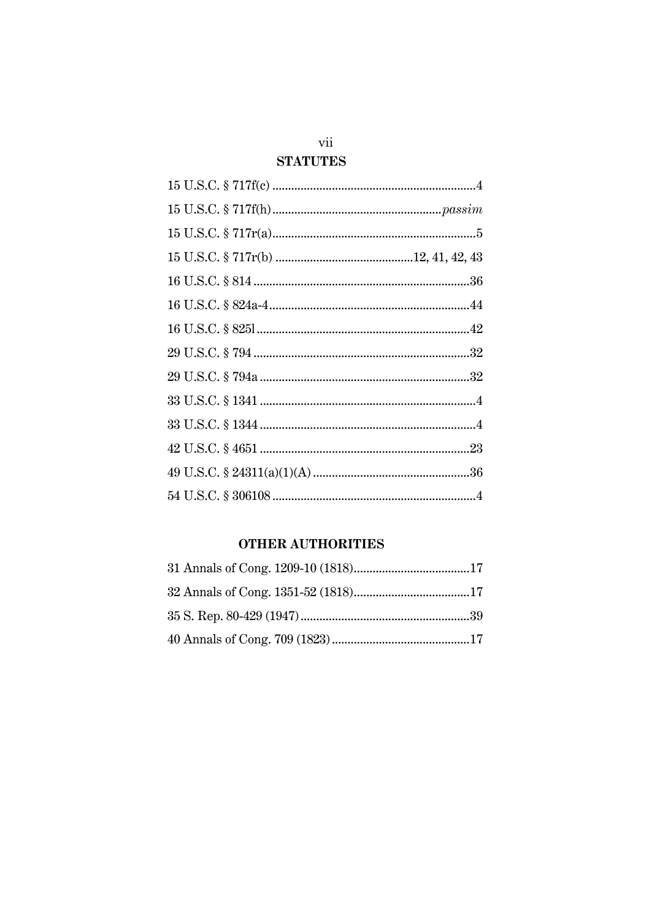## STATUTES

15 U.S.C. § 717f(c) ....................................................................4

15 U.S.C. § 717f(h)......................................................*passim*

15 U.S.C. § 717r(a)....................................................................5

15 U.S.C. § 717r(b) .........................................12, 41, 42, 43

16 U.S.C. § 814 ........................................................................36

16 U.S.C. § 824a-4....................................................................44

16 U.S.C. § 825l ........................................................................42

29 U.S.C. § 794 ........................................................................32

29 U.S.C. § 794a ......................................................................32

33 U.S.C. § 1341 ........................................................................4

33 U.S.C. § 1344 ........................................................................4

42 U.S.C. § 4651 ......................................................................23

49 U.S.C. § 24311(a)(1)(A) ......................................................36

54 U.S.C. § 306108 ....................................................................4

## OTHER AUTHORITIES

31 Annals of Cong. 1209-10 (1818).......................................17

32 Annals of Cong. 1351-52 (1818).......................................17

35 S. Rep. 80-429 (1947).........................................................39

40 Annals of Cong. 709 (1823) ...............................................17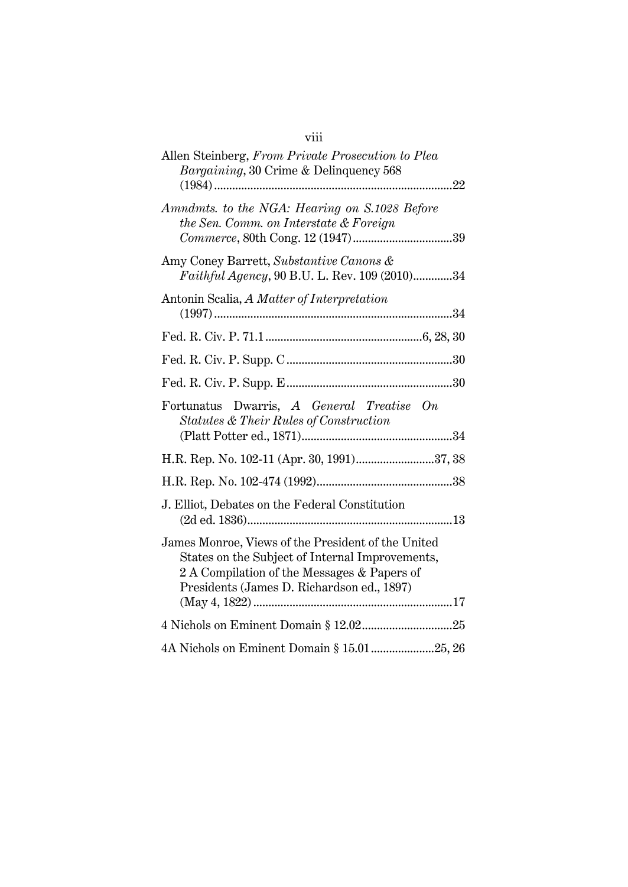Allen Steinberg, *From Private Prosecution to Plea Bargaining*, 30 Crime & Delinquency 568 (1984) ....................................................................22

*Amndmts. to the NGA: Hearing on S.1028 Before the Sen. Comm. on Interstate & Foreign Commerce*, 80th Cong. 12 (1947) ..................................39

Amy Coney Barrett, *Substantive Canons & Faithful Agency*, 90 B.U. L. Rev. 109 (2010).............34

Antonin Scalia, *A Matter of Interpretation* (1997) ....................................................................34

Fed. R. Civ. P. 71.1 ....................................................6, 28, 30

Fed. R. Civ. P. Supp. C .......................................................30

Fed. R. Civ. P. Supp. E .......................................................30

Fortunatus Dwarris, *A General Treatise On Statutes & Their Rules of Construction* (Platt Potter ed., 1871)..................................................34

H.R. Rep. No. 102-11 (Apr. 30, 1991)..........................37, 38

H.R. Rep. No. 102-474 (1992).............................................38

J. Elliot, Debates on the Federal Constitution (2d ed. 1836)....................................................................13

James Monroe, Views of the President of the United States on the Subject of Internal Improvements, 2 A Compilation of the Messages & Papers of Presidents (James D. Richardson ed., 1897) (May 4, 1822) ..................................................................17

4 Nichols on Eminent Domain § 12.02..............................25

4A Nichols on Eminent Domain § 15.01.....................25, 26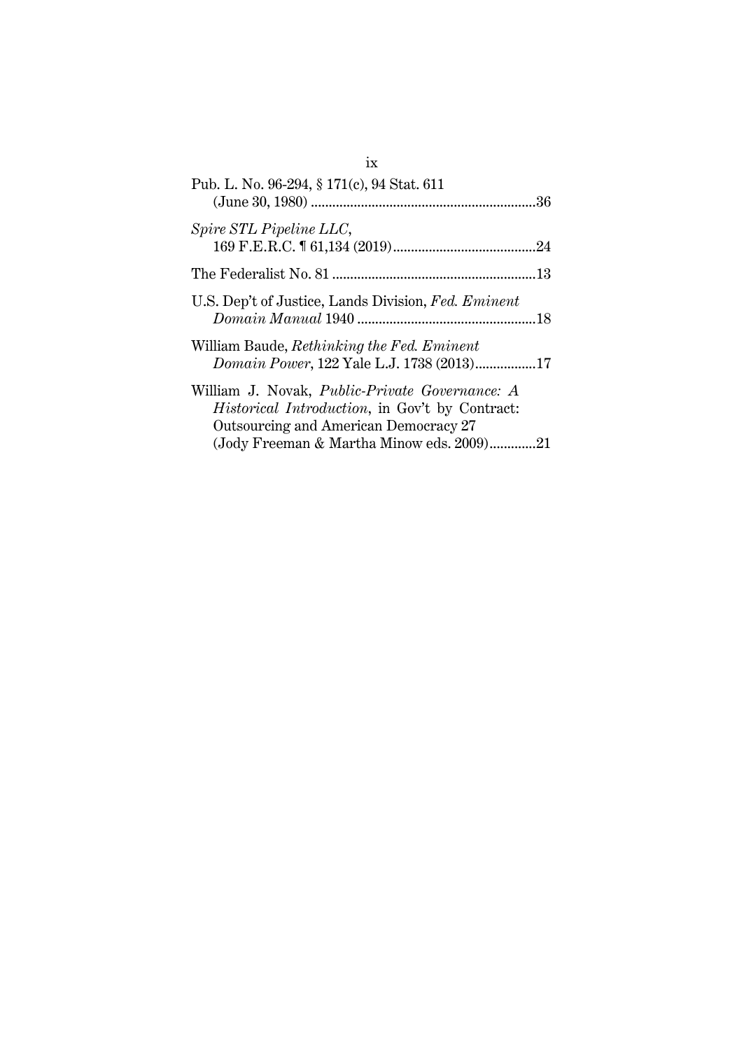Pub. L. No. 96-294, § 171(c), 94 Stat. 611
(June 30, 1980) ............................................................... 36

*Spire STL Pipeline LLC*,
169 F.E.R.C. ¶ 61,134 (2019) ........................................ 24

The Federalist No. 81 ......................................................... 13

U.S. Dep't of Justice, Lands Division, *Fed. Eminent Domain Manual* 1940 .................................................. 18

William Baude, *Rethinking the Fed. Eminent Domain Power*, 122 Yale L.J. 1738 (2013) ................. 17

William J. Novak, *Public-Private Governance: A Historical Introduction*, in Gov't by Contract: Outsourcing and American Democracy 27 (Jody Freeman & Martha Minow eds. 2009) ............. 21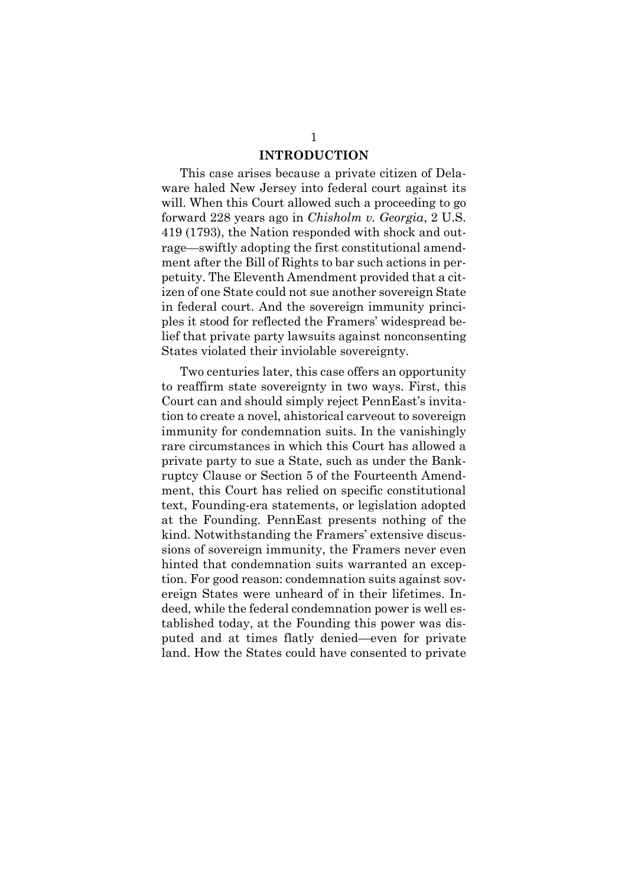## INTRODUCTION

This case arises because a private citizen of Delaware haled New Jersey into federal court against its will. When this Court allowed such a proceeding to go forward 228 years ago in *Chisholm v. Georgia*, 2 U.S. 419 (1793), the Nation responded with shock and outrage—swiftly adopting the first constitutional amendment after the Bill of Rights to bar such actions in perpetuity. The Eleventh Amendment provided that a citizen of one State could not sue another sovereign State in federal court. And the sovereign immunity principles it stood for reflected the Framers' widespread belief that private party lawsuits against nonconsenting States violated their inviolable sovereignty.

Two centuries later, this case offers an opportunity to reaffirm state sovereignty in two ways. First, this Court can and should simply reject PennEast's invitation to create a novel, ahistorical carveout to sovereign immunity for condemnation suits. In the vanishingly rare circumstances in which this Court has allowed a private party to sue a State, such as under the Bankruptcy Clause or Section 5 of the Fourteenth Amendment, this Court has relied on specific constitutional text, Founding-era statements, or legislation adopted at the Founding. PennEast presents nothing of the kind. Notwithstanding the Framers' extensive discussions of sovereign immunity, the Framers never even hinted that condemnation suits warranted an exception. For good reason: condemnation suits against sovereign States were unheard of in their lifetimes. Indeed, while the federal condemnation power is well established today, at the Founding this power was disputed and at times flatly denied—even for private land. How the States could have consented to private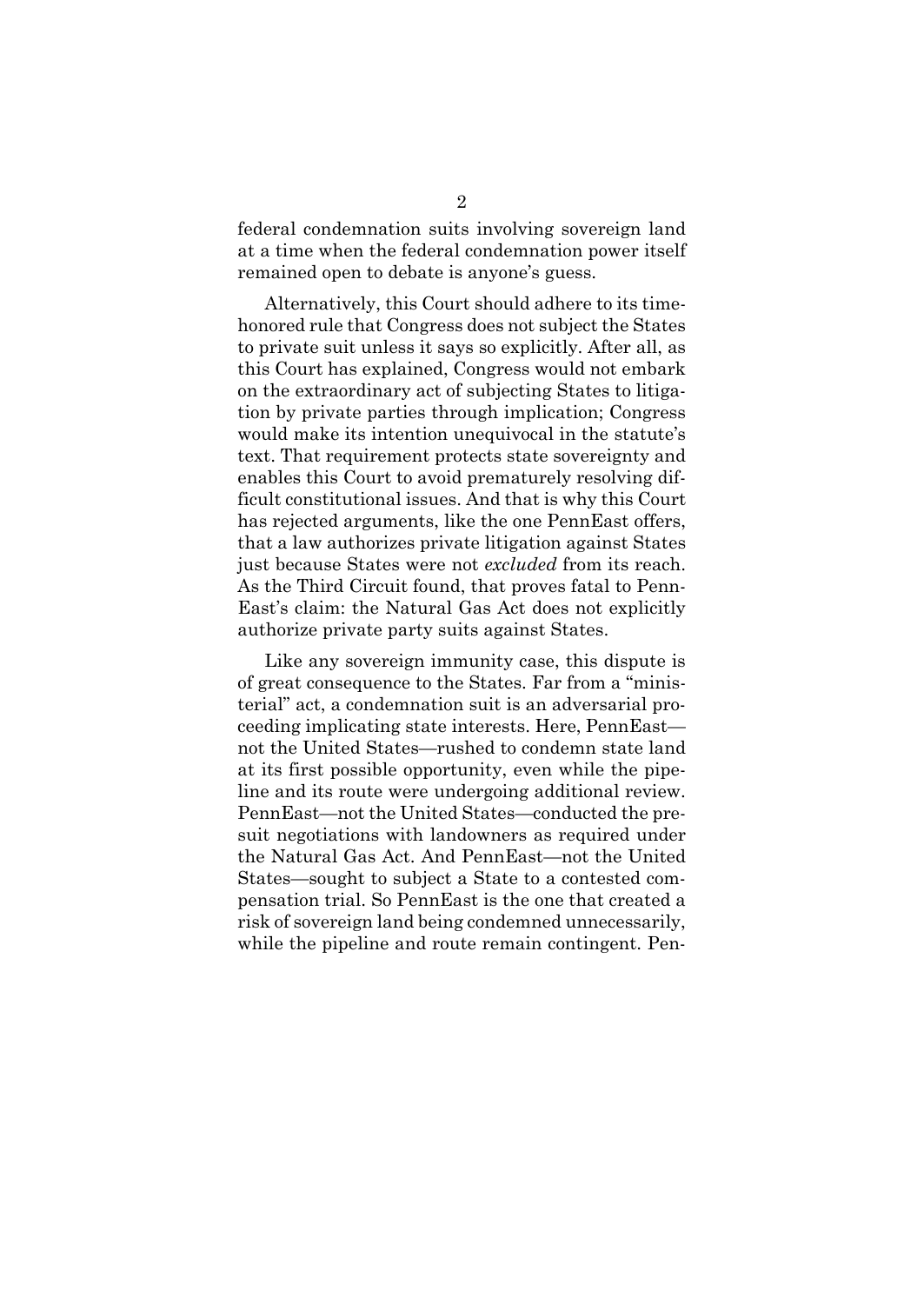federal condemnation suits involving sovereign land at a time when the federal condemnation power itself remained open to debate is anyone's guess.

Alternatively, this Court should adhere to its time-honored rule that Congress does not subject the States to private suit unless it says so explicitly. After all, as this Court has explained, Congress would not embark on the extraordinary act of subjecting States to litigation by private parties through implication; Congress would make its intention unequivocal in the statute's text. That requirement protects state sovereignty and enables this Court to avoid prematurely resolving difficult constitutional issues. And that is why this Court has rejected arguments, like the one PennEast offers, that a law authorizes private litigation against States just because States were not *excluded* from its reach. As the Third Circuit found, that proves fatal to PennEast's claim: the Natural Gas Act does not explicitly authorize private party suits against States.

Like any sovereign immunity case, this dispute is of great consequence to the States. Far from a "ministerial" act, a condemnation suit is an adversarial proceeding implicating state interests. Here, PennEast—not the United States—rushed to condemn state land at its first possible opportunity, even while the pipeline and its route were undergoing additional review. PennEast—not the United States—conducted the pre-suit negotiations with landowners as required under the Natural Gas Act. And PennEast—not the United States—sought to subject a State to a contested compensation trial. So PennEast is the one that created a risk of sovereign land being condemned unnecessarily, while the pipeline and route remain contingent. Pen-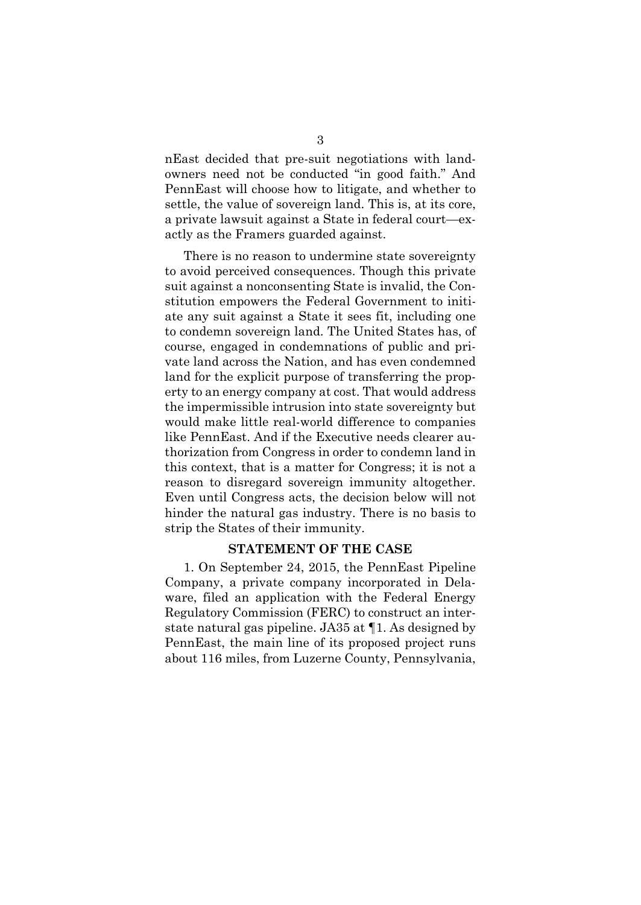nEast decided that pre-suit negotiations with landowners need not be conducted "in good faith." And PennEast will choose how to litigate, and whether to settle, the value of sovereign land. This is, at its core, a private lawsuit against a State in federal court—exactly as the Framers guarded against.

There is no reason to undermine state sovereignty to avoid perceived consequences. Though this private suit against a nonconsenting State is invalid, the Constitution empowers the Federal Government to initiate any suit against a State it sees fit, including one to condemn sovereign land. The United States has, of course, engaged in condemnations of public and private land across the Nation, and has even condemned land for the explicit purpose of transferring the property to an energy company at cost. That would address the impermissible intrusion into state sovereignty but would make little real-world difference to companies like PennEast. And if the Executive needs clearer authorization from Congress in order to condemn land in this context, that is a matter for Congress; it is not a reason to disregard sovereign immunity altogether. Even until Congress acts, the decision below will not hinder the natural gas industry. There is no basis to strip the States of their immunity.

## STATEMENT OF THE CASE

1. On September 24, 2015, the PennEast Pipeline Company, a private company incorporated in Delaware, filed an application with the Federal Energy Regulatory Commission (FERC) to construct an interstate natural gas pipeline. JA35 at ¶1. As designed by PennEast, the main line of its proposed project runs about 116 miles, from Luzerne County, Pennsylvania,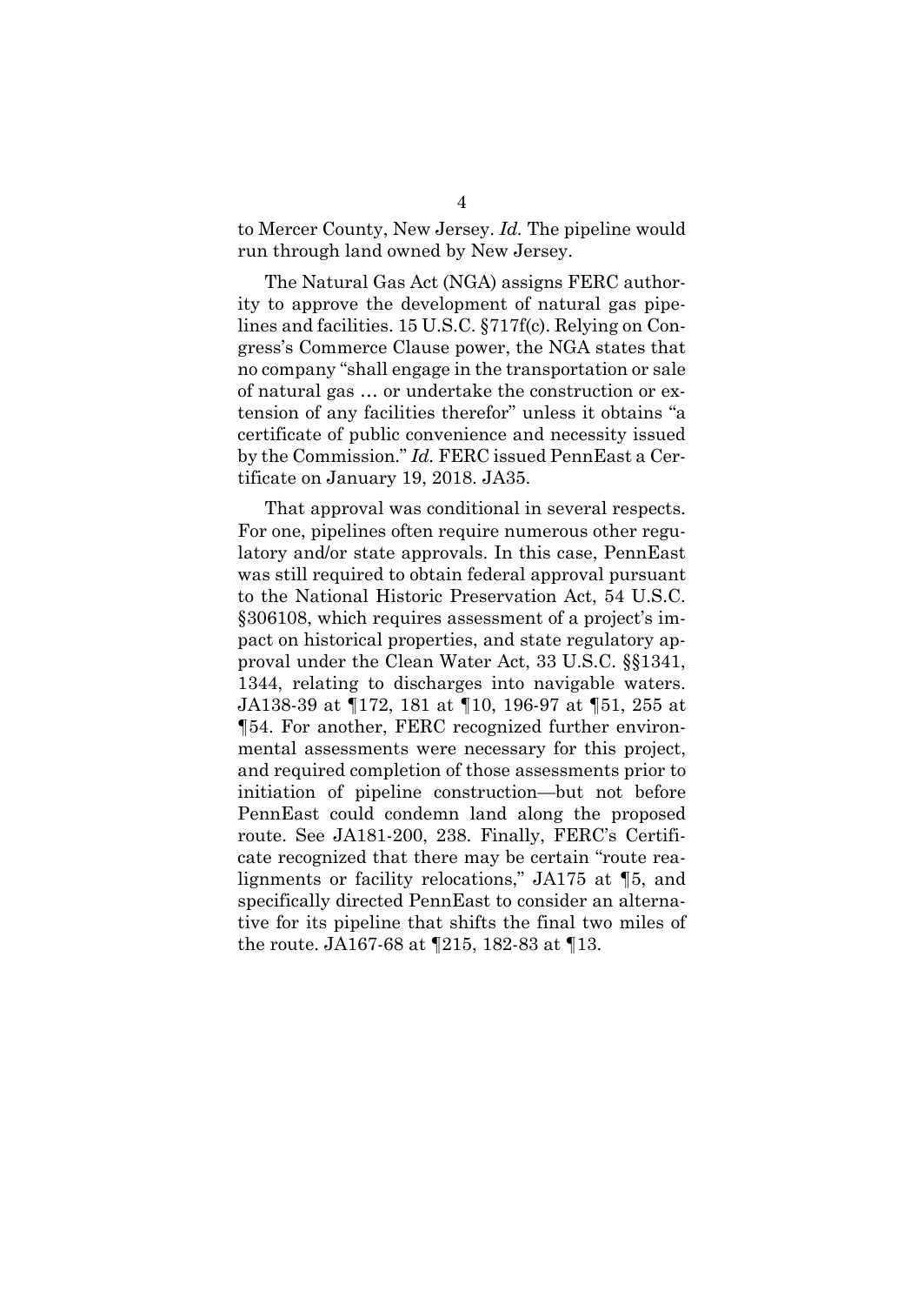to Mercer County, New Jersey. *Id.* The pipeline would run through land owned by New Jersey.

The Natural Gas Act (NGA) assigns FERC authority to approve the development of natural gas pipelines and facilities. 15 U.S.C. §717f(c). Relying on Congress's Commerce Clause power, the NGA states that no company "shall engage in the transportation or sale of natural gas … or undertake the construction or extension of any facilities therefor" unless it obtains "a certificate of public convenience and necessity issued by the Commission." *Id.* FERC issued PennEast a Certificate on January 19, 2018. JA35.

That approval was conditional in several respects. For one, pipelines often require numerous other regulatory and/or state approvals. In this case, PennEast was still required to obtain federal approval pursuant to the National Historic Preservation Act, 54 U.S.C. §306108, which requires assessment of a project's impact on historical properties, and state regulatory approval under the Clean Water Act, 33 U.S.C. §§1341, 1344, relating to discharges into navigable waters. JA138-39 at ¶172, 181 at ¶10, 196-97 at ¶51, 255 at ¶54. For another, FERC recognized further environmental assessments were necessary for this project, and required completion of those assessments prior to initiation of pipeline construction—but not before PennEast could condemn land along the proposed route. See JA181-200, 238. Finally, FERC's Certificate recognized that there may be certain "route realignments or facility relocations," JA175 at ¶5, and specifically directed PennEast to consider an alternative for its pipeline that shifts the final two miles of the route. JA167-68 at ¶215, 182-83 at ¶13.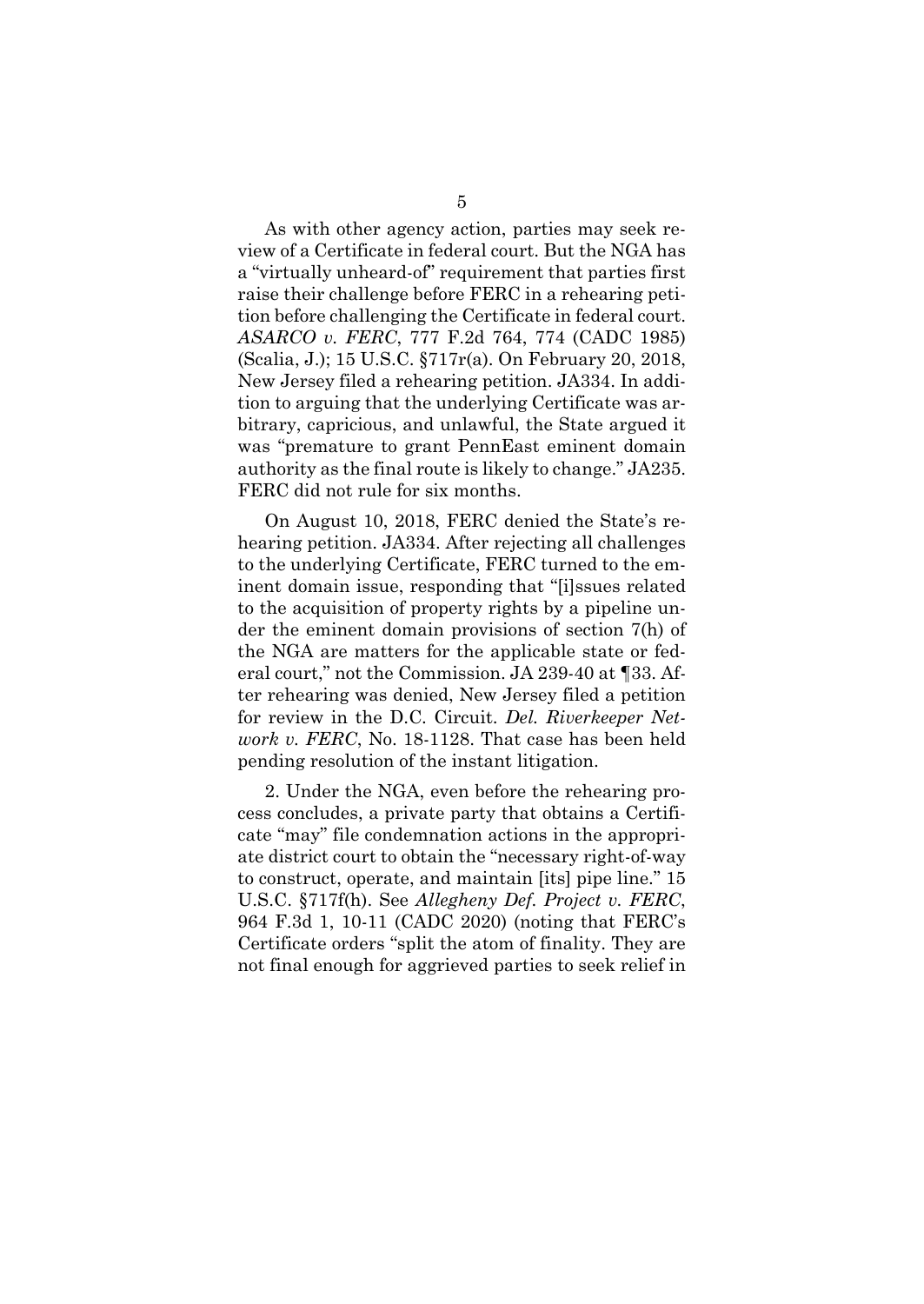As with other agency action, parties may seek review of a Certificate in federal court. But the NGA has a "virtually unheard-of" requirement that parties first raise their challenge before FERC in a rehearing petition before challenging the Certificate in federal court. *ASARCO v. FERC*, 777 F.2d 764, 774 (CADC 1985) (Scalia, J.); 15 U.S.C. §717r(a). On February 20, 2018, New Jersey filed a rehearing petition. JA334. In addition to arguing that the underlying Certificate was arbitrary, capricious, and unlawful, the State argued it was "premature to grant PennEast eminent domain authority as the final route is likely to change." JA235. FERC did not rule for six months.

On August 10, 2018, FERC denied the State's rehearing petition. JA334. After rejecting all challenges to the underlying Certificate, FERC turned to the eminent domain issue, responding that "[i]ssues related to the acquisition of property rights by a pipeline under the eminent domain provisions of section 7(h) of the NGA are matters for the applicable state or federal court," not the Commission. JA 239-40 at ¶33. After rehearing was denied, New Jersey filed a petition for review in the D.C. Circuit. *Del. Riverkeeper Network v. FERC*, No. 18-1128. That case has been held pending resolution of the instant litigation.

2. Under the NGA, even before the rehearing process concludes, a private party that obtains a Certificate "may" file condemnation actions in the appropriate district court to obtain the "necessary right-of-way to construct, operate, and maintain [its] pipe line." 15 U.S.C. §717f(h). See *Allegheny Def. Project v. FERC*, 964 F.3d 1, 10-11 (CADC 2020) (noting that FERC's Certificate orders "split the atom of finality. They are not final enough for aggrieved parties to seek relief in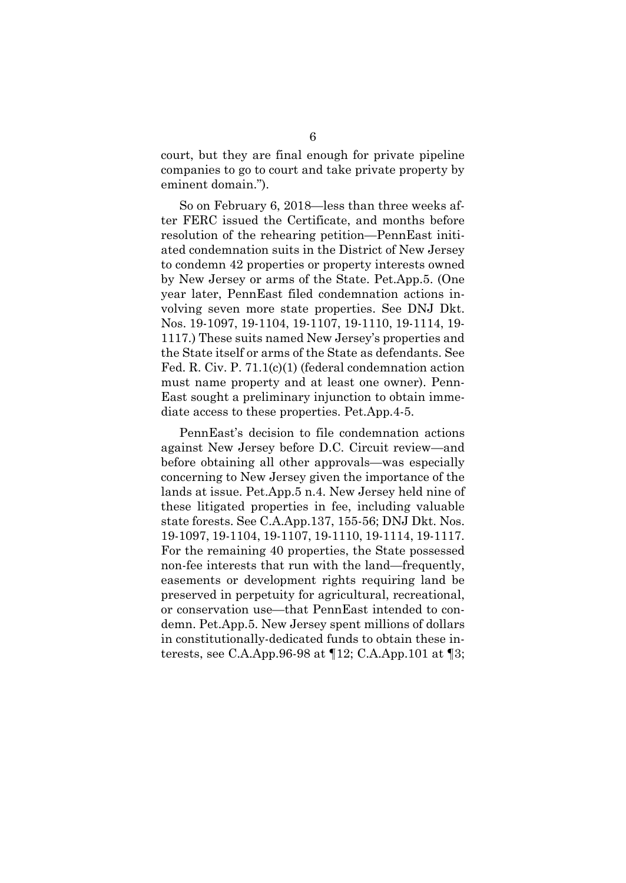court, but they are final enough for private pipeline companies to go to court and take private property by eminent domain.").

So on February 6, 2018—less than three weeks after FERC issued the Certificate, and months before resolution of the rehearing petition—PennEast initiated condemnation suits in the District of New Jersey to condemn 42 properties or property interests owned by New Jersey or arms of the State. Pet.App.5. (One year later, PennEast filed condemnation actions involving seven more state properties. See DNJ Dkt. Nos. 19-1097, 19-1104, 19-1107, 19-1110, 19-1114, 19-1117.) These suits named New Jersey's properties and the State itself or arms of the State as defendants. See Fed. R. Civ. P. 71.1(c)(1) (federal condemnation action must name property and at least one owner). PennEast sought a preliminary injunction to obtain immediate access to these properties. Pet.App.4-5.

PennEast's decision to file condemnation actions against New Jersey before D.C. Circuit review—and before obtaining all other approvals—was especially concerning to New Jersey given the importance of the lands at issue. Pet.App.5 n.4. New Jersey held nine of these litigated properties in fee, including valuable state forests. See C.A.App.137, 155-56; DNJ Dkt. Nos. 19-1097, 19-1104, 19-1107, 19-1110, 19-1114, 19-1117. For the remaining 40 properties, the State possessed non-fee interests that run with the land—frequently, easements or development rights requiring land be preserved in perpetuity for agricultural, recreational, or conservation use—that PennEast intended to condemn. Pet.App.5. New Jersey spent millions of dollars in constitutionally-dedicated funds to obtain these interests, see C.A.App.96-98 at ¶12; C.A.App.101 at ¶3;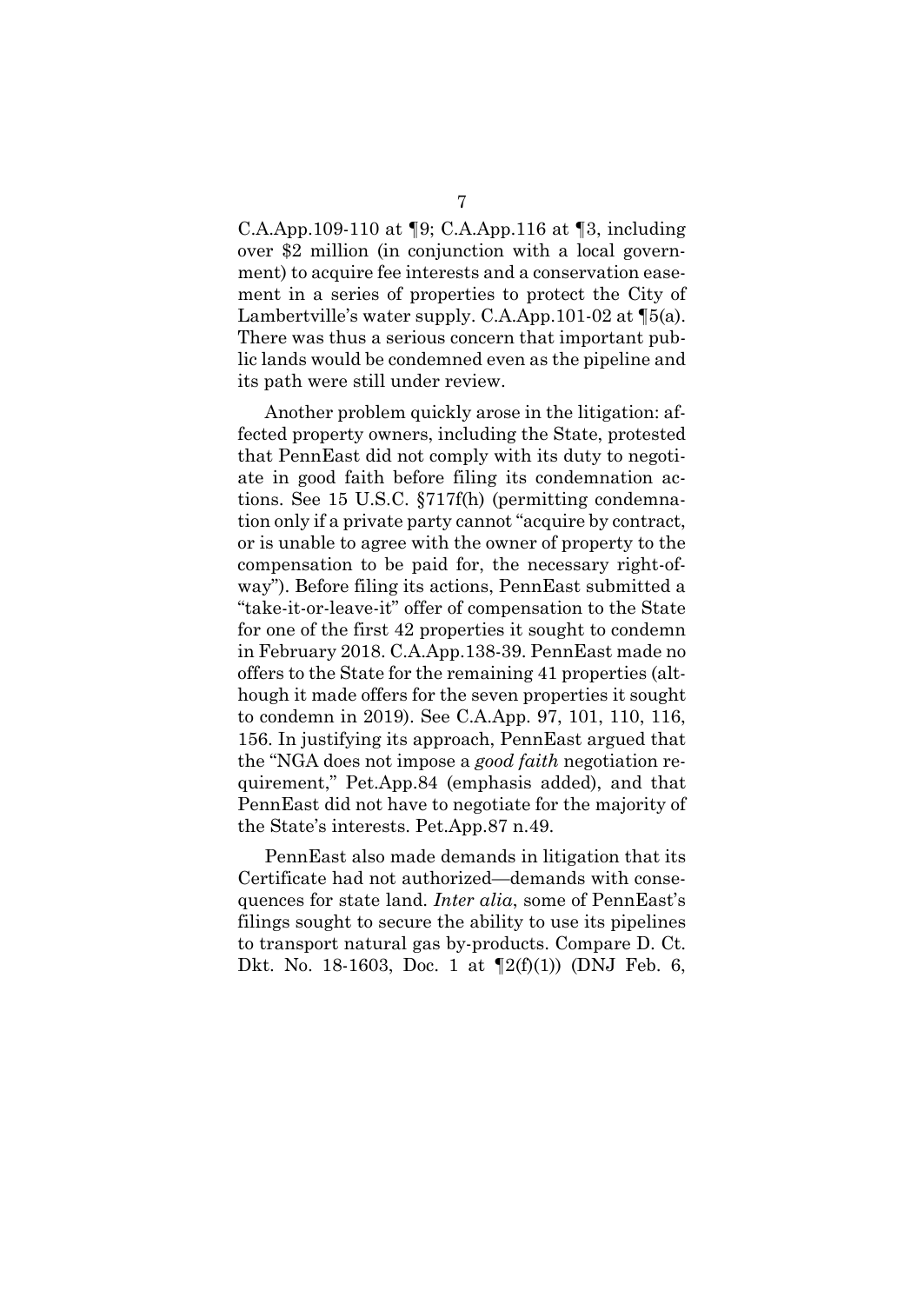C.A.App.109-110 at ¶9; C.A.App.116 at ¶3, including over $2 million (in conjunction with a local government) to acquire fee interests and a conservation easement in a series of properties to protect the City of Lambertville's water supply. C.A.App.101-02 at ¶5(a). There was thus a serious concern that important public lands would be condemned even as the pipeline and its path were still under review.

Another problem quickly arose in the litigation: affected property owners, including the State, protested that PennEast did not comply with its duty to negotiate in good faith before filing its condemnation actions. See 15 U.S.C. §717f(h) (permitting condemnation only if a private party cannot "acquire by contract, or is unable to agree with the owner of property to the compensation to be paid for, the necessary right-of-way"). Before filing its actions, PennEast submitted a "take-it-or-leave-it" offer of compensation to the State for one of the first 42 properties it sought to condemn in February 2018. C.A.App.138-39. PennEast made no offers to the State for the remaining 41 properties (although it made offers for the seven properties it sought to condemn in 2019). See C.A.App. 97, 101, 110, 116, 156. In justifying its approach, PennEast argued that the "NGA does not impose a *good faith* negotiation requirement," Pet.App.84 (emphasis added), and that PennEast did not have to negotiate for the majority of the State's interests. Pet.App.87 n.49.

PennEast also made demands in litigation that its Certificate had not authorized—demands with consequences for state land. *Inter alia*, some of PennEast's filings sought to secure the ability to use its pipelines to transport natural gas by-products. Compare D. Ct. Dkt. No. 18-1603, Doc. 1 at ¶2(f)(1)) (DNJ Feb. 6,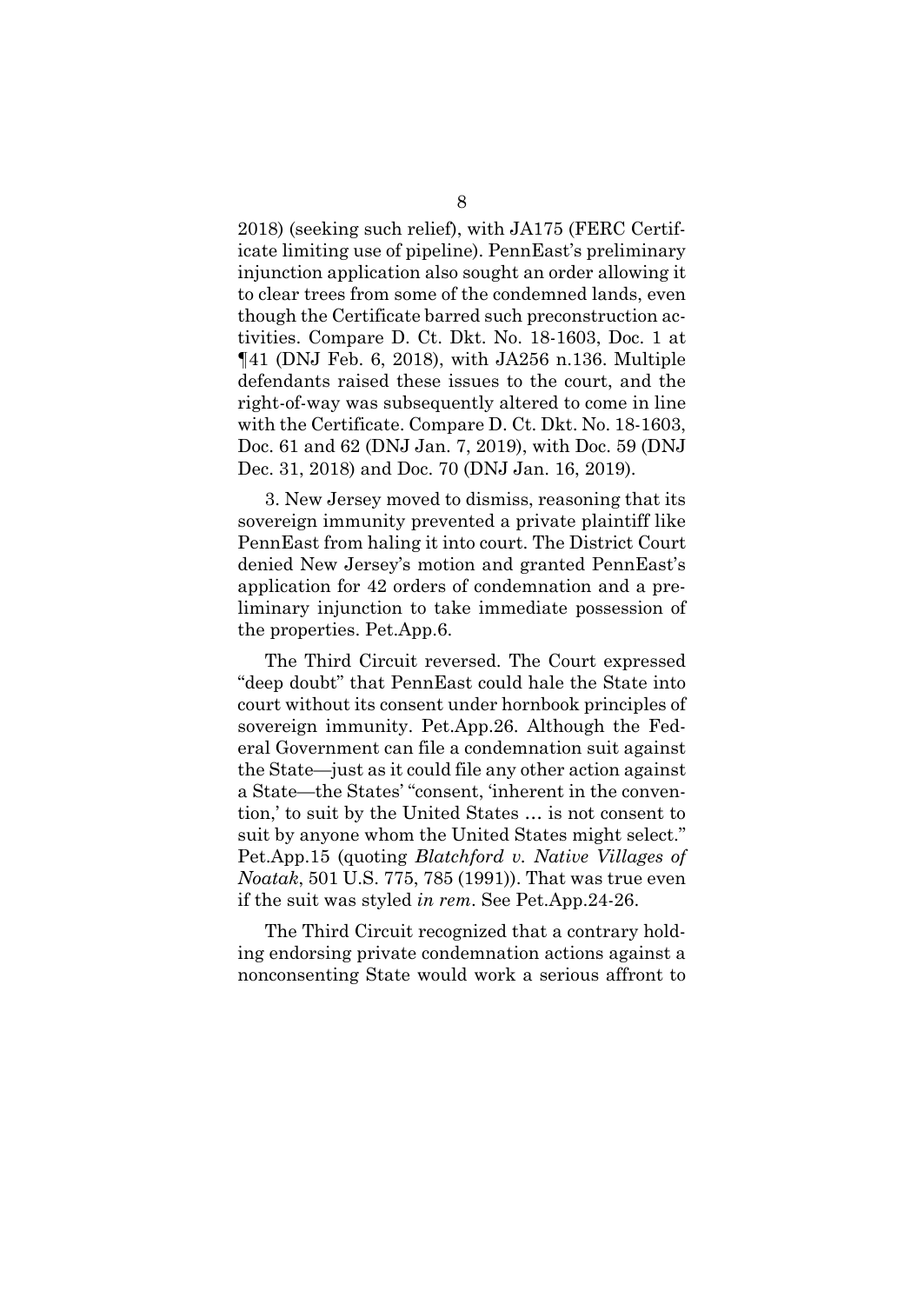2018) (seeking such relief), with JA175 (FERC Certificate limiting use of pipeline). PennEast's preliminary injunction application also sought an order allowing it to clear trees from some of the condemned lands, even though the Certificate barred such preconstruction activities. Compare D. Ct. Dkt. No. 18-1603, Doc. 1 at ¶41 (DNJ Feb. 6, 2018), with JA256 n.136. Multiple defendants raised these issues to the court, and the right-of-way was subsequently altered to come in line with the Certificate. Compare D. Ct. Dkt. No. 18-1603, Doc. 61 and 62 (DNJ Jan. 7, 2019), with Doc. 59 (DNJ Dec. 31, 2018) and Doc. 70 (DNJ Jan. 16, 2019).

3. New Jersey moved to dismiss, reasoning that its sovereign immunity prevented a private plaintiff like PennEast from haling it into court. The District Court denied New Jersey's motion and granted PennEast's application for 42 orders of condemnation and a preliminary injunction to take immediate possession of the properties. Pet.App.6.

The Third Circuit reversed. The Court expressed "deep doubt" that PennEast could hale the State into court without its consent under hornbook principles of sovereign immunity. Pet.App.26. Although the Federal Government can file a condemnation suit against the State—just as it could file any other action against a State—the States' "consent, 'inherent in the convention,' to suit by the United States … is not consent to suit by anyone whom the United States might select." Pet.App.15 (quoting *Blatchford v. Native Villages of Noatak*, 501 U.S. 775, 785 (1991)). That was true even if the suit was styled *in rem*. See Pet.App.24-26.

The Third Circuit recognized that a contrary holding endorsing private condemnation actions against a nonconsenting State would work a serious affront to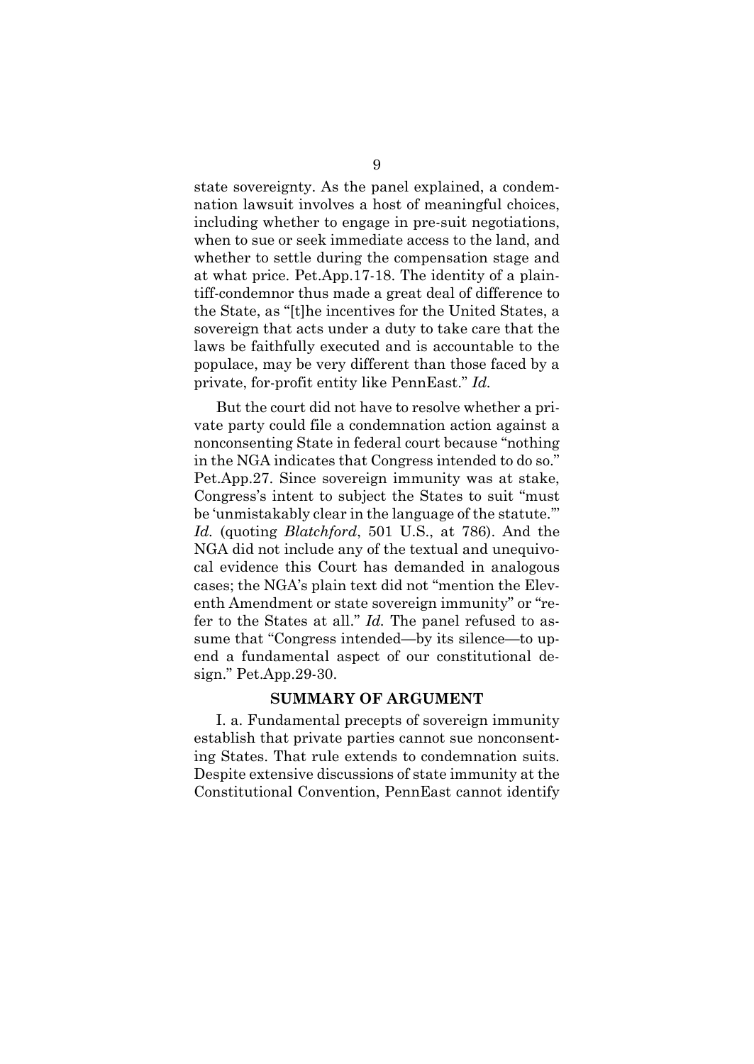state sovereignty. As the panel explained, a condemnation lawsuit involves a host of meaningful choices, including whether to engage in pre-suit negotiations, when to sue or seek immediate access to the land, and whether to settle during the compensation stage and at what price. Pet.App.17-18. The identity of a plaintiff-condemnor thus made a great deal of difference to the State, as "[t]he incentives for the United States, a sovereign that acts under a duty to take care that the laws be faithfully executed and is accountable to the populace, may be very different than those faced by a private, for-profit entity like PennEast." *Id.*

But the court did not have to resolve whether a private party could file a condemnation action against a nonconsenting State in federal court because "nothing in the NGA indicates that Congress intended to do so." Pet.App.27. Since sovereign immunity was at stake, Congress's intent to subject the States to suit "must be 'unmistakably clear in the language of the statute.'" *Id.* (quoting *Blatchford*, 501 U.S., at 786). And the NGA did not include any of the textual and unequivocal evidence this Court has demanded in analogous cases; the NGA's plain text did not "mention the Eleventh Amendment or state sovereign immunity" or "refer to the States at all." *Id.* The panel refused to assume that "Congress intended—by its silence—to upend a fundamental aspect of our constitutional design." Pet.App.29-30.

## SUMMARY OF ARGUMENT

I. a. Fundamental precepts of sovereign immunity establish that private parties cannot sue nonconsenting States. That rule extends to condemnation suits. Despite extensive discussions of state immunity at the Constitutional Convention, PennEast cannot identify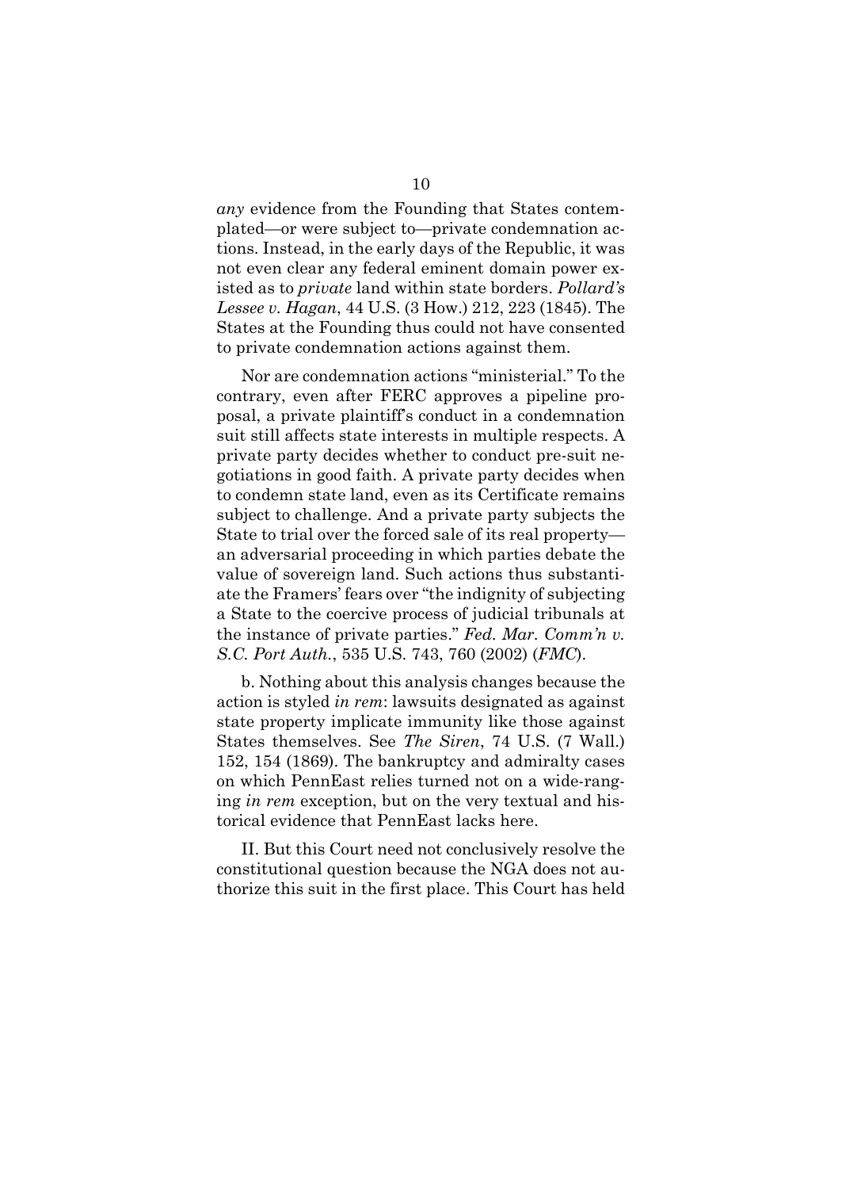*any* evidence from the Founding that States contemplated—or were subject to—private condemnation actions. Instead, in the early days of the Republic, it was not even clear any federal eminent domain power existed as to *private* land within state borders. *Pollard's Lessee v. Hagan*, 44 U.S. (3 How.) 212, 223 (1845). The States at the Founding thus could not have consented to private condemnation actions against them.

Nor are condemnation actions "ministerial." To the contrary, even after FERC approves a pipeline proposal, a private plaintiff's conduct in a condemnation suit still affects state interests in multiple respects. A private party decides whether to conduct pre-suit negotiations in good faith. A private party decides when to condemn state land, even as its Certificate remains subject to challenge. And a private party subjects the State to trial over the forced sale of its real property—an adversarial proceeding in which parties debate the value of sovereign land. Such actions thus substantiate the Framers' fears over "the indignity of subjecting a State to the coercive process of judicial tribunals at the instance of private parties." *Fed. Mar. Comm'n v. S.C. Port Auth.*, 535 U.S. 743, 760 (2002) (*FMC*).

b. Nothing about this analysis changes because the action is styled *in rem*: lawsuits designated as against state property implicate immunity like those against States themselves. See *The Siren*, 74 U.S. (7 Wall.) 152, 154 (1869). The bankruptcy and admiralty cases on which PennEast relies turned not on a wide-ranging *in rem* exception, but on the very textual and historical evidence that PennEast lacks here.

II. But this Court need not conclusively resolve the constitutional question because the NGA does not authorize this suit in the first place. This Court has held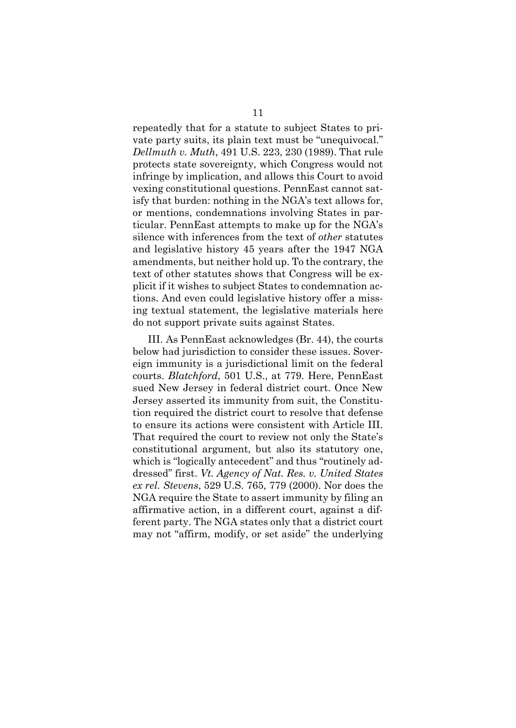repeatedly that for a statute to subject States to private party suits, its plain text must be "unequivocal." *Dellmuth v. Muth*, 491 U.S. 223, 230 (1989). That rule protects state sovereignty, which Congress would not infringe by implication, and allows this Court to avoid vexing constitutional questions. PennEast cannot satisfy that burden: nothing in the NGA's text allows for, or mentions, condemnations involving States in particular. PennEast attempts to make up for the NGA's silence with inferences from the text of *other* statutes and legislative history 45 years after the 1947 NGA amendments, but neither hold up. To the contrary, the text of other statutes shows that Congress will be explicit if it wishes to subject States to condemnation actions. And even could legislative history offer a missing textual statement, the legislative materials here do not support private suits against States.

III. As PennEast acknowledges (Br. 44), the courts below had jurisdiction to consider these issues. Sovereign immunity is a jurisdictional limit on the federal courts. *Blatchford*, 501 U.S., at 779. Here, PennEast sued New Jersey in federal district court. Once New Jersey asserted its immunity from suit, the Constitution required the district court to resolve that defense to ensure its actions were consistent with Article III. That required the court to review not only the State's constitutional argument, but also its statutory one, which is "logically antecedent" and thus "routinely addressed" first. *Vt. Agency of Nat. Res. v. United States ex rel. Stevens*, 529 U.S. 765, 779 (2000). Nor does the NGA require the State to assert immunity by filing an affirmative action, in a different court, against a different party. The NGA states only that a district court may not "affirm, modify, or set aside" the underlying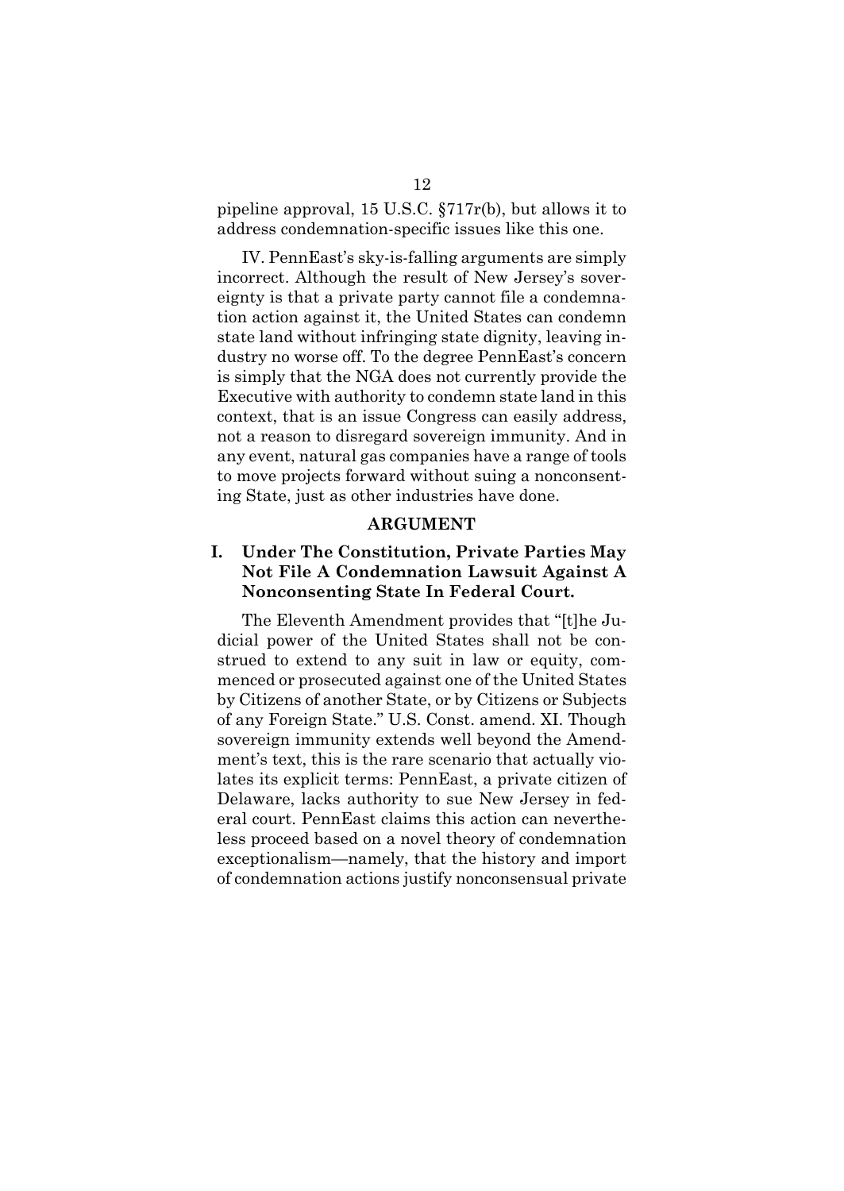pipeline approval, 15 U.S.C. §717r(b), but allows it to address condemnation-specific issues like this one.

IV. PennEast's sky-is-falling arguments are simply incorrect. Although the result of New Jersey's sovereignty is that a private party cannot file a condemnation action against it, the United States can condemn state land without infringing state dignity, leaving industry no worse off. To the degree PennEast's concern is simply that the NGA does not currently provide the Executive with authority to condemn state land in this context, that is an issue Congress can easily address, not a reason to disregard sovereign immunity. And in any event, natural gas companies have a range of tools to move projects forward without suing a nonconsenting State, just as other industries have done.

## ARGUMENT

### I. Under The Constitution, Private Parties May Not File A Condemnation Lawsuit Against A Nonconsenting State In Federal Court.

The Eleventh Amendment provides that "[t]he Judicial power of the United States shall not be construed to extend to any suit in law or equity, commenced or prosecuted against one of the United States by Citizens of another State, or by Citizens or Subjects of any Foreign State." U.S. Const. amend. XI. Though sovereign immunity extends well beyond the Amendment's text, this is the rare scenario that actually violates its explicit terms: PennEast, a private citizen of Delaware, lacks authority to sue New Jersey in federal court. PennEast claims this action can nevertheless proceed based on a novel theory of condemnation exceptionalism—namely, that the history and import of condemnation actions justify nonconsensual private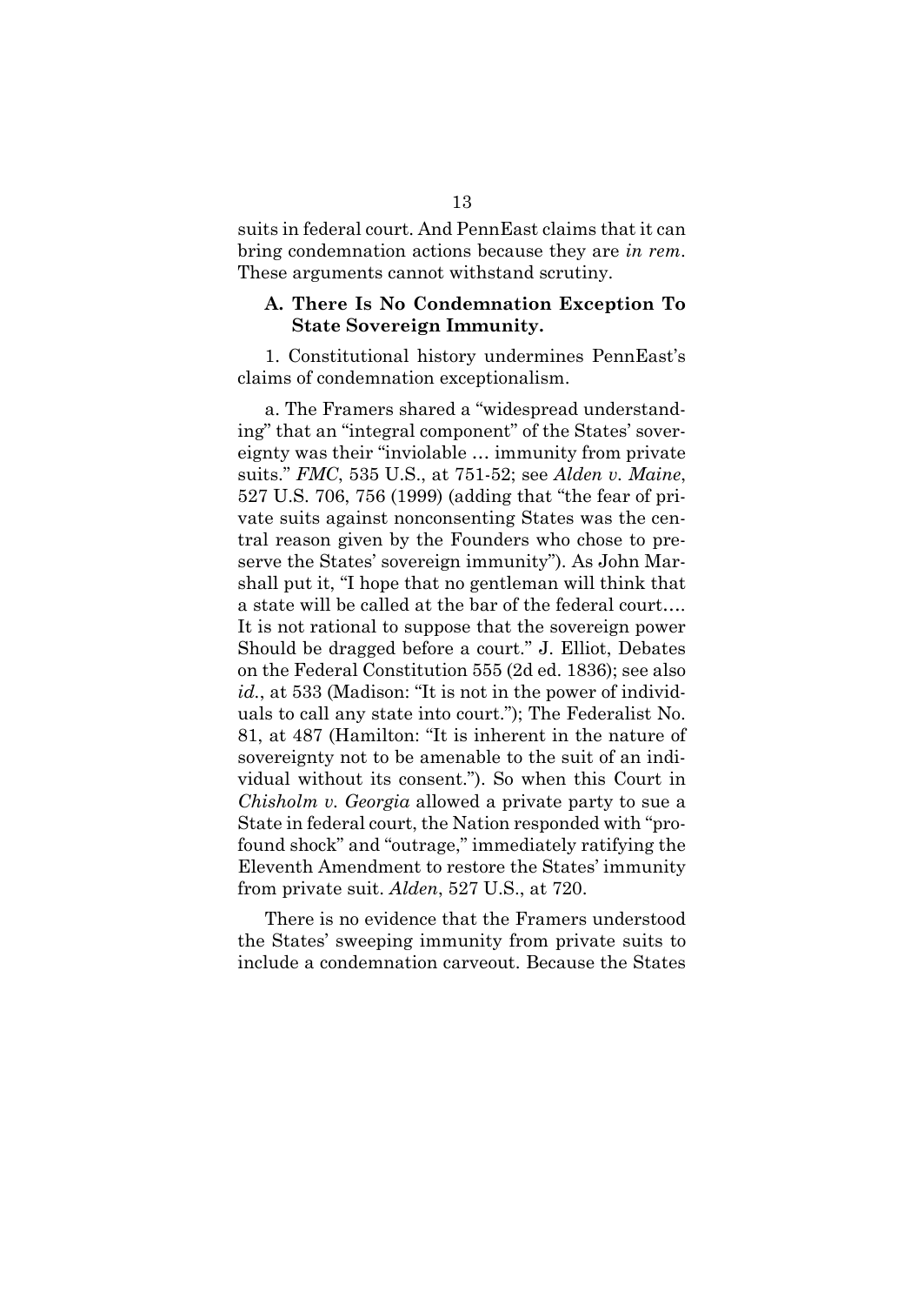suits in federal court. And PennEast claims that it can bring condemnation actions because they are *in rem*. These arguments cannot withstand scrutiny.

### A. There Is No Condemnation Exception To State Sovereign Immunity.

1. Constitutional history undermines PennEast's claims of condemnation exceptionalism.

a. The Framers shared a "widespread understanding" that an "integral component" of the States' sovereignty was their "inviolable … immunity from private suits." *FMC*, 535 U.S., at 751-52; see *Alden v. Maine*, 527 U.S. 706, 756 (1999) (adding that "the fear of private suits against nonconsenting States was the central reason given by the Founders who chose to preserve the States' sovereign immunity"). As John Marshall put it, "I hope that no gentleman will think that a state will be called at the bar of the federal court…. It is not rational to suppose that the sovereign power Should be dragged before a court." J. Elliot, Debates on the Federal Constitution 555 (2d ed. 1836); see also *id.*, at 533 (Madison: "It is not in the power of individuals to call any state into court."); The Federalist No. 81, at 487 (Hamilton: "It is inherent in the nature of sovereignty not to be amenable to the suit of an individual without its consent."). So when this Court in *Chisholm v. Georgia* allowed a private party to sue a State in federal court, the Nation responded with "profound shock" and "outrage," immediately ratifying the Eleventh Amendment to restore the States' immunity from private suit. *Alden*, 527 U.S., at 720.

There is no evidence that the Framers understood the States' sweeping immunity from private suits to include a condemnation carveout. Because the States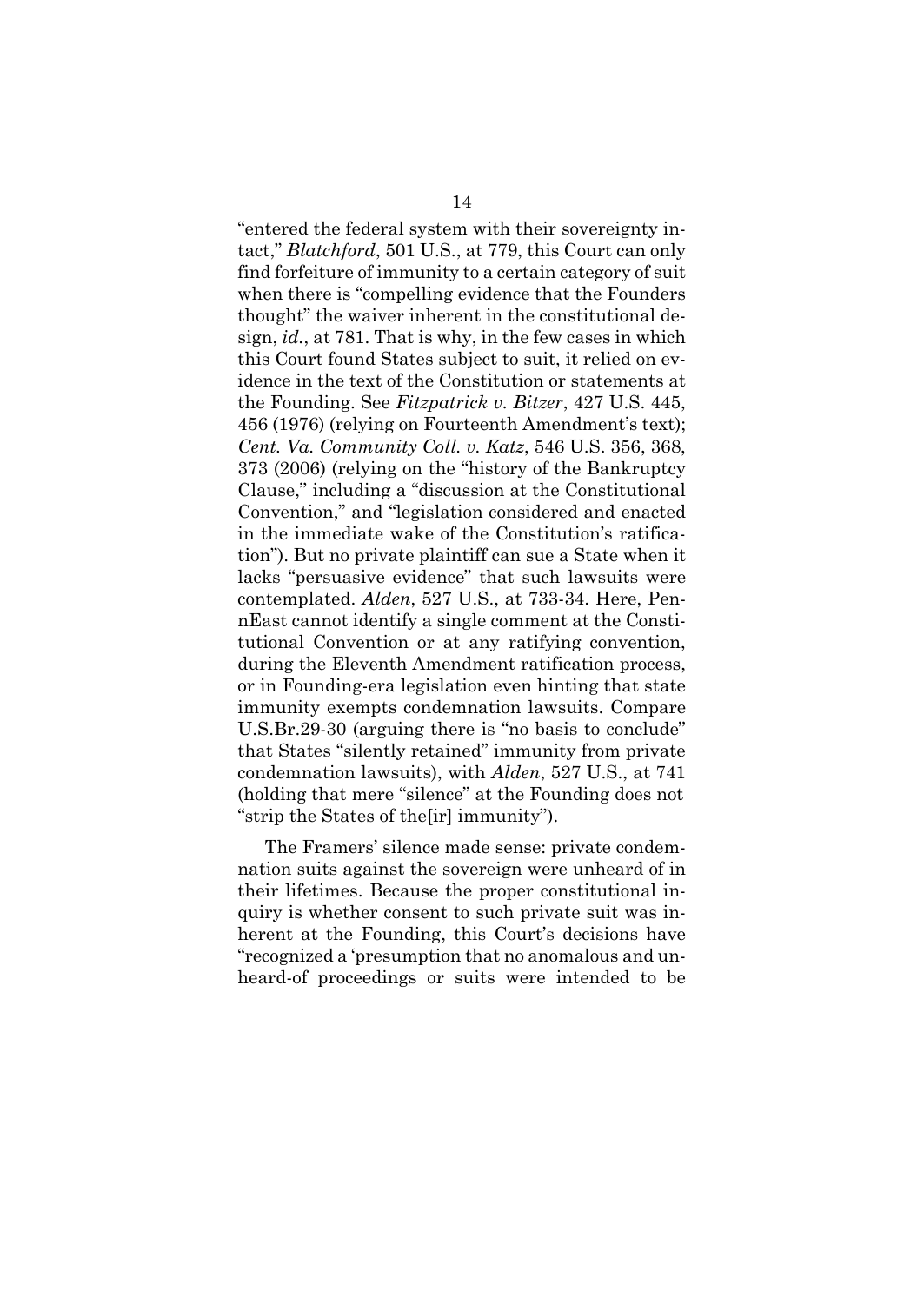"entered the federal system with their sovereignty intact," *Blatchford*, 501 U.S., at 779, this Court can only find forfeiture of immunity to a certain category of suit when there is "compelling evidence that the Founders thought" the waiver inherent in the constitutional design, *id.*, at 781. That is why, in the few cases in which this Court found States subject to suit, it relied on evidence in the text of the Constitution or statements at the Founding. See *Fitzpatrick v. Bitzer*, 427 U.S. 445, 456 (1976) (relying on Fourteenth Amendment's text); *Cent. Va. Community Coll. v. Katz*, 546 U.S. 356, 368, 373 (2006) (relying on the "history of the Bankruptcy Clause," including a "discussion at the Constitutional Convention," and "legislation considered and enacted in the immediate wake of the Constitution's ratification"). But no private plaintiff can sue a State when it lacks "persuasive evidence" that such lawsuits were contemplated. *Alden*, 527 U.S., at 733-34. Here, PennEast cannot identify a single comment at the Constitutional Convention or at any ratifying convention, during the Eleventh Amendment ratification process, or in Founding-era legislation even hinting that state immunity exempts condemnation lawsuits. Compare U.S.Br.29-30 (arguing there is "no basis to conclude" that States "silently retained" immunity from private condemnation lawsuits), with *Alden*, 527 U.S., at 741 (holding that mere "silence" at the Founding does not "strip the States of the[ir] immunity").

The Framers' silence made sense: private condemnation suits against the sovereign were unheard of in their lifetimes. Because the proper constitutional inquiry is whether consent to such private suit was inherent at the Founding, this Court's decisions have "recognized a 'presumption that no anomalous and unheard-of proceedings or suits were intended to be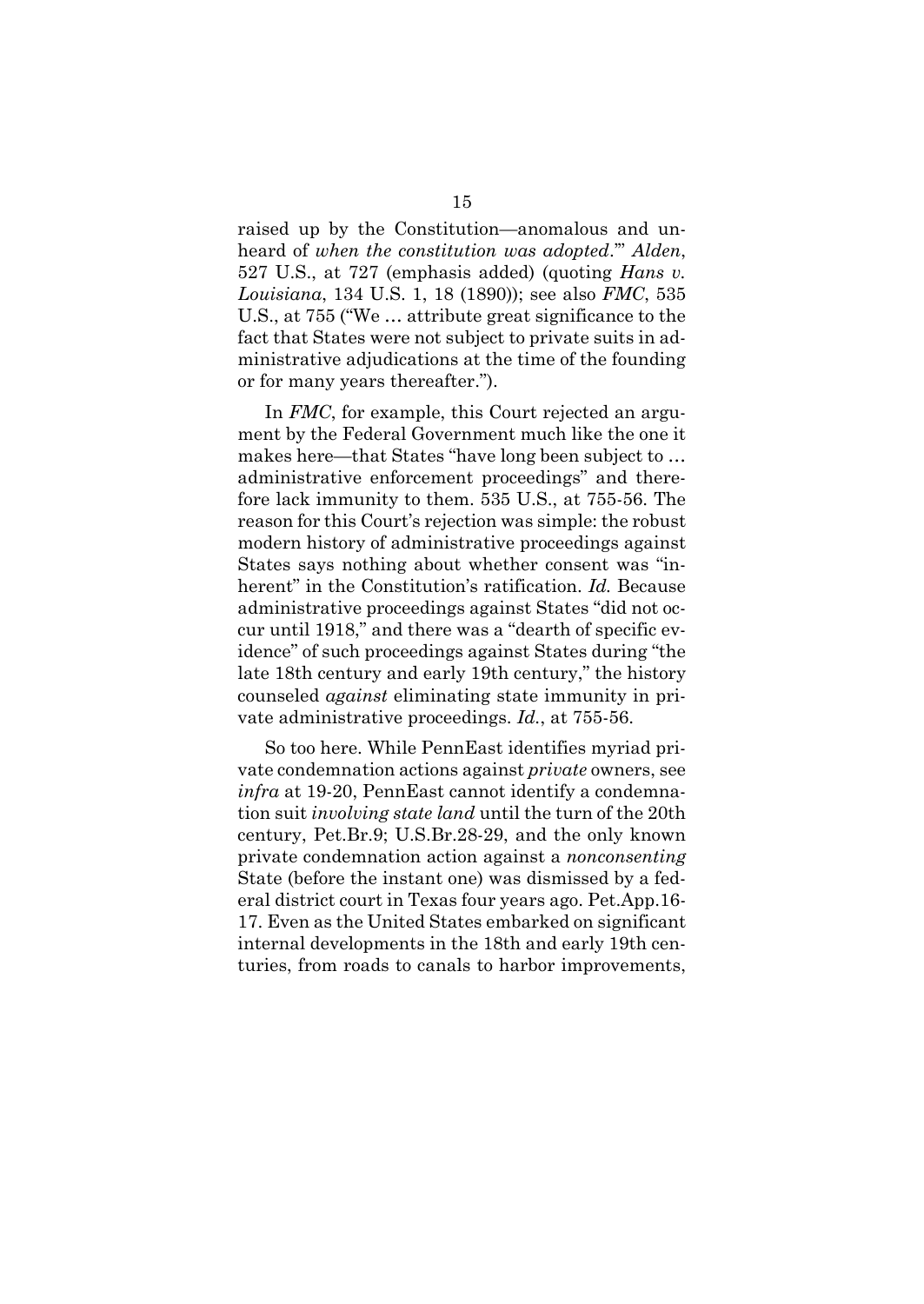raised up by the Constitution—anomalous and unheard of *when the constitution was adopted*.'" *Alden*, 527 U.S., at 727 (emphasis added) (quoting *Hans v. Louisiana*, 134 U.S. 1, 18 (1890)); see also *FMC*, 535 U.S., at 755 ("We … attribute great significance to the fact that States were not subject to private suits in administrative adjudications at the time of the founding or for many years thereafter.").

In *FMC*, for example, this Court rejected an argument by the Federal Government much like the one it makes here—that States "have long been subject to … administrative enforcement proceedings" and therefore lack immunity to them. 535 U.S., at 755-56. The reason for this Court's rejection was simple: the robust modern history of administrative proceedings against States says nothing about whether consent was "inherent" in the Constitution's ratification. *Id.* Because administrative proceedings against States "did not occur until 1918," and there was a "dearth of specific evidence" of such proceedings against States during "the late 18th century and early 19th century," the history counseled *against* eliminating state immunity in private administrative proceedings. *Id.*, at 755-56.

So too here. While PennEast identifies myriad private condemnation actions against *private* owners, see *infra* at 19-20, PennEast cannot identify a condemnation suit *involving state land* until the turn of the 20th century, Pet.Br.9; U.S.Br.28-29, and the only known private condemnation action against a *nonconsenting* State (before the instant one) was dismissed by a federal district court in Texas four years ago. Pet.App.16-17. Even as the United States embarked on significant internal developments in the 18th and early 19th centuries, from roads to canals to harbor improvements,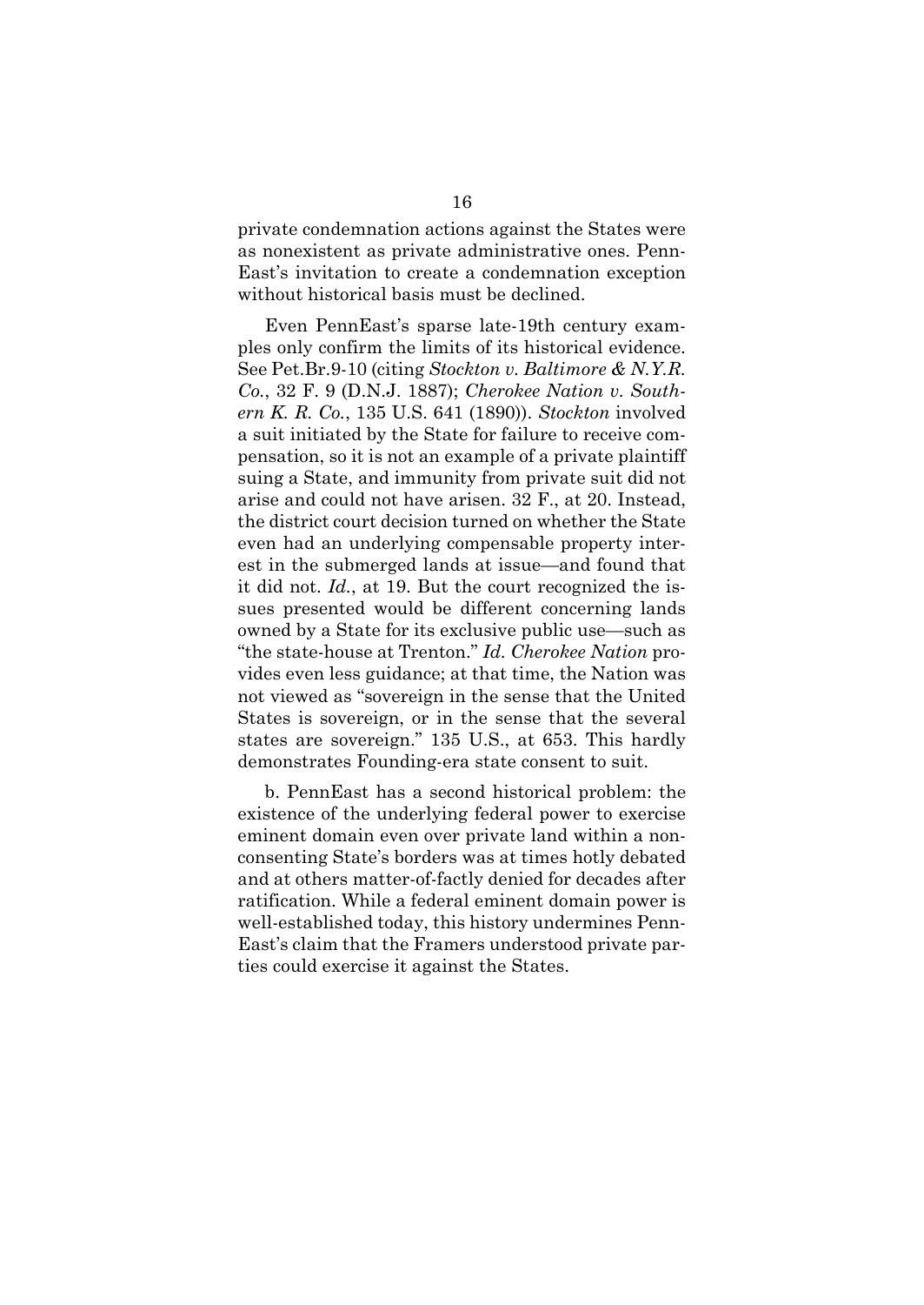private condemnation actions against the States were as nonexistent as private administrative ones. PennEast's invitation to create a condemnation exception without historical basis must be declined.

Even PennEast's sparse late-19th century examples only confirm the limits of its historical evidence. See Pet.Br.9-10 (citing *Stockton v. Baltimore & N.Y.R. Co.*, 32 F. 9 (D.N.J. 1887); *Cherokee Nation v. Southern K. R. Co.*, 135 U.S. 641 (1890)). *Stockton* involved a suit initiated by the State for failure to receive compensation, so it is not an example of a private plaintiff suing a State, and immunity from private suit did not arise and could not have arisen. 32 F., at 20. Instead, the district court decision turned on whether the State even had an underlying compensable property interest in the submerged lands at issue—and found that it did not. *Id.*, at 19. But the court recognized the issues presented would be different concerning lands owned by a State for its exclusive public use—such as "the state-house at Trenton." *Id. Cherokee Nation* provides even less guidance; at that time, the Nation was not viewed as "sovereign in the sense that the United States is sovereign, or in the sense that the several states are sovereign." 135 U.S., at 653. This hardly demonstrates Founding-era state consent to suit.

b. PennEast has a second historical problem: the existence of the underlying federal power to exercise eminent domain even over private land within a nonconsenting State's borders was at times hotly debated and at others matter-of-factly denied for decades after ratification. While a federal eminent domain power is well-established today, this history undermines PennEast's claim that the Framers understood private parties could exercise it against the States.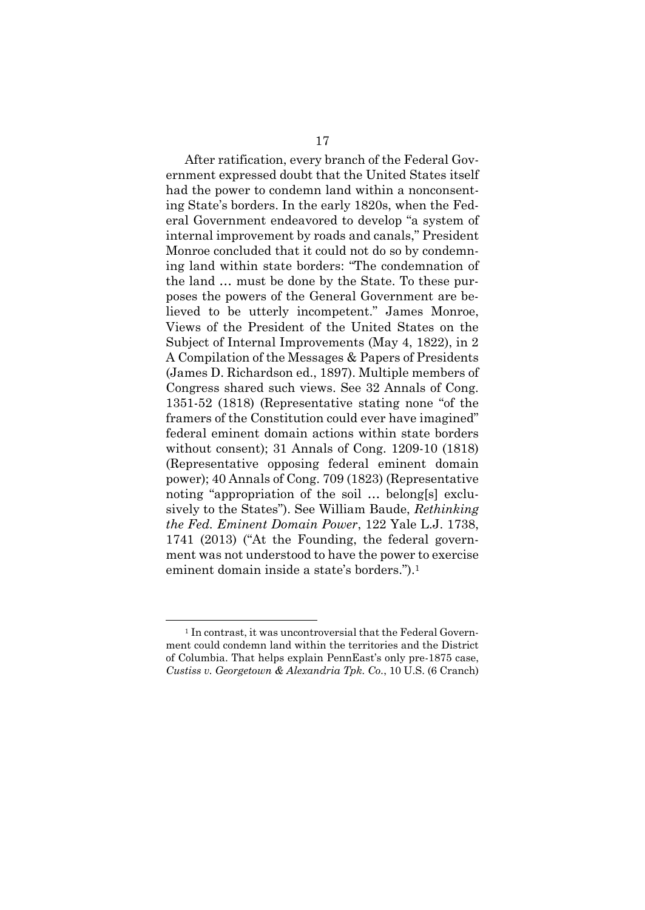After ratification, every branch of the Federal Government expressed doubt that the United States itself had the power to condemn land within a nonconsenting State's borders. In the early 1820s, when the Federal Government endeavored to develop "a system of internal improvement by roads and canals," President Monroe concluded that it could not do so by condemning land within state borders: "The condemnation of the land … must be done by the State. To these purposes the powers of the General Government are believed to be utterly incompetent." James Monroe, Views of the President of the United States on the Subject of Internal Improvements (May 4, 1822), in 2 A Compilation of the Messages & Papers of Presidents (James D. Richardson ed., 1897). Multiple members of Congress shared such views. See 32 Annals of Cong. 1351-52 (1818) (Representative stating none "of the framers of the Constitution could ever have imagined" federal eminent domain actions within state borders without consent); 31 Annals of Cong. 1209-10 (1818) (Representative opposing federal eminent domain power); 40 Annals of Cong. 709 (1823) (Representative noting "appropriation of the soil … belong[s] exclusively to the States"). See William Baude, *Rethinking the Fed. Eminent Domain Power*, 122 Yale L.J. 1738, 1741 (2013) ("At the Founding, the federal government was not understood to have the power to exercise eminent domain inside a state's borders.").[1]

---

[1] In contrast, it was uncontroversial that the Federal Government could condemn land within the territories and the District of Columbia. That helps explain PennEast's only pre-1875 case, *Custiss v. Georgetown & Alexandria Tpk. Co.*, 10 U.S. (6 Cranch)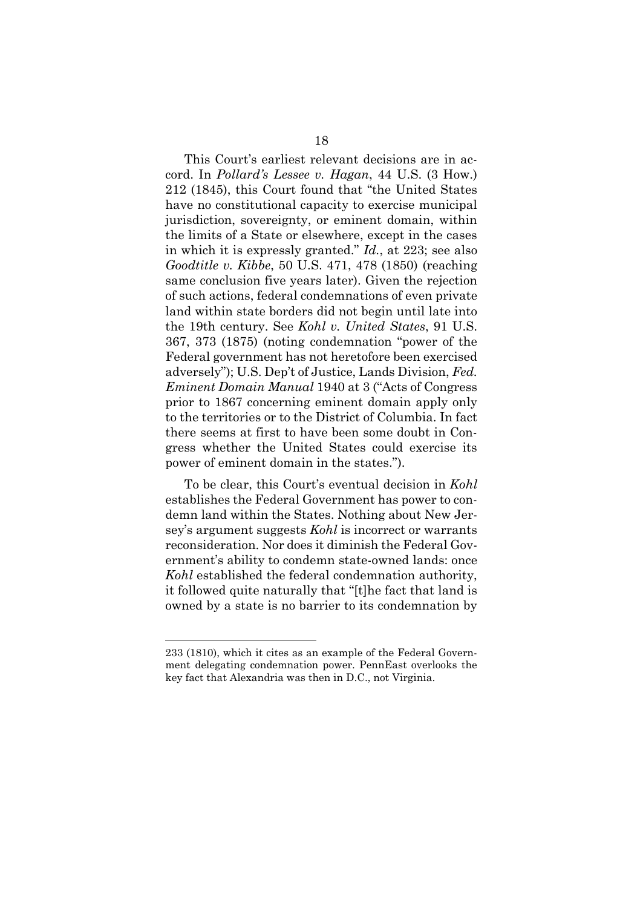This Court's earliest relevant decisions are in accord. In *Pollard's Lessee v. Hagan*, 44 U.S. (3 How.) 212 (1845), this Court found that "the United States have no constitutional capacity to exercise municipal jurisdiction, sovereignty, or eminent domain, within the limits of a State or elsewhere, except in the cases in which it is expressly granted." *Id.*, at 223; see also *Goodtitle v. Kibbe*, 50 U.S. 471, 478 (1850) (reaching same conclusion five years later). Given the rejection of such actions, federal condemnations of even private land within state borders did not begin until late into the 19th century. See *Kohl v. United States*, 91 U.S. 367, 373 (1875) (noting condemnation "power of the Federal government has not heretofore been exercised adversely"); U.S. Dep't of Justice, Lands Division, *Fed. Eminent Domain Manual* 1940 at 3 ("Acts of Congress prior to 1867 concerning eminent domain apply only to the territories or to the District of Columbia. In fact there seems at first to have been some doubt in Congress whether the United States could exercise its power of eminent domain in the states.").

To be clear, this Court's eventual decision in *Kohl* establishes the Federal Government has power to condemn land within the States. Nothing about New Jersey's argument suggests *Kohl* is incorrect or warrants reconsideration. Nor does it diminish the Federal Government's ability to condemn state-owned lands: once *Kohl* established the federal condemnation authority, it followed quite naturally that "[t]he fact that land is owned by a state is no barrier to its condemnation by

---

233 (1810), which it cites as an example of the Federal Government delegating condemnation power. PennEast overlooks the key fact that Alexandria was then in D.C., not Virginia.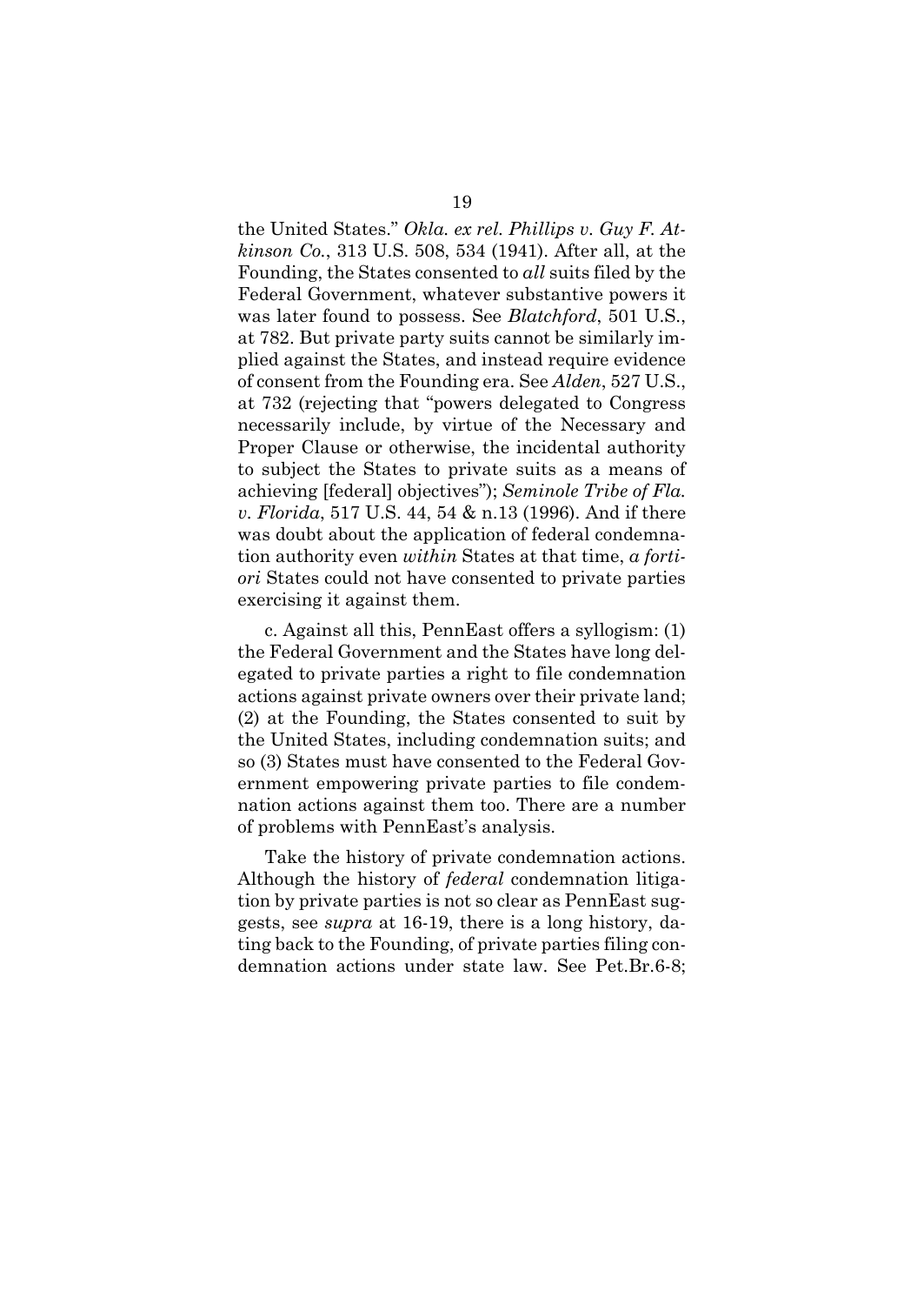the United States." *Okla. ex rel. Phillips v. Guy F. Atkinson Co.*, 313 U.S. 508, 534 (1941). After all, at the Founding, the States consented to *all* suits filed by the Federal Government, whatever substantive powers it was later found to possess. See *Blatchford*, 501 U.S., at 782. But private party suits cannot be similarly implied against the States, and instead require evidence of consent from the Founding era. See *Alden*, 527 U.S., at 732 (rejecting that "powers delegated to Congress necessarily include, by virtue of the Necessary and Proper Clause or otherwise, the incidental authority to subject the States to private suits as a means of achieving [federal] objectives"); *Seminole Tribe of Fla. v. Florida*, 517 U.S. 44, 54 & n.13 (1996). And if there was doubt about the application of federal condemnation authority even *within* States at that time, *a fortiori* States could not have consented to private parties exercising it against them.

c. Against all this, PennEast offers a syllogism: (1) the Federal Government and the States have long delegated to private parties a right to file condemnation actions against private owners over their private land; (2) at the Founding, the States consented to suit by the United States, including condemnation suits; and so (3) States must have consented to the Federal Government empowering private parties to file condemnation actions against them too. There are a number of problems with PennEast's analysis.

Take the history of private condemnation actions. Although the history of *federal* condemnation litigation by private parties is not so clear as PennEast suggests, see *supra* at 16-19, there is a long history, dating back to the Founding, of private parties filing condemnation actions under state law. See Pet.Br.6-8;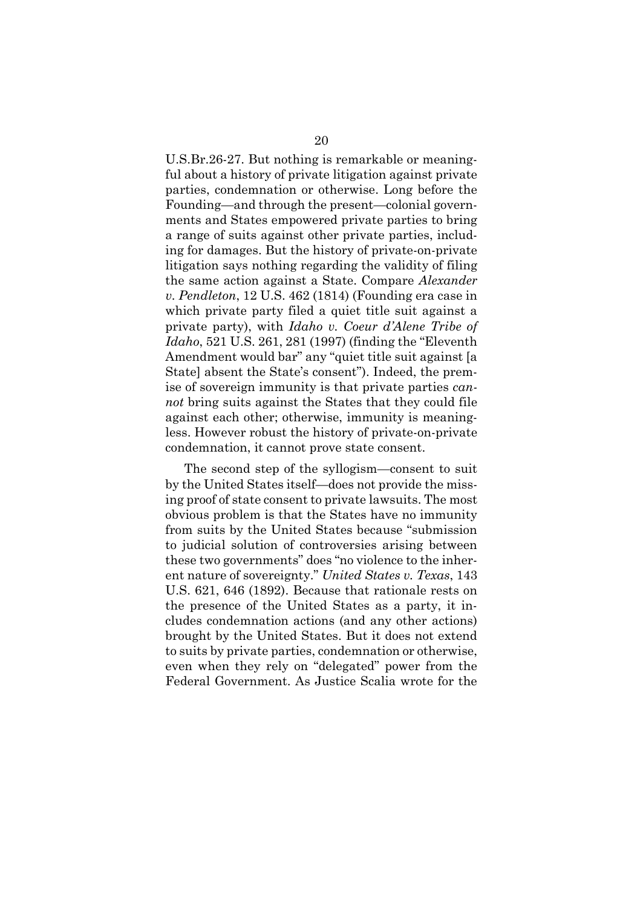U.S.Br.26-27. But nothing is remarkable or meaningful about a history of private litigation against private parties, condemnation or otherwise. Long before the Founding—and through the present—colonial governments and States empowered private parties to bring a range of suits against other private parties, including for damages. But the history of private-on-private litigation says nothing regarding the validity of filing the same action against a State. Compare *Alexander v. Pendleton*, 12 U.S. 462 (1814) (Founding era case in which private party filed a quiet title suit against a private party), with *Idaho v. Coeur d'Alene Tribe of Idaho*, 521 U.S. 261, 281 (1997) (finding the "Eleventh Amendment would bar" any "quiet title suit against [a State] absent the State's consent"). Indeed, the premise of sovereign immunity is that private parties *cannot* bring suits against the States that they could file against each other; otherwise, immunity is meaningless. However robust the history of private-on-private condemnation, it cannot prove state consent.

The second step of the syllogism—consent to suit by the United States itself—does not provide the missing proof of state consent to private lawsuits. The most obvious problem is that the States have no immunity from suits by the United States because "submission to judicial solution of controversies arising between these two governments" does "no violence to the inherent nature of sovereignty." *United States v. Texas*, 143 U.S. 621, 646 (1892). Because that rationale rests on the presence of the United States as a party, it includes condemnation actions (and any other actions) brought by the United States. But it does not extend to suits by private parties, condemnation or otherwise, even when they rely on "delegated" power from the Federal Government. As Justice Scalia wrote for the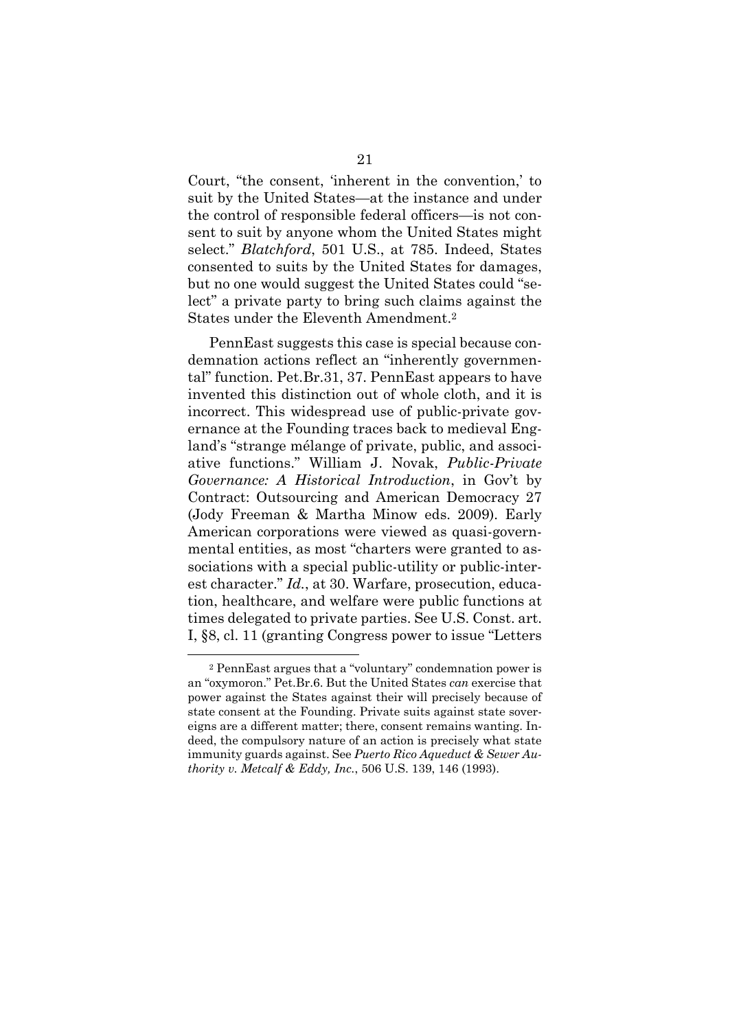Court, "the consent, 'inherent in the convention,' to suit by the United States—at the instance and under the control of responsible federal officers—is not consent to suit by anyone whom the United States might select." *Blatchford*, 501 U.S., at 785. Indeed, States consented to suits by the United States for damages, but no one would suggest the United States could "select" a private party to bring such claims against the States under the Eleventh Amendment.[2]

PennEast suggests this case is special because condemnation actions reflect an "inherently governmental" function. Pet.Br.31, 37. PennEast appears to have invented this distinction out of whole cloth, and it is incorrect. This widespread use of public-private governance at the Founding traces back to medieval England's "strange mélange of private, public, and associative functions." William J. Novak, *Public-Private Governance: A Historical Introduction*, in Gov't by Contract: Outsourcing and American Democracy 27 (Jody Freeman & Martha Minow eds. 2009). Early American corporations were viewed as quasi-governmental entities, as most "charters were granted to associations with a special public-utility or public-interest character." *Id.*, at 30. Warfare, prosecution, education, healthcare, and welfare were public functions at times delegated to private parties. See U.S. Const. art. I, §8, cl. 11 (granting Congress power to issue "Letters

[2] PennEast argues that a "voluntary" condemnation power is an "oxymoron." Pet.Br.6. But the United States *can* exercise that power against the States against their will precisely because of state consent at the Founding. Private suits against state sovereigns are a different matter; there, consent remains wanting. Indeed, the compulsory nature of an action is precisely what state immunity guards against. See *Puerto Rico Aqueduct & Sewer Authority v. Metcalf & Eddy, Inc.*, 506 U.S. 139, 146 (1993).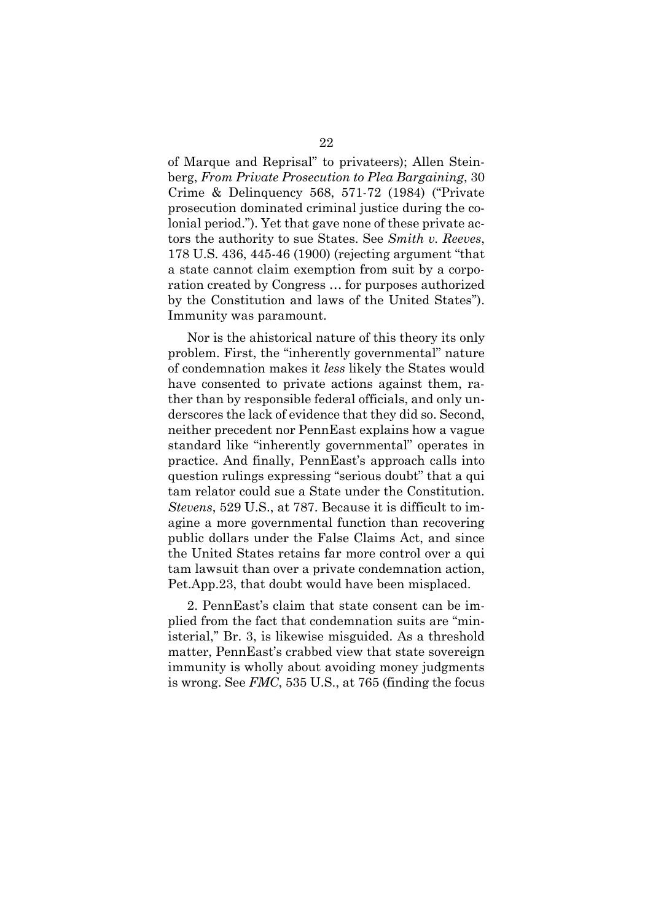of Marque and Reprisal" to privateers); Allen Steinberg, *From Private Prosecution to Plea Bargaining*, 30 Crime & Delinquency 568, 571-72 (1984) ("Private prosecution dominated criminal justice during the colonial period."). Yet that gave none of these private actors the authority to sue States. See *Smith v. Reeves*, 178 U.S. 436, 445-46 (1900) (rejecting argument "that a state cannot claim exemption from suit by a corporation created by Congress … for purposes authorized by the Constitution and laws of the United States"). Immunity was paramount.

Nor is the ahistorical nature of this theory its only problem. First, the "inherently governmental" nature of condemnation makes it *less* likely the States would have consented to private actions against them, rather than by responsible federal officials, and only underscores the lack of evidence that they did so. Second, neither precedent nor PennEast explains how a vague standard like "inherently governmental" operates in practice. And finally, PennEast's approach calls into question rulings expressing "serious doubt" that a qui tam relator could sue a State under the Constitution. *Stevens*, 529 U.S., at 787. Because it is difficult to imagine a more governmental function than recovering public dollars under the False Claims Act, and since the United States retains far more control over a qui tam lawsuit than over a private condemnation action, Pet.App.23, that doubt would have been misplaced.

2. PennEast's claim that state consent can be implied from the fact that condemnation suits are "ministerial," Br. 3, is likewise misguided. As a threshold matter, PennEast's crabbed view that state sovereign immunity is wholly about avoiding money judgments is wrong. See *FMC*, 535 U.S., at 765 (finding the focus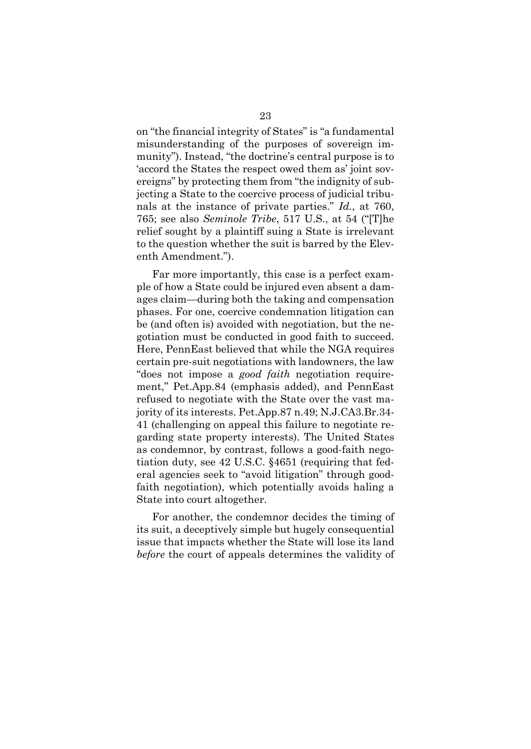on "the financial integrity of States" is "a fundamental misunderstanding of the purposes of sovereign immunity"). Instead, "the doctrine's central purpose is to 'accord the States the respect owed them as' joint sovereigns" by protecting them from "the indignity of subjecting a State to the coercive process of judicial tribunals at the instance of private parties." *Id.*, at 760, 765; see also *Seminole Tribe*, 517 U.S., at 54 ("[T]he relief sought by a plaintiff suing a State is irrelevant to the question whether the suit is barred by the Eleventh Amendment.").

Far more importantly, this case is a perfect example of how a State could be injured even absent a damages claim—during both the taking and compensation phases. For one, coercive condemnation litigation can be (and often is) avoided with negotiation, but the negotiation must be conducted in good faith to succeed. Here, PennEast believed that while the NGA requires certain pre-suit negotiations with landowners, the law "does not impose a *good faith* negotiation requirement," Pet.App.84 (emphasis added), and PennEast refused to negotiate with the State over the vast majority of its interests. Pet.App.87 n.49; N.J.CA3.Br.34-41 (challenging on appeal this failure to negotiate regarding state property interests). The United States as condemnor, by contrast, follows a good-faith negotiation duty, see 42 U.S.C. §4651 (requiring that federal agencies seek to "avoid litigation" through good-faith negotiation), which potentially avoids haling a State into court altogether.

For another, the condemnor decides the timing of its suit, a deceptively simple but hugely consequential issue that impacts whether the State will lose its land *before* the court of appeals determines the validity of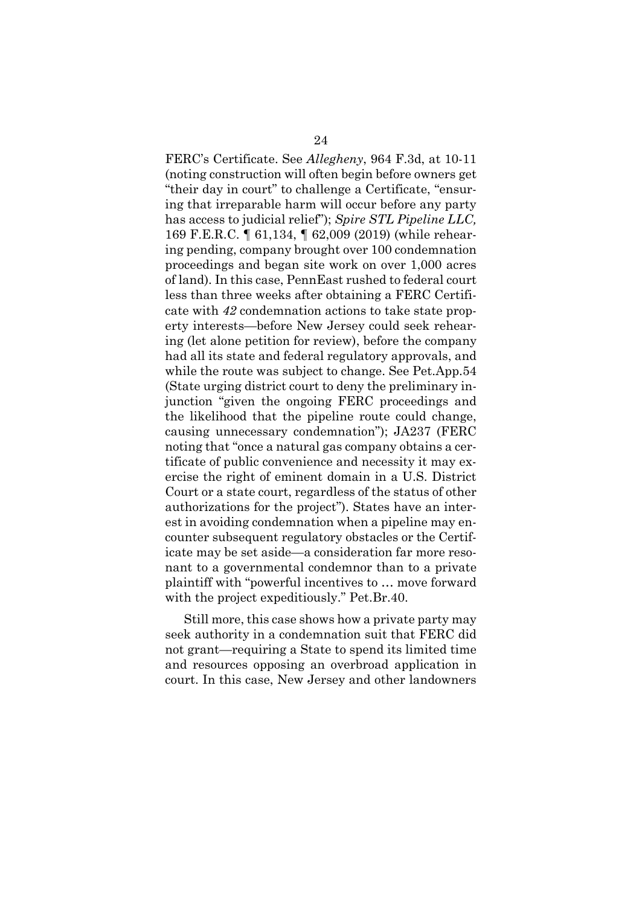FERC's Certificate. See *Allegheny*, 964 F.3d, at 10-11 (noting construction will often begin before owners get "their day in court" to challenge a Certificate, "ensuring that irreparable harm will occur before any party has access to judicial relief"); *Spire STL Pipeline LLC,* 169 F.E.R.C. ¶ 61,134, ¶ 62,009 (2019) (while rehearing pending, company brought over 100 condemnation proceedings and began site work on over 1,000 acres of land). In this case, PennEast rushed to federal court less than three weeks after obtaining a FERC Certificate with *42* condemnation actions to take state property interests—before New Jersey could seek rehearing (let alone petition for review), before the company had all its state and federal regulatory approvals, and while the route was subject to change. See Pet.App.54 (State urging district court to deny the preliminary injunction "given the ongoing FERC proceedings and the likelihood that the pipeline route could change, causing unnecessary condemnation"); JA237 (FERC noting that "once a natural gas company obtains a certificate of public convenience and necessity it may exercise the right of eminent domain in a U.S. District Court or a state court, regardless of the status of other authorizations for the project"). States have an interest in avoiding condemnation when a pipeline may encounter subsequent regulatory obstacles or the Certificate may be set aside—a consideration far more resonant to a governmental condemnor than to a private plaintiff with "powerful incentives to … move forward with the project expeditiously." Pet.Br.40.

Still more, this case shows how a private party may seek authority in a condemnation suit that FERC did not grant—requiring a State to spend its limited time and resources opposing an overbroad application in court. In this case, New Jersey and other landowners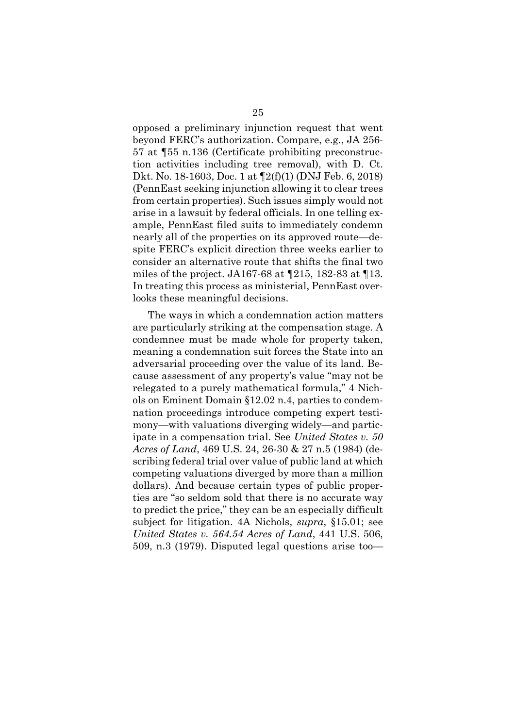opposed a preliminary injunction request that went beyond FERC's authorization. Compare, e.g., JA 256-57 at ¶55 n.136 (Certificate prohibiting preconstruction activities including tree removal), with D. Ct. Dkt. No. 18-1603, Doc. 1 at ¶2(f)(1) (DNJ Feb. 6, 2018) (PennEast seeking injunction allowing it to clear trees from certain properties). Such issues simply would not arise in a lawsuit by federal officials. In one telling example, PennEast filed suits to immediately condemn nearly all of the properties on its approved route—despite FERC's explicit direction three weeks earlier to consider an alternative route that shifts the final two miles of the project. JA167-68 at ¶215, 182-83 at ¶13. In treating this process as ministerial, PennEast overlooks these meaningful decisions.

The ways in which a condemnation action matters are particularly striking at the compensation stage. A condemnee must be made whole for property taken, meaning a condemnation suit forces the State into an adversarial proceeding over the value of its land. Because assessment of any property's value "may not be relegated to a purely mathematical formula," 4 Nichols on Eminent Domain §12.02 n.4, parties to condemnation proceedings introduce competing expert testimony—with valuations diverging widely—and participate in a compensation trial. See *United States v. 50 Acres of Land*, 469 U.S. 24, 26-30 & 27 n.5 (1984) (describing federal trial over value of public land at which competing valuations diverged by more than a million dollars). And because certain types of public properties are "so seldom sold that there is no accurate way to predict the price," they can be an especially difficult subject for litigation. 4A Nichols, *supra*, §15.01; see *United States v. 564.54 Acres of Land*, 441 U.S. 506, 509, n.3 (1979). Disputed legal questions arise too—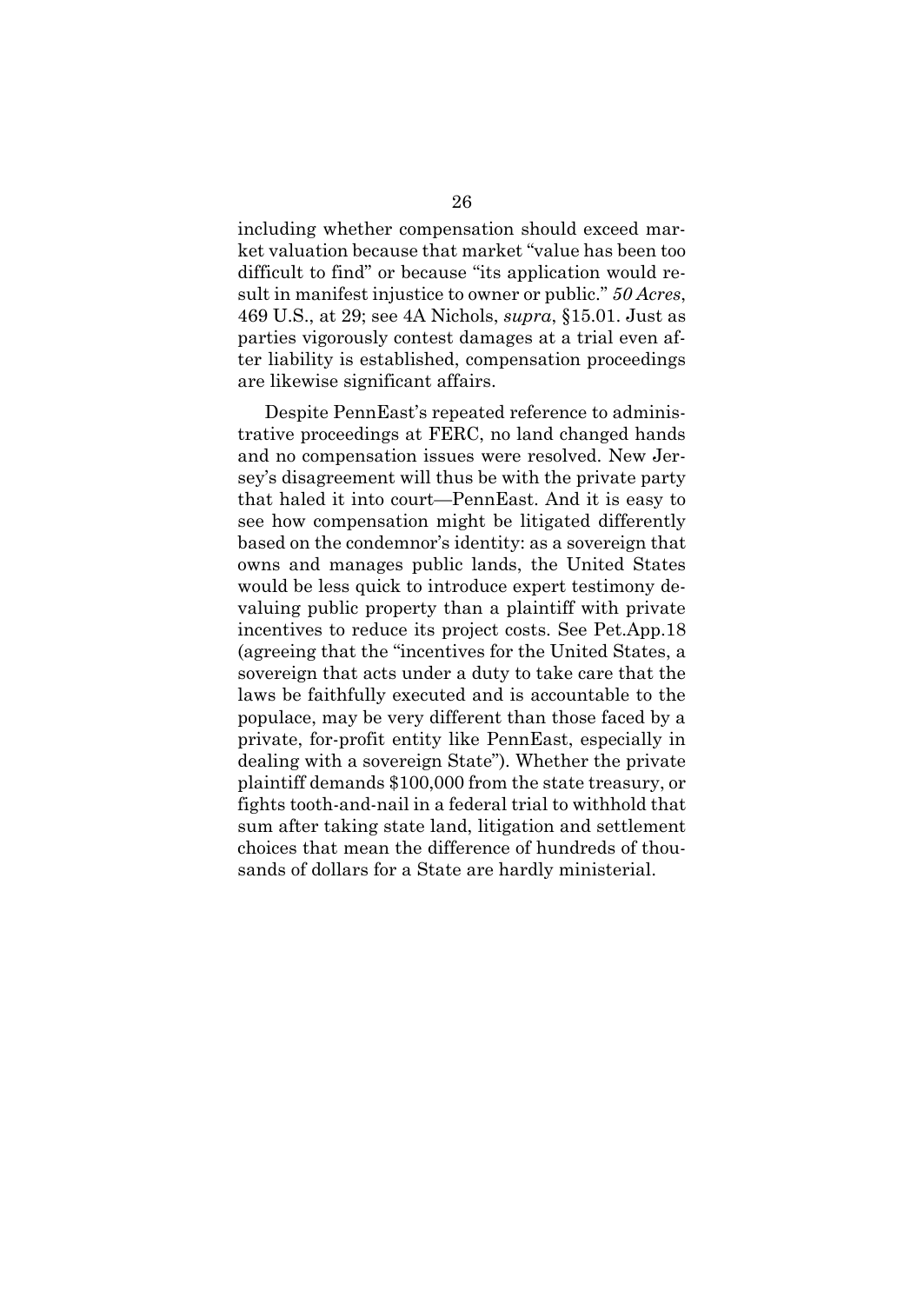including whether compensation should exceed market valuation because that market "value has been too difficult to find" or because "its application would result in manifest injustice to owner or public." *50 Acres*, 469 U.S., at 29; see 4A Nichols, *supra*, §15.01. Just as parties vigorously contest damages at a trial even after liability is established, compensation proceedings are likewise significant affairs.

Despite PennEast's repeated reference to administrative proceedings at FERC, no land changed hands and no compensation issues were resolved. New Jersey's disagreement will thus be with the private party that haled it into court—PennEast. And it is easy to see how compensation might be litigated differently based on the condemnor's identity: as a sovereign that owns and manages public lands, the United States would be less quick to introduce expert testimony devaluing public property than a plaintiff with private incentives to reduce its project costs. See Pet.App.18 (agreeing that the "incentives for the United States, a sovereign that acts under a duty to take care that the laws be faithfully executed and is accountable to the populace, may be very different than those faced by a private, for-profit entity like PennEast, especially in dealing with a sovereign State"). Whether the private plaintiff demands $100,000 from the state treasury, or fights tooth-and-nail in a federal trial to withhold that sum after taking state land, litigation and settlement choices that mean the difference of hundreds of thousands of dollars for a State are hardly ministerial.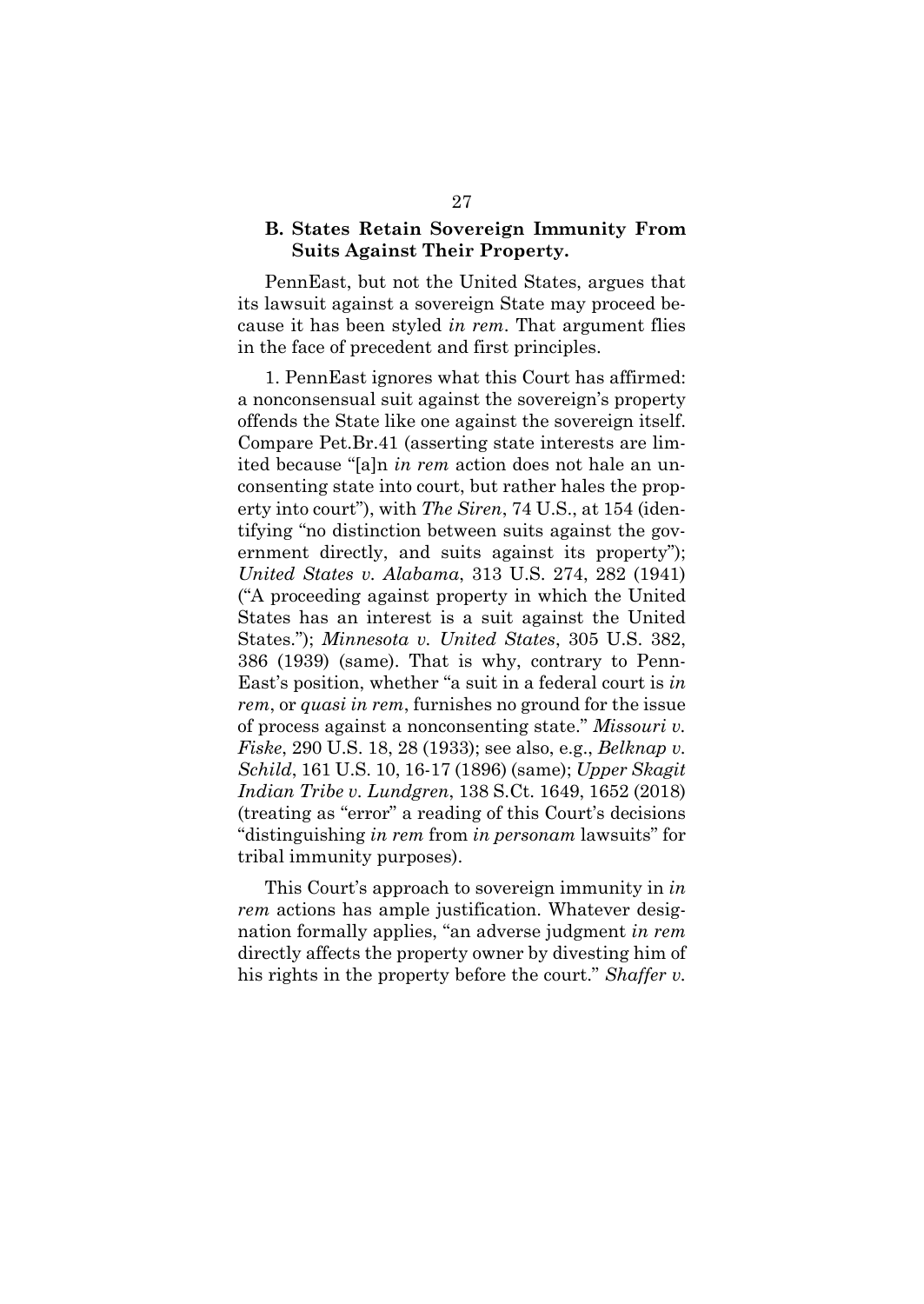### B. States Retain Sovereign Immunity From Suits Against Their Property.

PennEast, but not the United States, argues that its lawsuit against a sovereign State may proceed because it has been styled *in rem*. That argument flies in the face of precedent and first principles.

1. PennEast ignores what this Court has affirmed: a nonconsensual suit against the sovereign's property offends the State like one against the sovereign itself. Compare Pet.Br.41 (asserting state interests are limited because "[a]n *in rem* action does not hale an unconsenting state into court, but rather hales the property into court"), with *The Siren*, 74 U.S., at 154 (identifying "no distinction between suits against the government directly, and suits against its property"); *United States v. Alabama*, 313 U.S. 274, 282 (1941) ("A proceeding against property in which the United States has an interest is a suit against the United States."); *Minnesota v. United States*, 305 U.S. 382, 386 (1939) (same). That is why, contrary to PennEast's position, whether "a suit in a federal court is *in rem*, or *quasi in rem*, furnishes no ground for the issue of process against a nonconsenting state." *Missouri v. Fiske*, 290 U.S. 18, 28 (1933); see also, e.g., *Belknap v. Schild*, 161 U.S. 10, 16-17 (1896) (same); *Upper Skagit Indian Tribe v. Lundgren*, 138 S.Ct. 1649, 1652 (2018) (treating as "error" a reading of this Court's decisions "distinguishing *in rem* from *in personam* lawsuits" for tribal immunity purposes).

This Court's approach to sovereign immunity in *in rem* actions has ample justification. Whatever designation formally applies, "an adverse judgment *in rem* directly affects the property owner by divesting him of his rights in the property before the court." *Shaffer v.*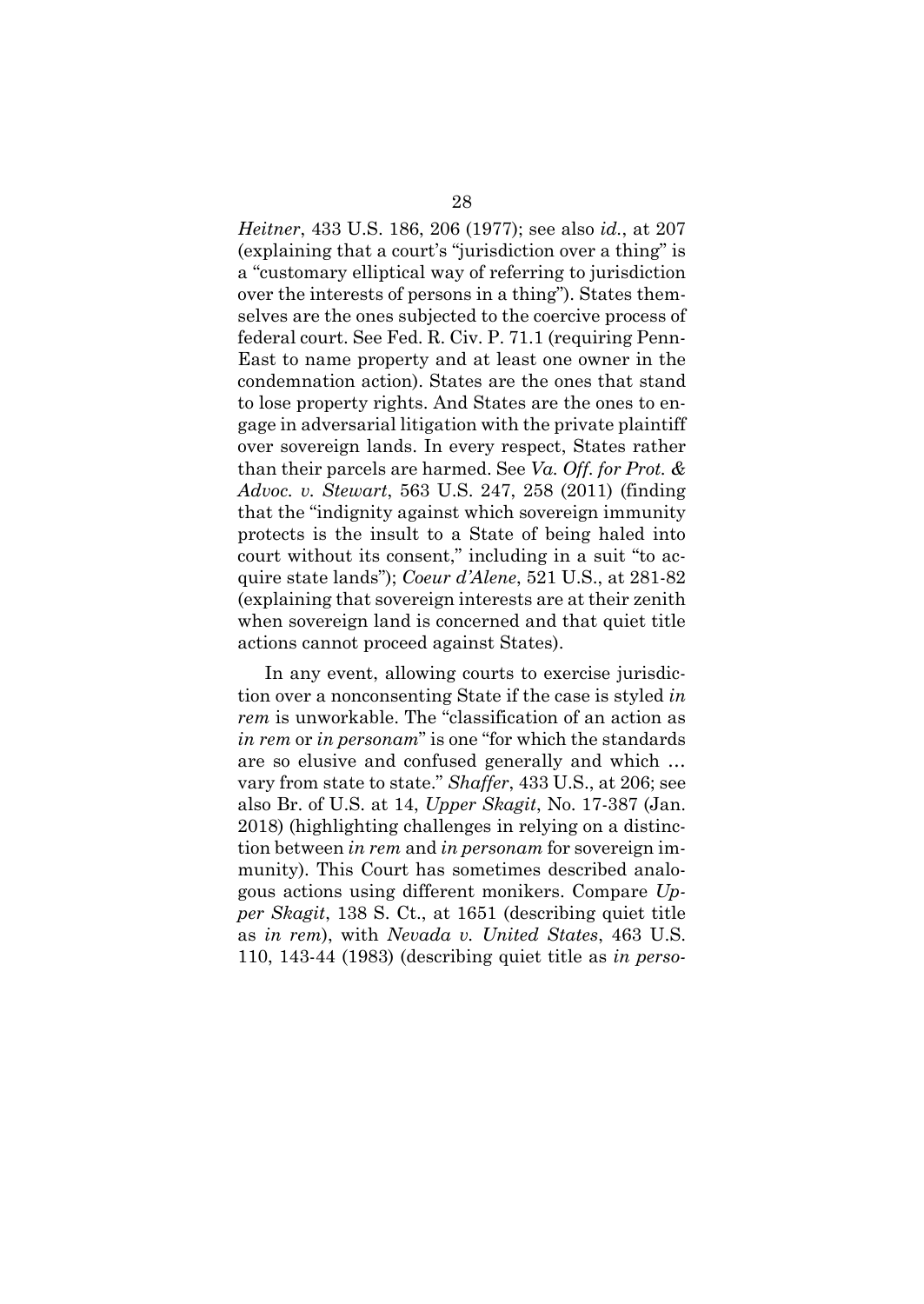*Heitner*, 433 U.S. 186, 206 (1977); see also *id.*, at 207 (explaining that a court's "jurisdiction over a thing" is a "customary elliptical way of referring to jurisdiction over the interests of persons in a thing"). States themselves are the ones subjected to the coercive process of federal court. See Fed. R. Civ. P. 71.1 (requiring PennEast to name property and at least one owner in the condemnation action). States are the ones that stand to lose property rights. And States are the ones to engage in adversarial litigation with the private plaintiff over sovereign lands. In every respect, States rather than their parcels are harmed. See *Va. Off. for Prot. & Advoc. v. Stewart*, 563 U.S. 247, 258 (2011) (finding that the "indignity against which sovereign immunity protects is the insult to a State of being haled into court without its consent," including in a suit "to acquire state lands"); *Coeur d'Alene*, 521 U.S., at 281-82 (explaining that sovereign interests are at their zenith when sovereign land is concerned and that quiet title actions cannot proceed against States).

In any event, allowing courts to exercise jurisdiction over a nonconsenting State if the case is styled *in rem* is unworkable. The "classification of an action as *in rem* or *in personam*" is one "for which the standards are so elusive and confused generally and which … vary from state to state." *Shaffer*, 433 U.S., at 206; see also Br. of U.S. at 14, *Upper Skagit*, No. 17-387 (Jan. 2018) (highlighting challenges in relying on a distinction between *in rem* and *in personam* for sovereign immunity). This Court has sometimes described analogous actions using different monikers. Compare *Upper Skagit*, 138 S. Ct., at 1651 (describing quiet title as *in rem*), with *Nevada v. United States*, 463 U.S. 110, 143-44 (1983) (describing quiet title as *in perso-*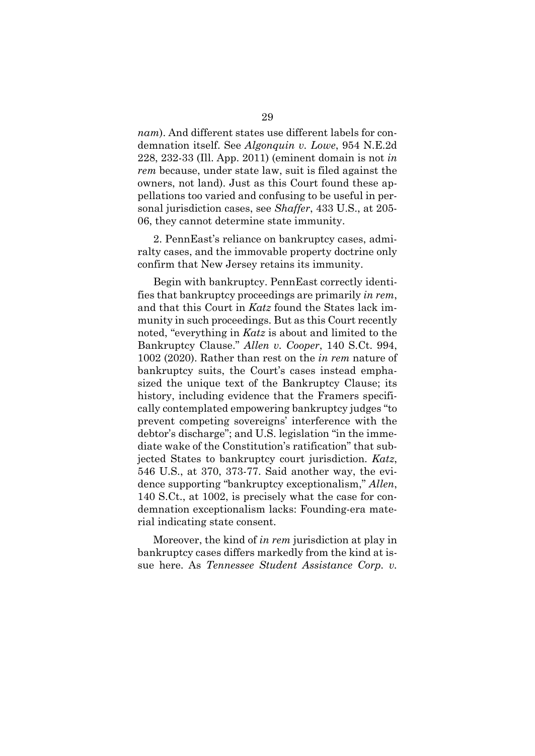*nam*). And different states use different labels for condemnation itself. See *Algonquin v. Lowe*, 954 N.E.2d 228, 232-33 (Ill. App. 2011) (eminent domain is not *in rem* because, under state law, suit is filed against the owners, not land). Just as this Court found these appellations too varied and confusing to be useful in personal jurisdiction cases, see *Shaffer*, 433 U.S., at 205-06, they cannot determine state immunity.

2. PennEast's reliance on bankruptcy cases, admiralty cases, and the immovable property doctrine only confirm that New Jersey retains its immunity.

Begin with bankruptcy. PennEast correctly identifies that bankruptcy proceedings are primarily *in rem*, and that this Court in *Katz* found the States lack immunity in such proceedings. But as this Court recently noted, "everything in *Katz* is about and limited to the Bankruptcy Clause." *Allen v. Cooper*, 140 S.Ct. 994, 1002 (2020). Rather than rest on the *in rem* nature of bankruptcy suits, the Court's cases instead emphasized the unique text of the Bankruptcy Clause; its history, including evidence that the Framers specifically contemplated empowering bankruptcy judges "to prevent competing sovereigns' interference with the debtor's discharge"; and U.S. legislation "in the immediate wake of the Constitution's ratification" that subjected States to bankruptcy court jurisdiction. *Katz*, 546 U.S., at 370, 373-77. Said another way, the evidence supporting "bankruptcy exceptionalism," *Allen*, 140 S.Ct., at 1002, is precisely what the case for condemnation exceptionalism lacks: Founding-era material indicating state consent.

Moreover, the kind of *in rem* jurisdiction at play in bankruptcy cases differs markedly from the kind at issue here. As *Tennessee Student Assistance Corp. v.*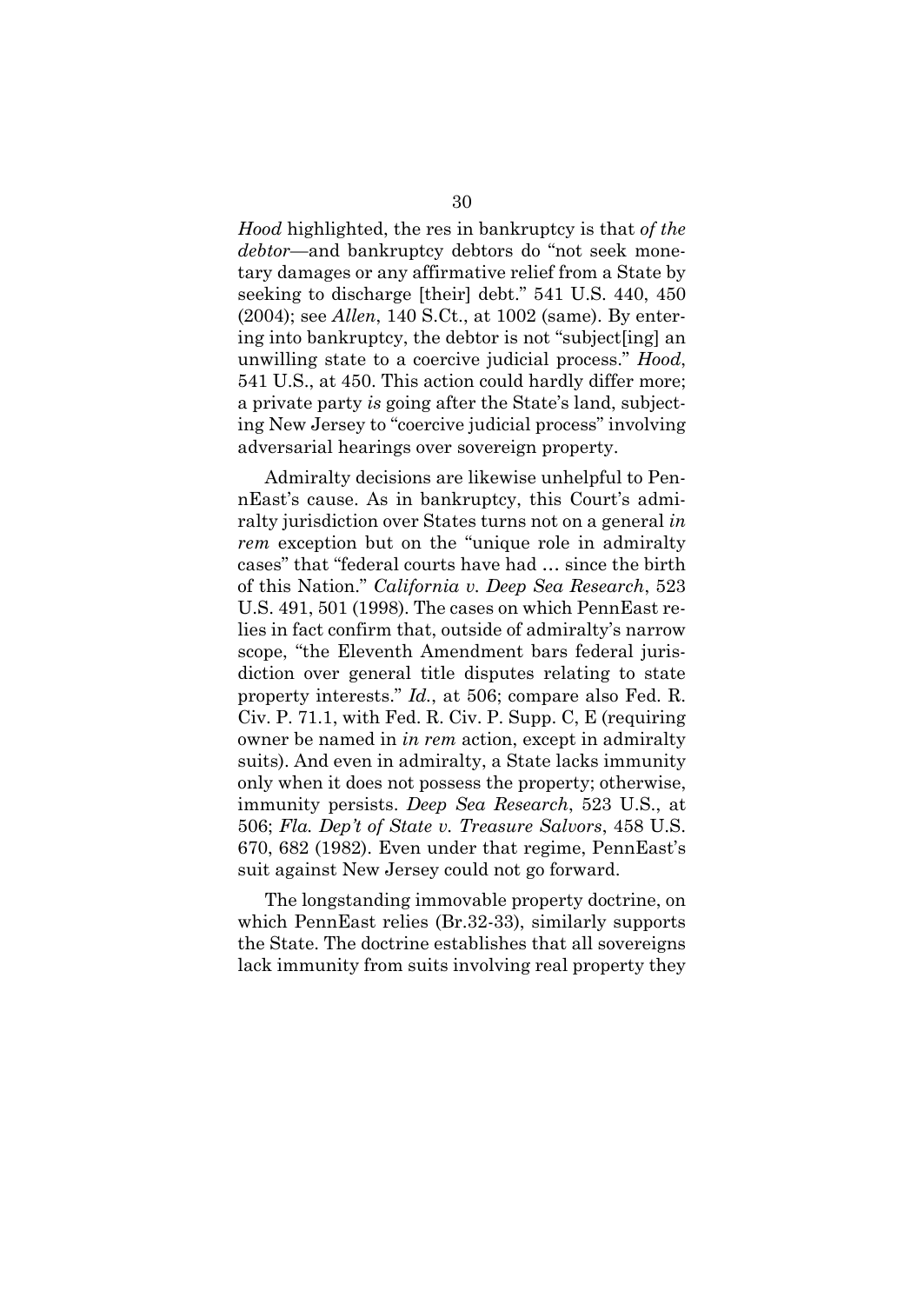*Hood* highlighted, the res in bankruptcy is that *of the debtor*—and bankruptcy debtors do "not seek monetary damages or any affirmative relief from a State by seeking to discharge [their] debt." 541 U.S. 440, 450 (2004); see *Allen*, 140 S.Ct., at 1002 (same). By entering into bankruptcy, the debtor is not "subject[ing] an unwilling state to a coercive judicial process." *Hood*, 541 U.S., at 450. This action could hardly differ more; a private party *is* going after the State's land, subjecting New Jersey to "coercive judicial process" involving adversarial hearings over sovereign property.

Admiralty decisions are likewise unhelpful to PennEast's cause. As in bankruptcy, this Court's admiralty jurisdiction over States turns not on a general *in rem* exception but on the "unique role in admiralty cases" that "federal courts have had … since the birth of this Nation." *California v. Deep Sea Research*, 523 U.S. 491, 501 (1998). The cases on which PennEast relies in fact confirm that, outside of admiralty's narrow scope, "the Eleventh Amendment bars federal jurisdiction over general title disputes relating to state property interests." *Id.*, at 506; compare also Fed. R. Civ. P. 71.1, with Fed. R. Civ. P. Supp. C, E (requiring owner be named in *in rem* action, except in admiralty suits). And even in admiralty, a State lacks immunity only when it does not possess the property; otherwise, immunity persists. *Deep Sea Research*, 523 U.S., at 506; *Fla. Dep't of State v. Treasure Salvors*, 458 U.S. 670, 682 (1982). Even under that regime, PennEast's suit against New Jersey could not go forward.

The longstanding immovable property doctrine, on which PennEast relies (Br.32-33), similarly supports the State. The doctrine establishes that all sovereigns lack immunity from suits involving real property they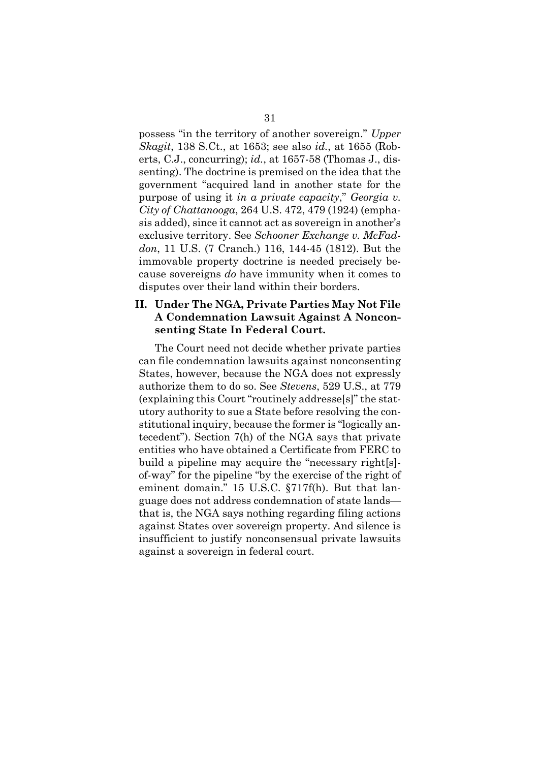possess "in the territory of another sovereign." *Upper Skagit*, 138 S.Ct., at 1653; see also *id.*, at 1655 (Roberts, C.J., concurring); *id.*, at 1657-58 (Thomas J., dissenting). The doctrine is premised on the idea that the government "acquired land in another state for the purpose of using it *in a private capacity*," *Georgia v. City of Chattanooga*, 264 U.S. 472, 479 (1924) (emphasis added), since it cannot act as sovereign in another's exclusive territory. See *Schooner Exchange v. McFaddon*, 11 U.S. (7 Cranch.) 116, 144-45 (1812). But the immovable property doctrine is needed precisely because sovereigns *do* have immunity when it comes to disputes over their land within their borders.

## II. Under The NGA, Private Parties May Not File A Condemnation Lawsuit Against A Nonconsenting State In Federal Court.

The Court need not decide whether private parties can file condemnation lawsuits against nonconsenting States, however, because the NGA does not expressly authorize them to do so. See *Stevens*, 529 U.S., at 779 (explaining this Court "routinely addresse[s]" the statutory authority to sue a State before resolving the constitutional inquiry, because the former is "logically antecedent"). Section 7(h) of the NGA says that private entities who have obtained a Certificate from FERC to build a pipeline may acquire the "necessary right[s]-of-way" for the pipeline "by the exercise of the right of eminent domain." 15 U.S.C. §717f(h). But that language does not address condemnation of state lands—that is, the NGA says nothing regarding filing actions against States over sovereign property. And silence is insufficient to justify nonconsensual private lawsuits against a sovereign in federal court.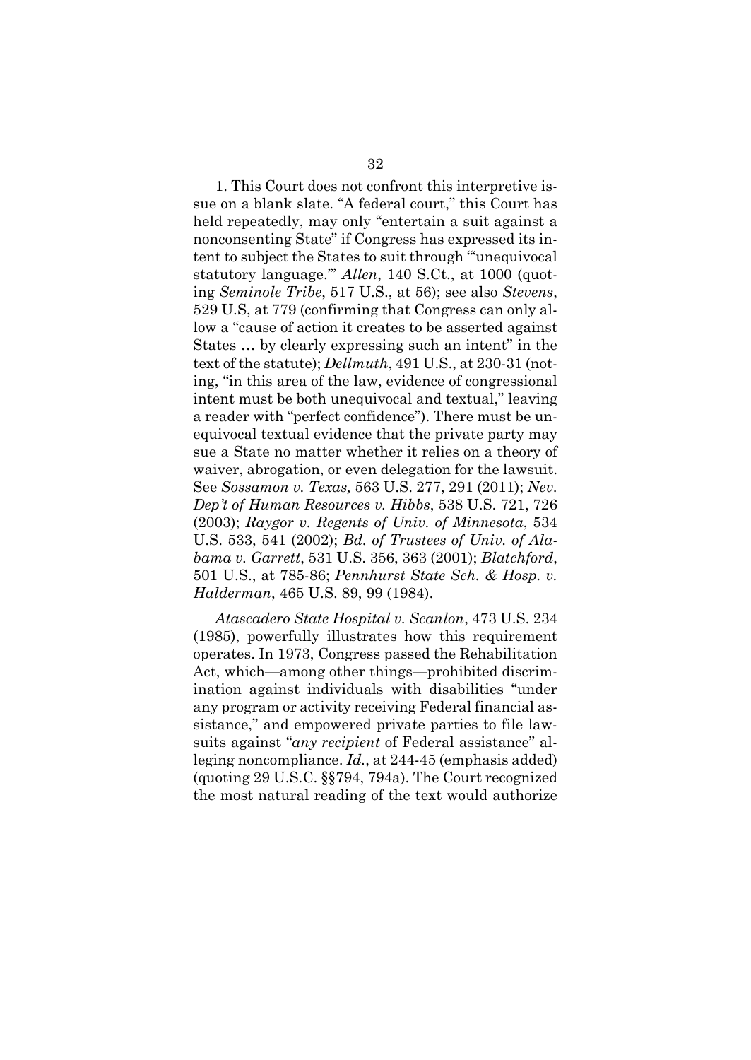1. This Court does not confront this interpretive issue on a blank slate. "A federal court," this Court has held repeatedly, may only "entertain a suit against a nonconsenting State" if Congress has expressed its intent to subject the States to suit through "'unequivocal statutory language.'" *Allen*, 140 S.Ct., at 1000 (quoting *Seminole Tribe*, 517 U.S., at 56); see also *Stevens*, 529 U.S, at 779 (confirming that Congress can only allow a "cause of action it creates to be asserted against States … by clearly expressing such an intent" in the text of the statute); *Dellmuth*, 491 U.S., at 230-31 (noting, "in this area of the law, evidence of congressional intent must be both unequivocal and textual," leaving a reader with "perfect confidence"). There must be unequivocal textual evidence that the private party may sue a State no matter whether it relies on a theory of waiver, abrogation, or even delegation for the lawsuit. See *Sossamon v. Texas,* 563 U.S. 277, 291 (2011); *Nev. Dep't of Human Resources v. Hibbs*, 538 U.S. 721, 726 (2003); *Raygor v. Regents of Univ. of Minnesota*, 534 U.S. 533, 541 (2002); *Bd. of Trustees of Univ. of Alabama v. Garrett*, 531 U.S. 356, 363 (2001); *Blatchford*, 501 U.S., at 785-86; *Pennhurst State Sch. & Hosp. v. Halderman*, 465 U.S. 89, 99 (1984).

*Atascadero State Hospital v. Scanlon*, 473 U.S. 234 (1985), powerfully illustrates how this requirement operates. In 1973, Congress passed the Rehabilitation Act, which—among other things—prohibited discrimination against individuals with disabilities "under any program or activity receiving Federal financial assistance," and empowered private parties to file lawsuits against "*any recipient* of Federal assistance" alleging noncompliance. *Id.*, at 244-45 (emphasis added) (quoting 29 U.S.C. §§794, 794a). The Court recognized the most natural reading of the text would authorize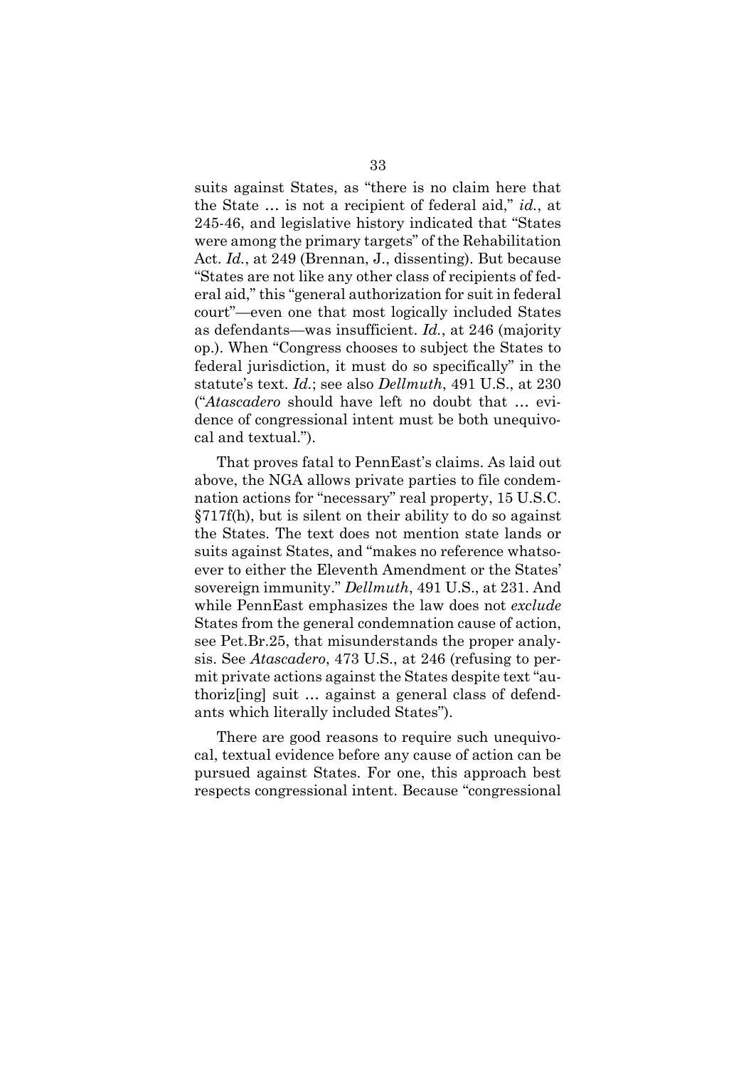suits against States, as "there is no claim here that the State … is not a recipient of federal aid," *id.*, at 245-46, and legislative history indicated that "States were among the primary targets" of the Rehabilitation Act. *Id.*, at 249 (Brennan, J., dissenting). But because "States are not like any other class of recipients of federal aid," this "general authorization for suit in federal court"—even one that most logically included States as defendants—was insufficient. *Id.*, at 246 (majority op.). When "Congress chooses to subject the States to federal jurisdiction, it must do so specifically" in the statute's text. *Id.*; see also *Dellmuth*, 491 U.S., at 230 ("*Atascadero* should have left no doubt that … evidence of congressional intent must be both unequivocal and textual.").

That proves fatal to PennEast's claims. As laid out above, the NGA allows private parties to file condemnation actions for "necessary" real property, 15 U.S.C. §717f(h), but is silent on their ability to do so against the States. The text does not mention state lands or suits against States, and "makes no reference whatsoever to either the Eleventh Amendment or the States' sovereign immunity." *Dellmuth*, 491 U.S., at 231. And while PennEast emphasizes the law does not *exclude* States from the general condemnation cause of action, see Pet.Br.25, that misunderstands the proper analysis. See *Atascadero*, 473 U.S., at 246 (refusing to permit private actions against the States despite text "authoriz[ing] suit … against a general class of defendants which literally included States").

There are good reasons to require such unequivocal, textual evidence before any cause of action can be pursued against States. For one, this approach best respects congressional intent. Because "congressional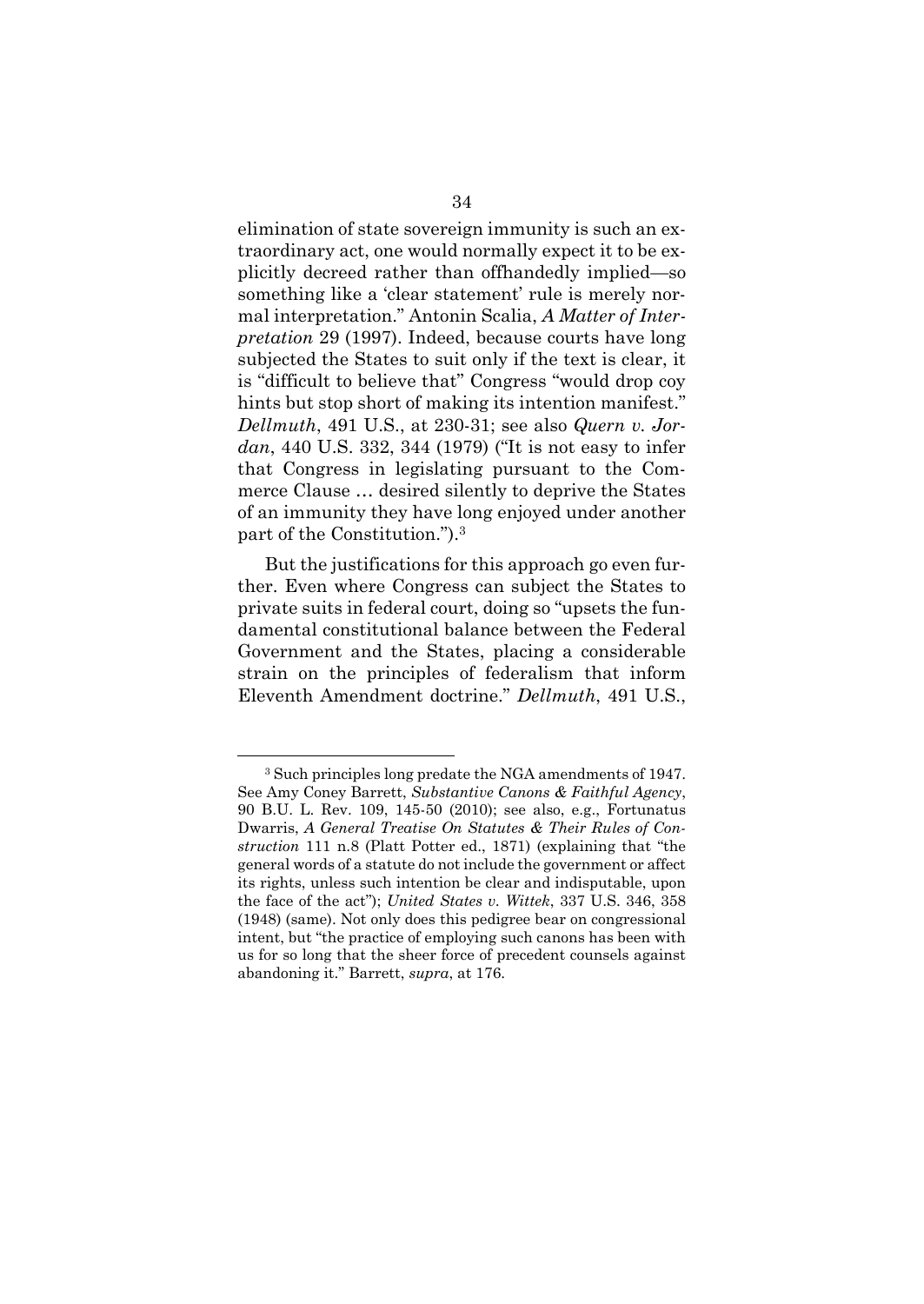elimination of state sovereign immunity is such an extraordinary act, one would normally expect it to be explicitly decreed rather than offhandedly implied—so something like a 'clear statement' rule is merely normal interpretation." Antonin Scalia, *A Matter of Interpretation* 29 (1997). Indeed, because courts have long subjected the States to suit only if the text is clear, it is "difficult to believe that" Congress "would drop coy hints but stop short of making its intention manifest." *Dellmuth*, 491 U.S., at 230-31; see also *Quern v. Jordan*, 440 U.S. 332, 344 (1979) ("It is not easy to infer that Congress in legislating pursuant to the Commerce Clause … desired silently to deprive the States of an immunity they have long enjoyed under another part of the Constitution.").[3]

But the justifications for this approach go even further. Even where Congress can subject the States to private suits in federal court, doing so "upsets the fundamental constitutional balance between the Federal Government and the States, placing a considerable strain on the principles of federalism that inform Eleventh Amendment doctrine." *Dellmuth*, 491 U.S.,

---

[3] Such principles long predate the NGA amendments of 1947. See Amy Coney Barrett, *Substantive Canons & Faithful Agency*, 90 B.U. L. Rev. 109, 145-50 (2010); see also, e.g., Fortunatus Dwarris, *A General Treatise On Statutes & Their Rules of Construction* 111 n.8 (Platt Potter ed., 1871) (explaining that "the general words of a statute do not include the government or affect its rights, unless such intention be clear and indisputable, upon the face of the act"); *United States v. Wittek*, 337 U.S. 346, 358 (1948) (same). Not only does this pedigree bear on congressional intent, but "the practice of employing such canons has been with us for so long that the sheer force of precedent counsels against abandoning it." Barrett, *supra*, at 176.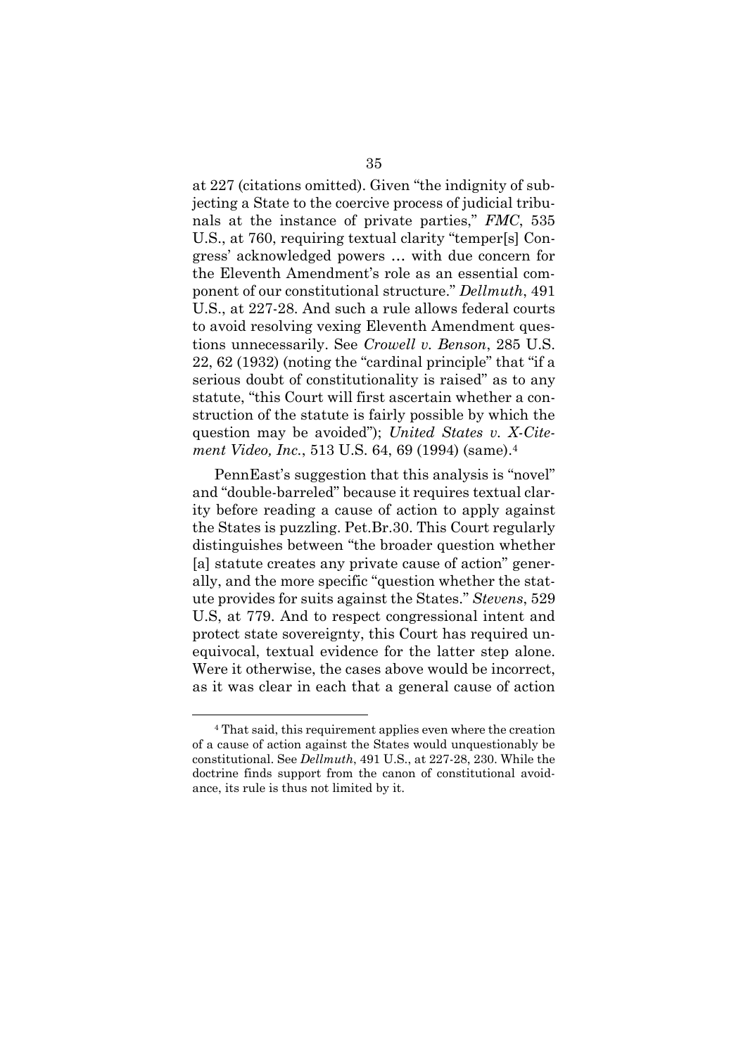at 227 (citations omitted). Given "the indignity of subjecting a State to the coercive process of judicial tribunals at the instance of private parties," *FMC*, 535 U.S., at 760, requiring textual clarity "temper[s] Congress' acknowledged powers … with due concern for the Eleventh Amendment's role as an essential component of our constitutional structure." *Dellmuth*, 491 U.S., at 227-28. And such a rule allows federal courts to avoid resolving vexing Eleventh Amendment questions unnecessarily. See *Crowell v. Benson*, 285 U.S. 22, 62 (1932) (noting the "cardinal principle" that "if a serious doubt of constitutionality is raised" as to any statute, "this Court will first ascertain whether a construction of the statute is fairly possible by which the question may be avoided"); *United States v. X-Citement Video, Inc.*, 513 U.S. 64, 69 (1994) (same).[4]

PennEast's suggestion that this analysis is "novel" and "double-barreled" because it requires textual clarity before reading a cause of action to apply against the States is puzzling. Pet.Br.30. This Court regularly distinguishes between "the broader question whether [a] statute creates any private cause of action" generally, and the more specific "question whether the statute provides for suits against the States." *Stevens*, 529 U.S, at 779. And to respect congressional intent and protect state sovereignty, this Court has required unequivocal, textual evidence for the latter step alone. Were it otherwise, the cases above would be incorrect, as it was clear in each that a general cause of action

---

[4] That said, this requirement applies even where the creation of a cause of action against the States would unquestionably be constitutional. See *Dellmuth*, 491 U.S., at 227-28, 230. While the doctrine finds support from the canon of constitutional avoidance, its rule is thus not limited by it.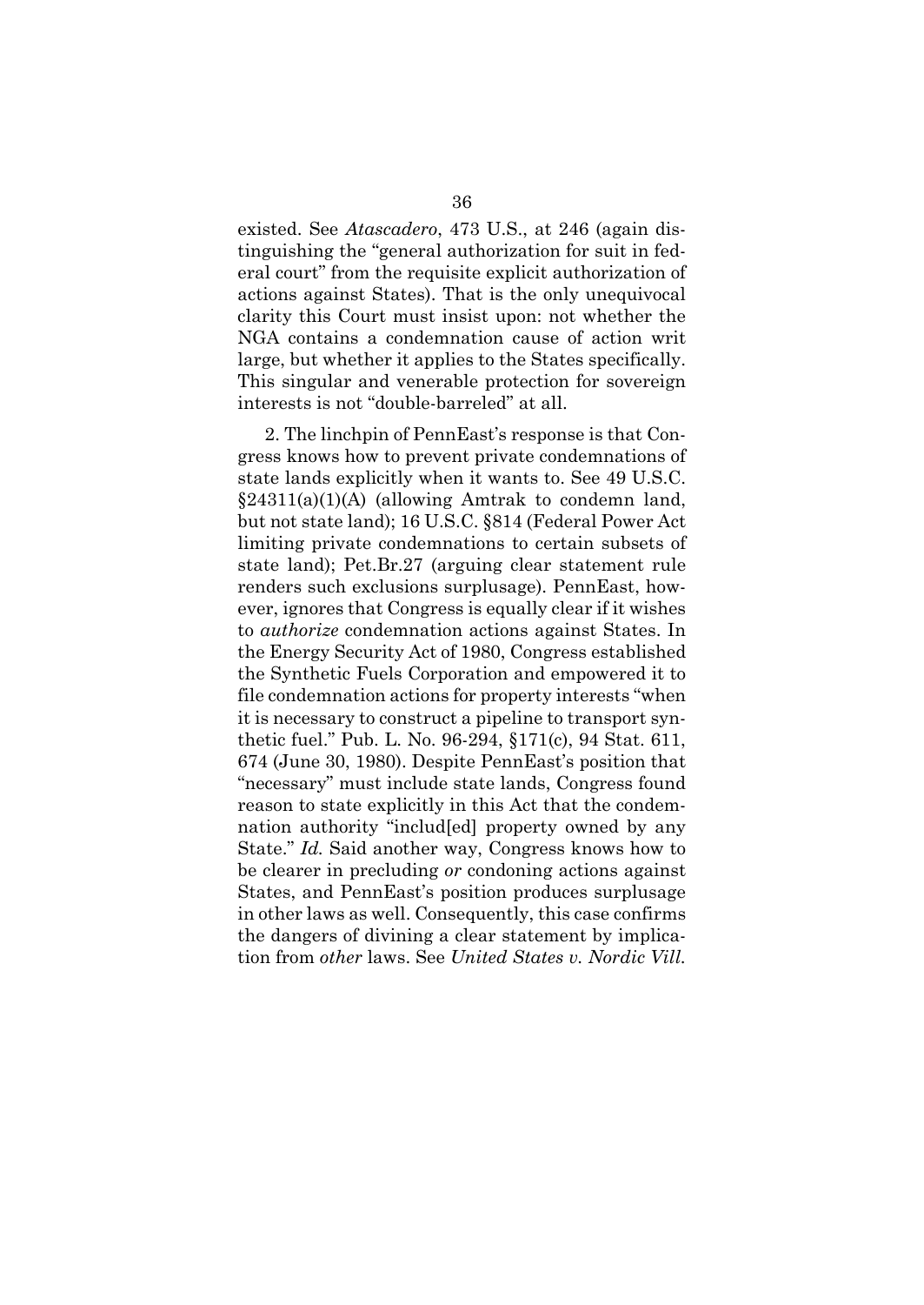existed. See *Atascadero*, 473 U.S., at 246 (again distinguishing the "general authorization for suit in federal court" from the requisite explicit authorization of actions against States). That is the only unequivocal clarity this Court must insist upon: not whether the NGA contains a condemnation cause of action writ large, but whether it applies to the States specifically. This singular and venerable protection for sovereign interests is not "double-barreled" at all.

2. The linchpin of PennEast's response is that Congress knows how to prevent private condemnations of state lands explicitly when it wants to. See 49 U.S.C. §24311(a)(1)(A) (allowing Amtrak to condemn land, but not state land); 16 U.S.C. §814 (Federal Power Act limiting private condemnations to certain subsets of state land); Pet.Br.27 (arguing clear statement rule renders such exclusions surplusage). PennEast, however, ignores that Congress is equally clear if it wishes to *authorize* condemnation actions against States. In the Energy Security Act of 1980, Congress established the Synthetic Fuels Corporation and empowered it to file condemnation actions for property interests "when it is necessary to construct a pipeline to transport synthetic fuel." Pub. L. No. 96-294, §171(c), 94 Stat. 611, 674 (June 30, 1980). Despite PennEast's position that "necessary" must include state lands, Congress found reason to state explicitly in this Act that the condemnation authority "includ[ed] property owned by any State." *Id.* Said another way, Congress knows how to be clearer in precluding *or* condoning actions against States, and PennEast's position produces surplusage in other laws as well. Consequently, this case confirms the dangers of divining a clear statement by implication from *other* laws. See *United States v. Nordic Vill.*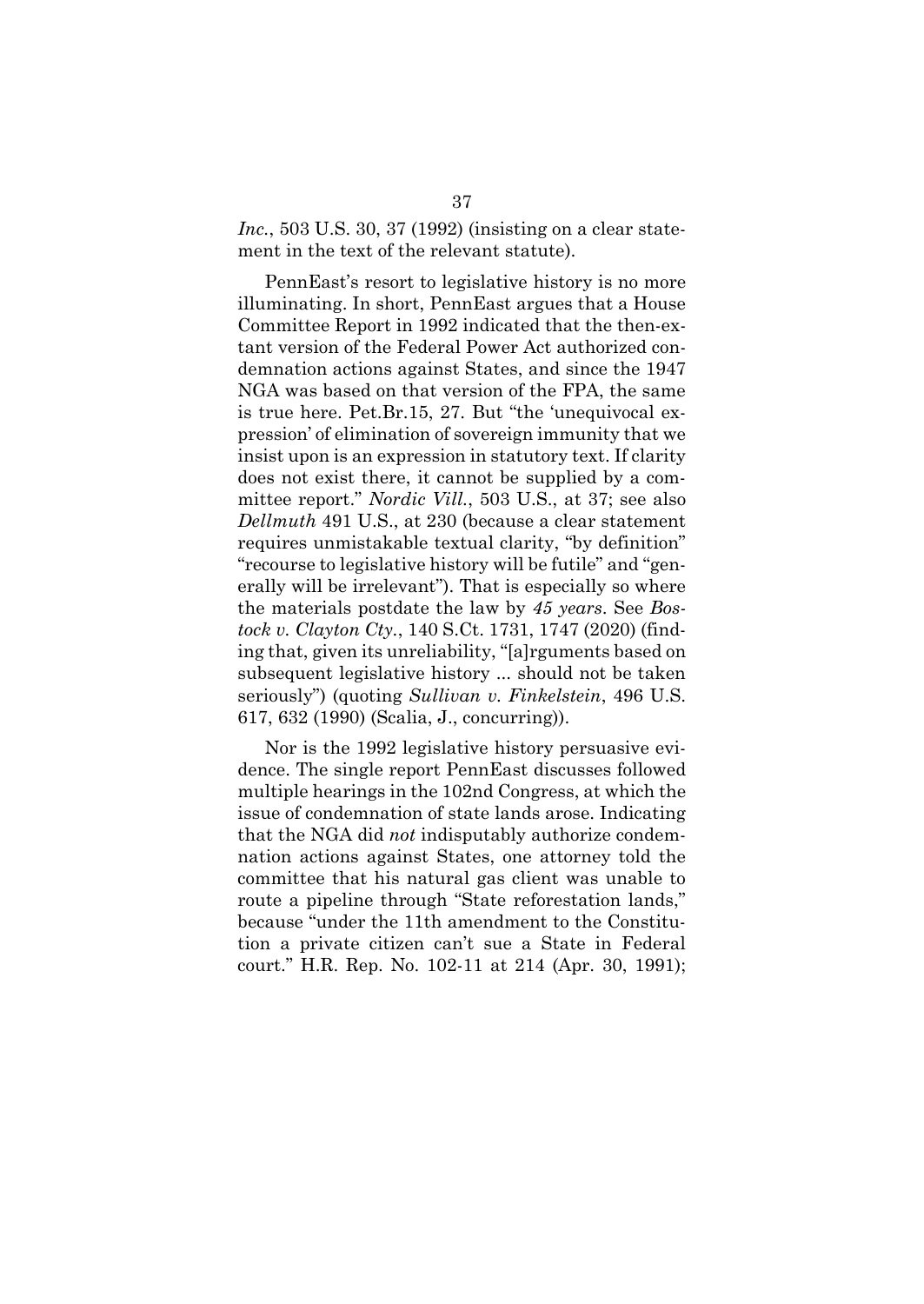*Inc.*, 503 U.S. 30, 37 (1992) (insisting on a clear statement in the text of the relevant statute).

PennEast's resort to legislative history is no more illuminating. In short, PennEast argues that a House Committee Report in 1992 indicated that the then-extant version of the Federal Power Act authorized condemnation actions against States, and since the 1947 NGA was based on that version of the FPA, the same is true here. Pet.Br.15, 27. But "the 'unequivocal expression' of elimination of sovereign immunity that we insist upon is an expression in statutory text. If clarity does not exist there, it cannot be supplied by a committee report." *Nordic Vill.*, 503 U.S., at 37; see also *Dellmuth* 491 U.S., at 230 (because a clear statement requires unmistakable textual clarity, "by definition" "recourse to legislative history will be futile" and "generally will be irrelevant"). That is especially so where the materials postdate the law by *45 years*. See *Bostock v. Clayton Cty.*, 140 S.Ct. 1731, 1747 (2020) (finding that, given its unreliability, "[a]rguments based on subsequent legislative history ... should not be taken seriously") (quoting *Sullivan v. Finkelstein*, 496 U.S. 617, 632 (1990) (Scalia, J., concurring)).

Nor is the 1992 legislative history persuasive evidence. The single report PennEast discusses followed multiple hearings in the 102nd Congress, at which the issue of condemnation of state lands arose. Indicating that the NGA did *not* indisputably authorize condemnation actions against States, one attorney told the committee that his natural gas client was unable to route a pipeline through "State reforestation lands," because "under the 11th amendment to the Constitution a private citizen can't sue a State in Federal court." H.R. Rep. No. 102-11 at 214 (Apr. 30, 1991);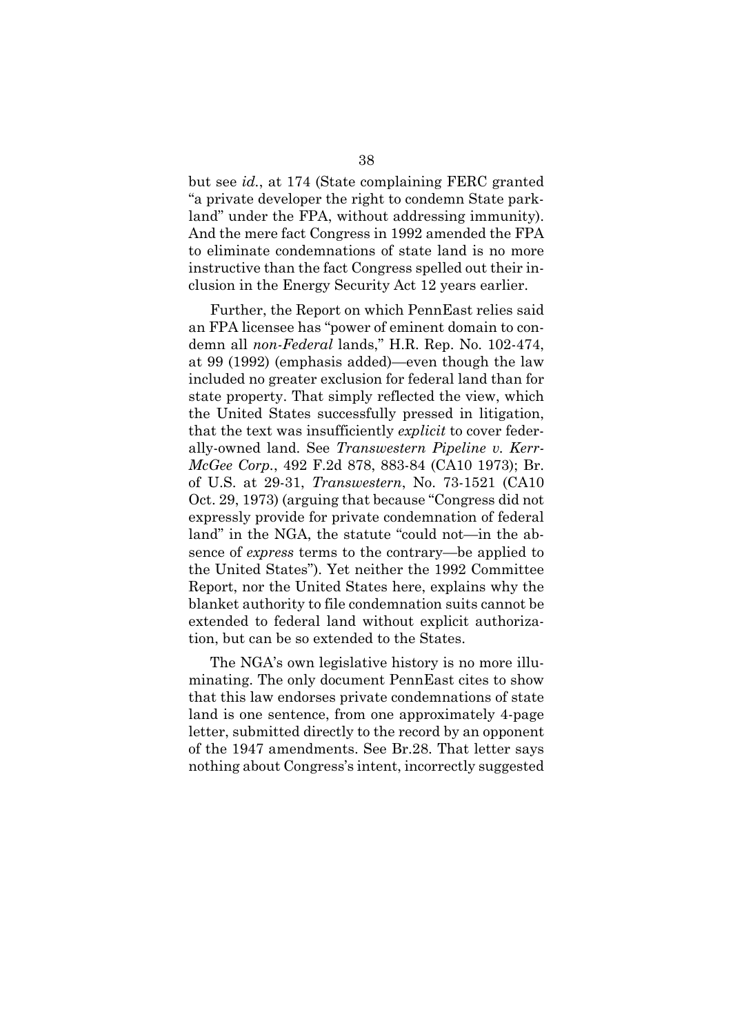but see *id.*, at 174 (State complaining FERC granted "a private developer the right to condemn State parkland" under the FPA, without addressing immunity). And the mere fact Congress in 1992 amended the FPA to eliminate condemnations of state land is no more instructive than the fact Congress spelled out their inclusion in the Energy Security Act 12 years earlier.

Further, the Report on which PennEast relies said an FPA licensee has "power of eminent domain to condemn all *non-Federal* lands," H.R. Rep. No. 102-474, at 99 (1992) (emphasis added)—even though the law included no greater exclusion for federal land than for state property. That simply reflected the view, which the United States successfully pressed in litigation, that the text was insufficiently *explicit* to cover federally-owned land. See *Transwestern Pipeline v. Kerr-McGee Corp.*, 492 F.2d 878, 883-84 (CA10 1973); Br. of U.S. at 29-31, *Transwestern*, No. 73-1521 (CA10 Oct. 29, 1973) (arguing that because "Congress did not expressly provide for private condemnation of federal land" in the NGA, the statute "could not—in the absence of *express* terms to the contrary—be applied to the United States"). Yet neither the 1992 Committee Report, nor the United States here, explains why the blanket authority to file condemnation suits cannot be extended to federal land without explicit authorization, but can be so extended to the States.

The NGA's own legislative history is no more illuminating. The only document PennEast cites to show that this law endorses private condemnations of state land is one sentence, from one approximately 4-page letter, submitted directly to the record by an opponent of the 1947 amendments. See Br.28. That letter says nothing about Congress's intent, incorrectly suggested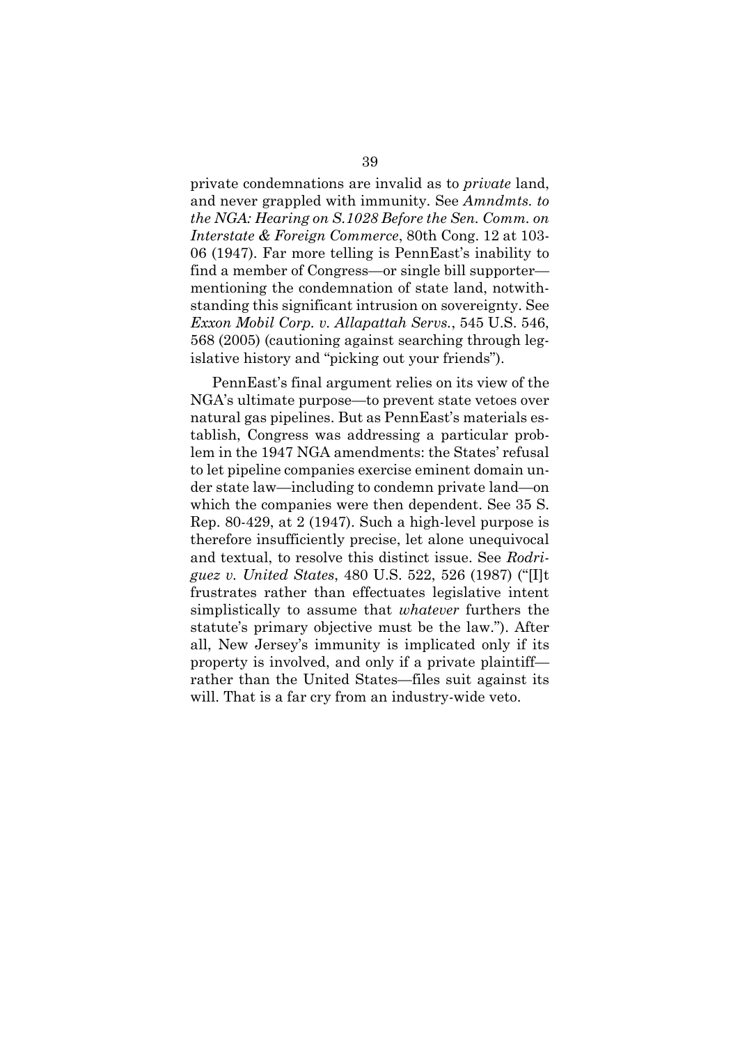private condemnations are invalid as to *private* land, and never grappled with immunity. See *Amndmts. to the NGA: Hearing on S.1028 Before the Sen. Comm. on Interstate & Foreign Commerce*, 80th Cong. 12 at 103-06 (1947). Far more telling is PennEast's inability to find a member of Congress—or single bill supporter—mentioning the condemnation of state land, notwithstanding this significant intrusion on sovereignty. See *Exxon Mobil Corp. v. Allapattah Servs.*, 545 U.S. 546, 568 (2005) (cautioning against searching through legislative history and "picking out your friends").

PennEast's final argument relies on its view of the NGA's ultimate purpose—to prevent state vetoes over natural gas pipelines. But as PennEast's materials establish, Congress was addressing a particular problem in the 1947 NGA amendments: the States' refusal to let pipeline companies exercise eminent domain under state law—including to condemn private land—on which the companies were then dependent. See 35 S. Rep. 80-429, at 2 (1947). Such a high-level purpose is therefore insufficiently precise, let alone unequivocal and textual, to resolve this distinct issue. See *Rodriguez v. United States*, 480 U.S. 522, 526 (1987) ("[I]t frustrates rather than effectuates legislative intent simplistically to assume that *whatever* furthers the statute's primary objective must be the law."). After all, New Jersey's immunity is implicated only if its property is involved, and only if a private plaintiff—rather than the United States—files suit against its will. That is a far cry from an industry-wide veto.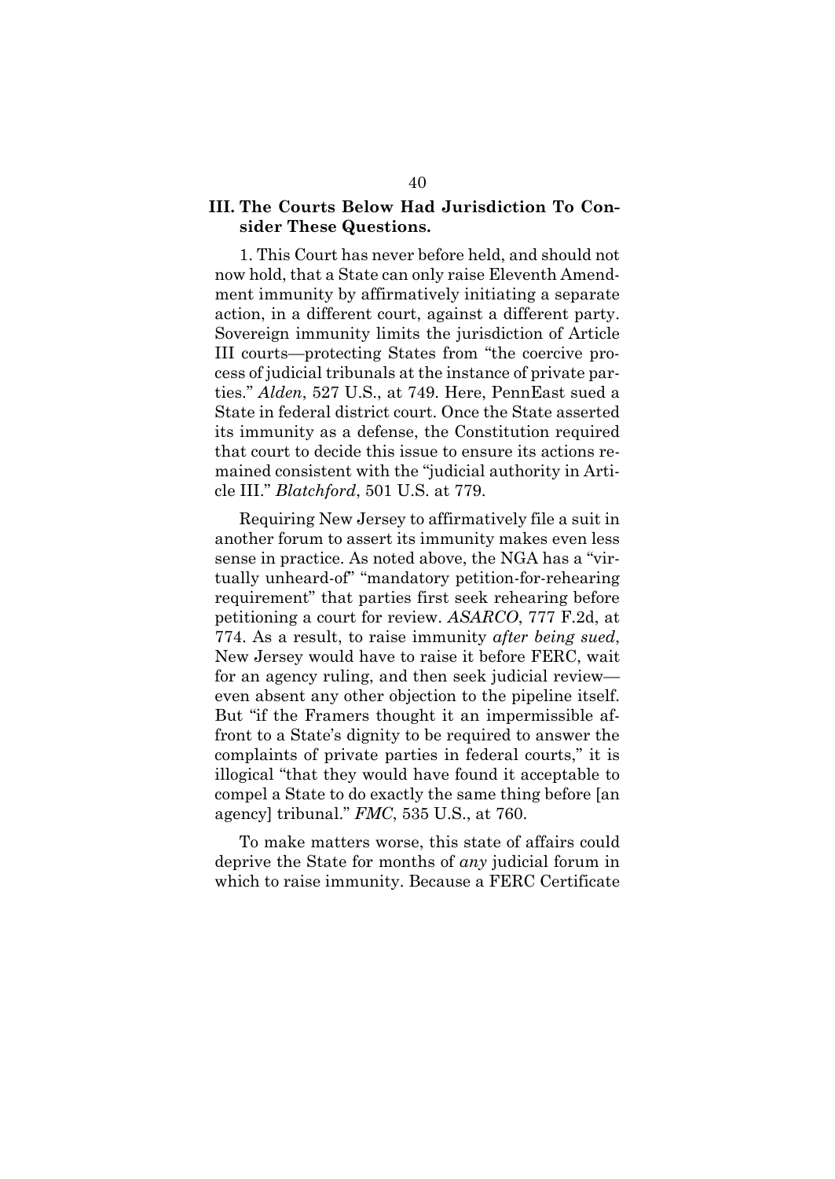## III. The Courts Below Had Jurisdiction To Consider These Questions.

1. This Court has never before held, and should not now hold, that a State can only raise Eleventh Amendment immunity by affirmatively initiating a separate action, in a different court, against a different party. Sovereign immunity limits the jurisdiction of Article III courts—protecting States from "the coercive process of judicial tribunals at the instance of private parties." *Alden*, 527 U.S., at 749. Here, PennEast sued a State in federal district court. Once the State asserted its immunity as a defense, the Constitution required that court to decide this issue to ensure its actions remained consistent with the "judicial authority in Article III." *Blatchford*, 501 U.S. at 779.

Requiring New Jersey to affirmatively file a suit in another forum to assert its immunity makes even less sense in practice. As noted above, the NGA has a "virtually unheard-of" "mandatory petition-for-rehearing requirement" that parties first seek rehearing before petitioning a court for review. *ASARCO*, 777 F.2d, at 774. As a result, to raise immunity *after being sued*, New Jersey would have to raise it before FERC, wait for an agency ruling, and then seek judicial review—even absent any other objection to the pipeline itself. But "if the Framers thought it an impermissible affront to a State's dignity to be required to answer the complaints of private parties in federal courts," it is illogical "that they would have found it acceptable to compel a State to do exactly the same thing before [an agency] tribunal." *FMC*, 535 U.S., at 760.

To make matters worse, this state of affairs could deprive the State for months of *any* judicial forum in which to raise immunity. Because a FERC Certificate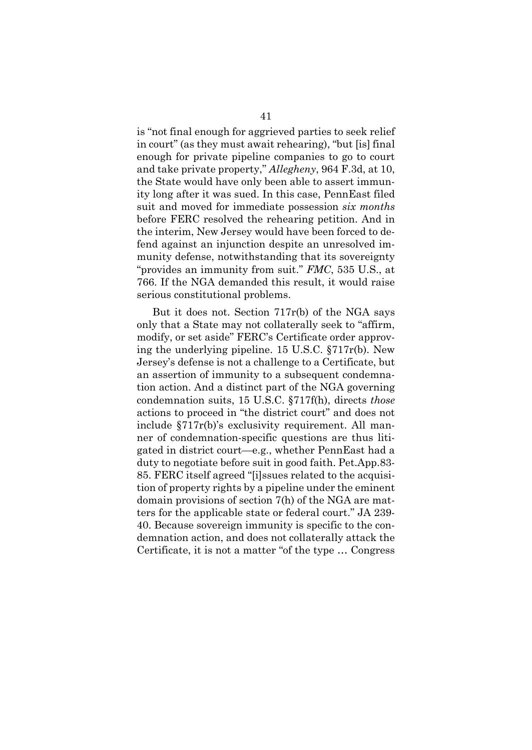is "not final enough for aggrieved parties to seek relief in court" (as they must await rehearing), "but [is] final enough for private pipeline companies to go to court and take private property," *Allegheny*, 964 F.3d, at 10, the State would have only been able to assert immunity long after it was sued. In this case, PennEast filed suit and moved for immediate possession *six months* before FERC resolved the rehearing petition. And in the interim, New Jersey would have been forced to defend against an injunction despite an unresolved immunity defense, notwithstanding that its sovereignty "provides an immunity from suit." *FMC*, 535 U.S., at 766. If the NGA demanded this result, it would raise serious constitutional problems.

But it does not. Section 717r(b) of the NGA says only that a State may not collaterally seek to "affirm, modify, or set aside" FERC's Certificate order approving the underlying pipeline. 15 U.S.C. §717r(b). New Jersey's defense is not a challenge to a Certificate, but an assertion of immunity to a subsequent condemnation action. And a distinct part of the NGA governing condemnation suits, 15 U.S.C. §717f(h), directs *those* actions to proceed in "the district court" and does not include §717r(b)'s exclusivity requirement. All manner of condemnation-specific questions are thus litigated in district court—e.g., whether PennEast had a duty to negotiate before suit in good faith. Pet.App.83-85. FERC itself agreed "[i]ssues related to the acquisition of property rights by a pipeline under the eminent domain provisions of section 7(h) of the NGA are matters for the applicable state or federal court." JA 239-40. Because sovereign immunity is specific to the condemnation action, and does not collaterally attack the Certificate, it is not a matter "of the type … Congress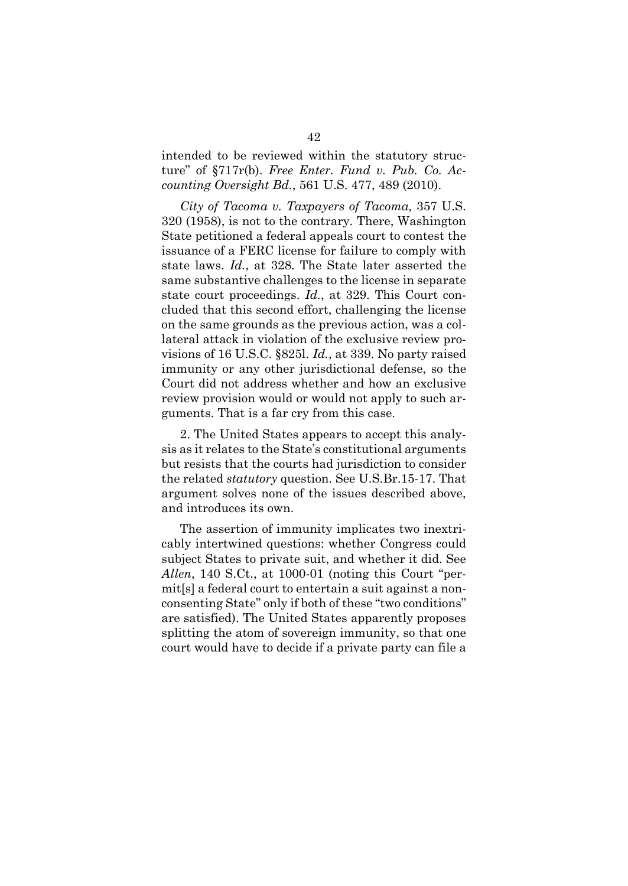intended to be reviewed within the statutory structure" of §717r(b). *Free Enter. Fund v. Pub. Co. Accounting Oversight Bd.*, 561 U.S. 477, 489 (2010).

*City of Tacoma v. Taxpayers of Tacoma,* 357 U.S. 320 (1958), is not to the contrary. There, Washington State petitioned a federal appeals court to contest the issuance of a FERC license for failure to comply with state laws. *Id.*, at 328. The State later asserted the same substantive challenges to the license in separate state court proceedings. *Id.*, at 329. This Court concluded that this second effort, challenging the license on the same grounds as the previous action, was a collateral attack in violation of the exclusive review provisions of 16 U.S.C. §825l. *Id.*, at 339. No party raised immunity or any other jurisdictional defense, so the Court did not address whether and how an exclusive review provision would or would not apply to such arguments. That is a far cry from this case.

2. The United States appears to accept this analysis as it relates to the State's constitutional arguments but resists that the courts had jurisdiction to consider the related *statutory* question. See U.S.Br.15-17. That argument solves none of the issues described above, and introduces its own.

The assertion of immunity implicates two inextricably intertwined questions: whether Congress could subject States to private suit, and whether it did. See *Allen*, 140 S.Ct., at 1000-01 (noting this Court "permit[s] a federal court to entertain a suit against a nonconsenting State" only if both of these "two conditions" are satisfied). The United States apparently proposes splitting the atom of sovereign immunity, so that one court would have to decide if a private party can file a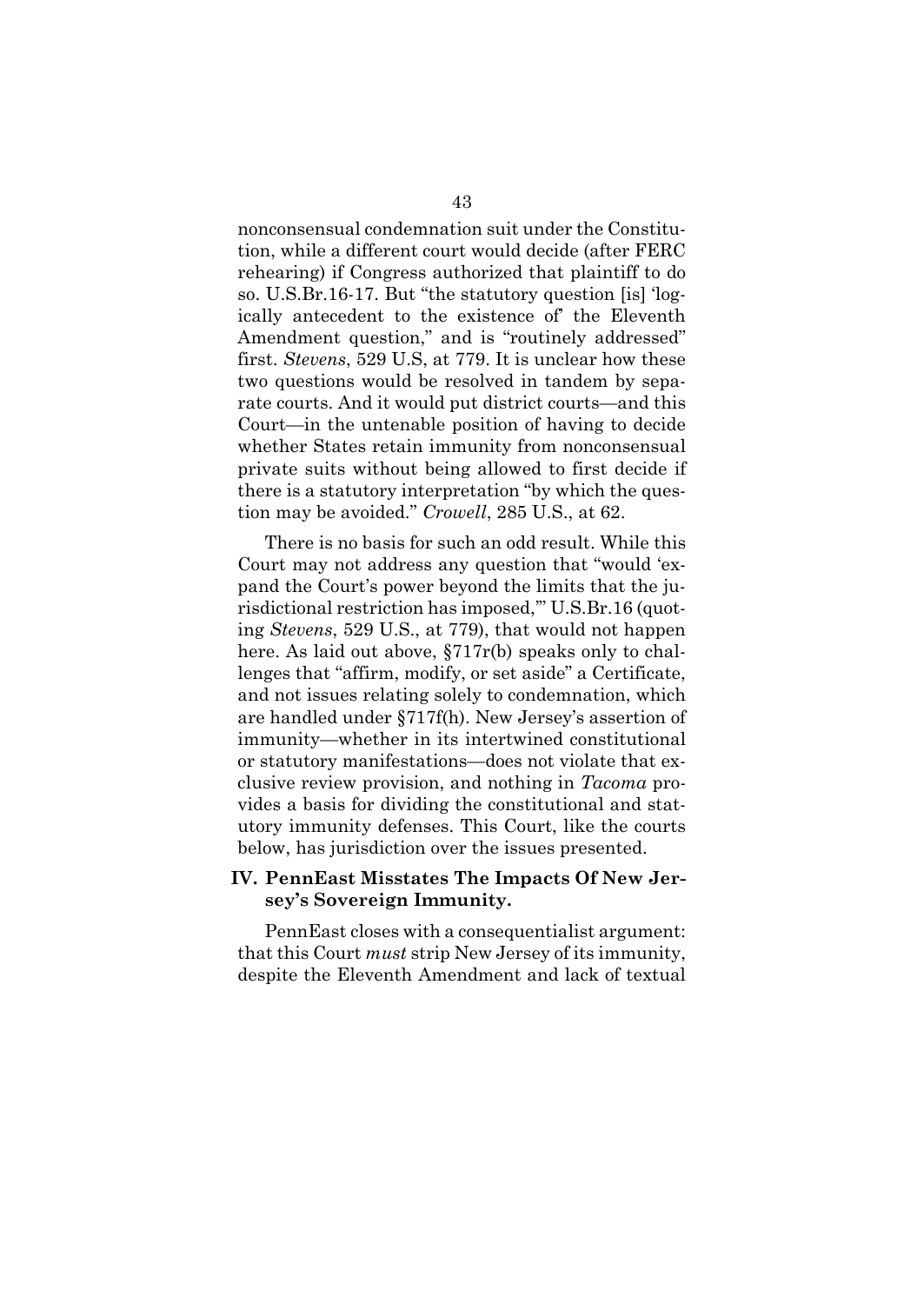nonconsensual condemnation suit under the Constitution, while a different court would decide (after FERC rehearing) if Congress authorized that plaintiff to do so. U.S.Br.16-17. But "the statutory question [is] 'logically antecedent to the existence of' the Eleventh Amendment question," and is "routinely addressed" first. *Stevens*, 529 U.S, at 779. It is unclear how these two questions would be resolved in tandem by separate courts. And it would put district courts—and this Court—in the untenable position of having to decide whether States retain immunity from nonconsensual private suits without being allowed to first decide if there is a statutory interpretation "by which the question may be avoided." *Crowell*, 285 U.S., at 62.

There is no basis for such an odd result. While this Court may not address any question that "would 'expand the Court's power beyond the limits that the jurisdictional restriction has imposed,'" U.S.Br.16 (quoting *Stevens*, 529 U.S., at 779), that would not happen here. As laid out above, §717r(b) speaks only to challenges that "affirm, modify, or set aside" a Certificate, and not issues relating solely to condemnation, which are handled under §717f(h). New Jersey's assertion of immunity—whether in its intertwined constitutional or statutory manifestations—does not violate that exclusive review provision, and nothing in *Tacoma* provides a basis for dividing the constitutional and statutory immunity defenses. This Court, like the courts below, has jurisdiction over the issues presented.

## IV. PennEast Misstates The Impacts Of New Jersey's Sovereign Immunity.

PennEast closes with a consequentialist argument: that this Court *must* strip New Jersey of its immunity, despite the Eleventh Amendment and lack of textual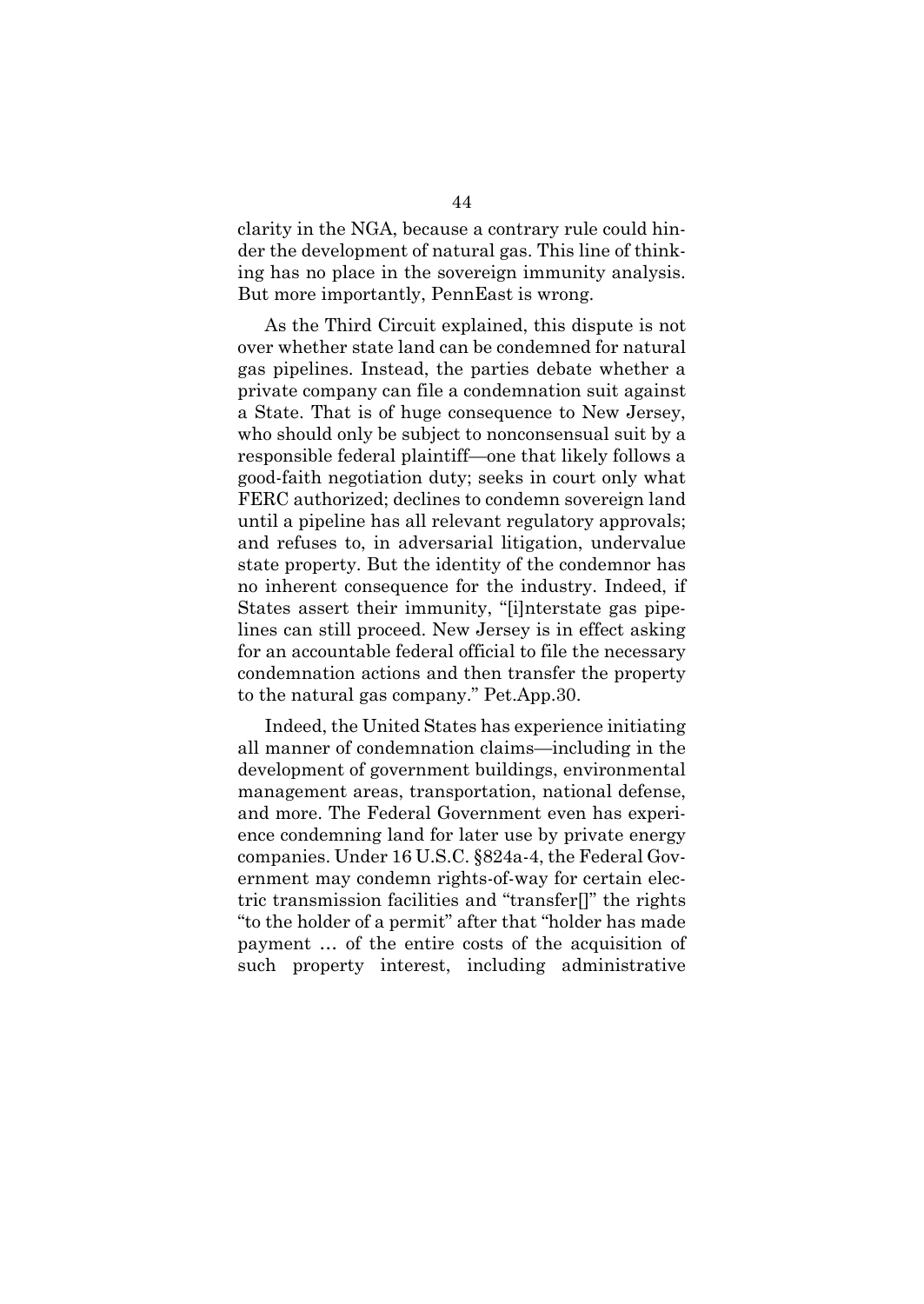clarity in the NGA, because a contrary rule could hinder the development of natural gas. This line of thinking has no place in the sovereign immunity analysis. But more importantly, PennEast is wrong.

As the Third Circuit explained, this dispute is not over whether state land can be condemned for natural gas pipelines. Instead, the parties debate whether a private company can file a condemnation suit against a State. That is of huge consequence to New Jersey, who should only be subject to nonconsensual suit by a responsible federal plaintiff—one that likely follows a good-faith negotiation duty; seeks in court only what FERC authorized; declines to condemn sovereign land until a pipeline has all relevant regulatory approvals; and refuses to, in adversarial litigation, undervalue state property. But the identity of the condemnor has no inherent consequence for the industry. Indeed, if States assert their immunity, "[i]nterstate gas pipelines can still proceed. New Jersey is in effect asking for an accountable federal official to file the necessary condemnation actions and then transfer the property to the natural gas company." Pet.App.30.

Indeed, the United States has experience initiating all manner of condemnation claims—including in the development of government buildings, environmental management areas, transportation, national defense, and more. The Federal Government even has experience condemning land for later use by private energy companies. Under 16 U.S.C. §824a-4, the Federal Government may condemn rights-of-way for certain electric transmission facilities and "transfer[]" the rights "to the holder of a permit" after that "holder has made payment … of the entire costs of the acquisition of such property interest, including administrative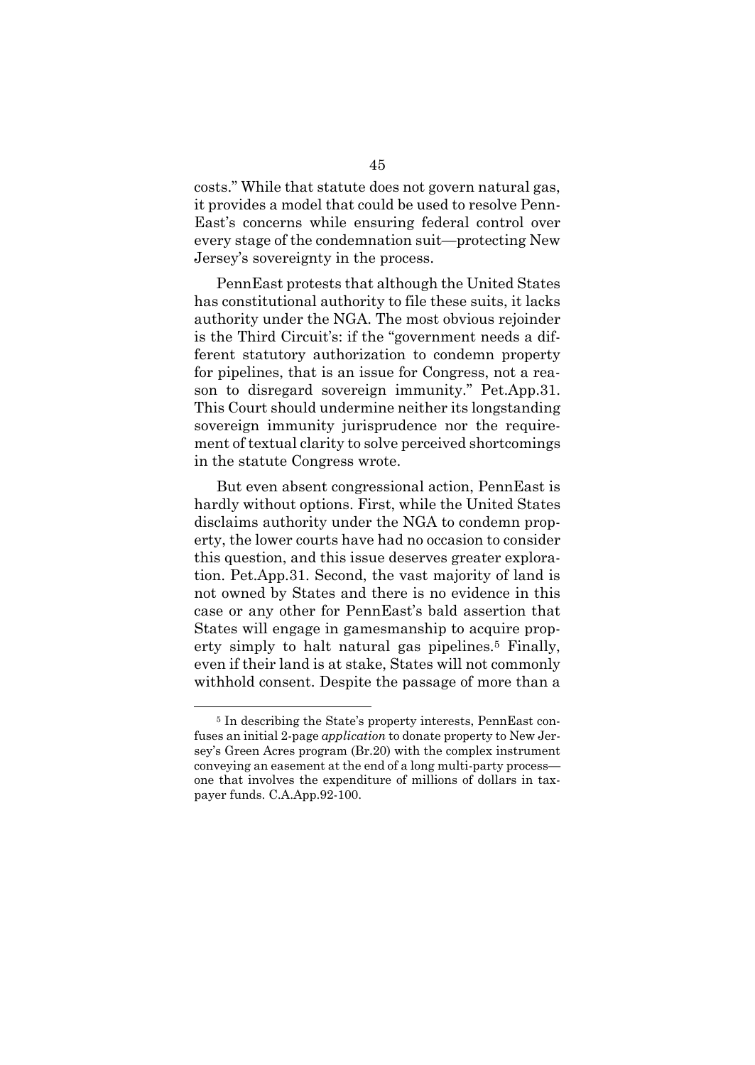costs." While that statute does not govern natural gas, it provides a model that could be used to resolve PennEast's concerns while ensuring federal control over every stage of the condemnation suit—protecting New Jersey's sovereignty in the process.

PennEast protests that although the United States has constitutional authority to file these suits, it lacks authority under the NGA. The most obvious rejoinder is the Third Circuit's: if the "government needs a different statutory authorization to condemn property for pipelines, that is an issue for Congress, not a reason to disregard sovereign immunity." Pet.App.31. This Court should undermine neither its longstanding sovereign immunity jurisprudence nor the requirement of textual clarity to solve perceived shortcomings in the statute Congress wrote.

But even absent congressional action, PennEast is hardly without options. First, while the United States disclaims authority under the NGA to condemn property, the lower courts have had no occasion to consider this question, and this issue deserves greater exploration. Pet.App.31. Second, the vast majority of land is not owned by States and there is no evidence in this case or any other for PennEast's bald assertion that States will engage in gamesmanship to acquire property simply to halt natural gas pipelines.[5] Finally, even if their land is at stake, States will not commonly withhold consent. Despite the passage of more than a

[5] In describing the State's property interests, PennEast confuses an initial 2-page *application* to donate property to New Jersey's Green Acres program (Br.20) with the complex instrument conveying an easement at the end of a long multi-party process—one that involves the expenditure of millions of dollars in taxpayer funds. C.A.App.92-100.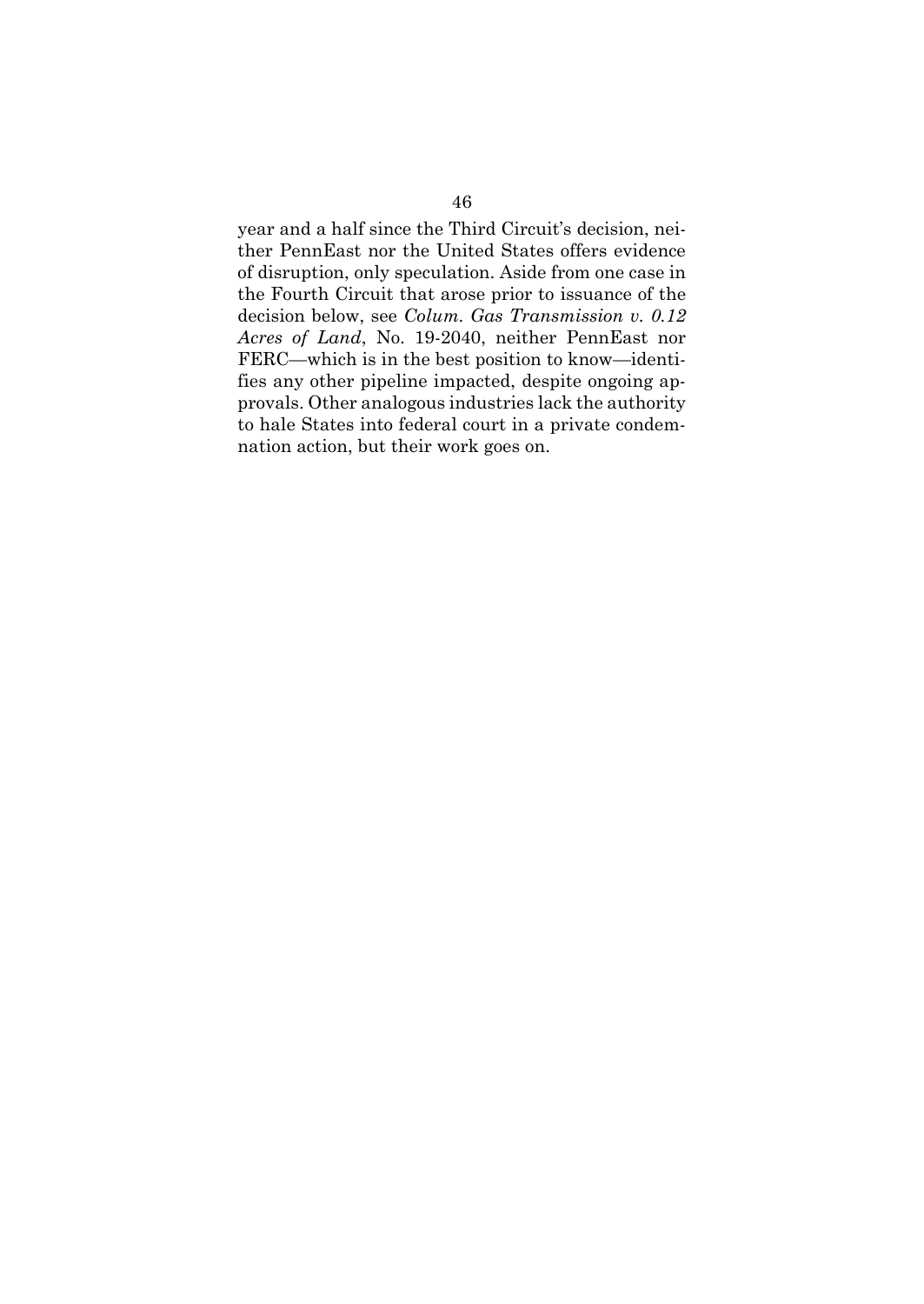year and a half since the Third Circuit's decision, neither PennEast nor the United States offers evidence of disruption, only speculation. Aside from one case in the Fourth Circuit that arose prior to issuance of the decision below, see *Colum. Gas Transmission v. 0.12 Acres of Land*, No. 19-2040, neither PennEast nor FERC—which is in the best position to know—identifies any other pipeline impacted, despite ongoing approvals. Other analogous industries lack the authority to hale States into federal court in a private condemnation action, but their work goes on.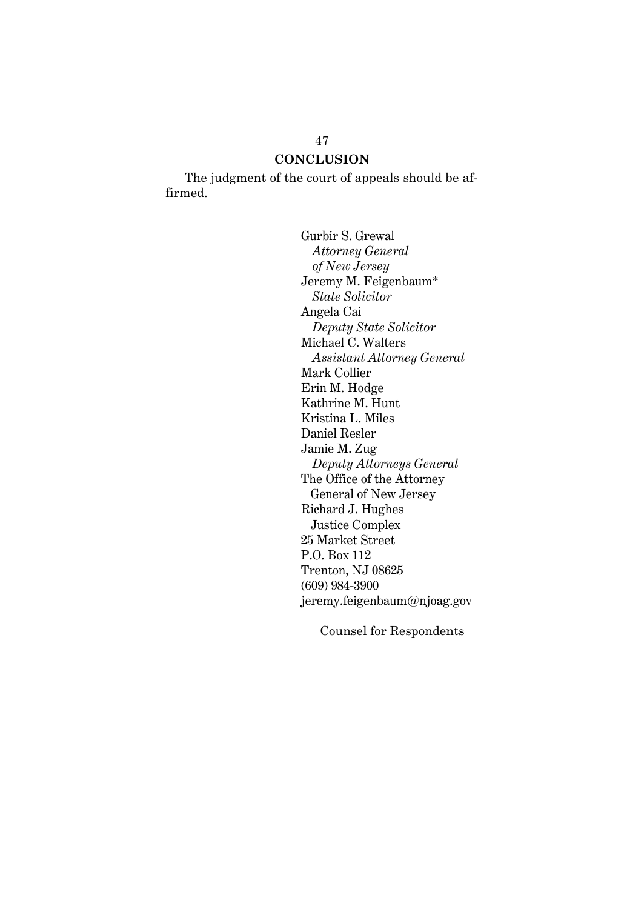## CONCLUSION

The judgment of the court of appeals should be affirmed.

Gurbir S. Grewal
*Attorney General of New Jersey*
Jeremy M. Feigenbaum*
*State Solicitor*
Angela Cai
*Deputy State Solicitor*
Michael C. Walters
*Assistant Attorney General*
Mark Collier
Erin M. Hodge
Kathrine M. Hunt
Kristina L. Miles
Daniel Resler
Jamie M. Zug
*Deputy Attorneys General*
The Office of the Attorney General of New Jersey
Richard J. Hughes Justice Complex
25 Market Street
P.O. Box 112
Trenton, NJ 08625
(609) 984-3900
jeremy.feigenbaum@njoag.gov

Counsel for Respondents